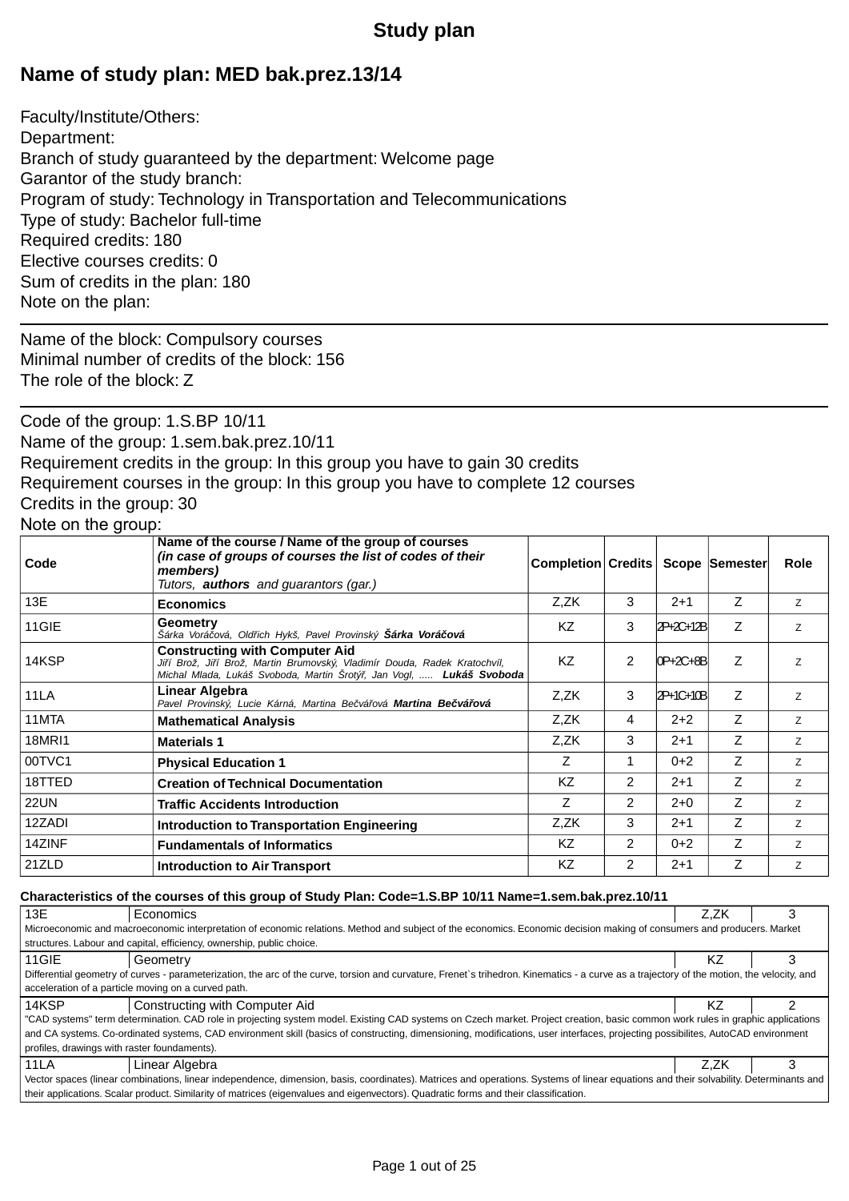# Study plan

## Name of study plan: MED bak.prez.13/14

Faculty/Institute/Others:
Department:
Branch of study guaranteed by the department: Welcome page
Garantor of the study branch:
Program of study: Technology in Transportation and Telecommunications
Type of study: Bachelor full-time
Required credits: 180
Elective courses credits: 0
Sum of credits in the plan: 180
Note on the plan:

---

Name of the block: Compulsory courses
Minimal number of credits of the block: 156
The role of the block: Z

---

Code of the group: 1.S.BP 10/11
Name of the group: 1.sem.bak.prez.10/11
Requirement credits in the group: In this group you have to gain 30 credits
Requirement courses in the group: In this group you have to complete 12 courses
Credits in the group: 30
Note on the group:

| Code | Name of the course / Name of the group of courses *(in case of groups of courses the list of codes of their members)* Tutors, **authors** and guarantors (gar.) | Completion | Credits | Scope | Semester | Role |
|---|---|---|---|---|---|---|
| 13E | **Economics** | Z,ZK | 3 | 2+1 | Z | Z |
| 11GIE | **Geometry** *Šárka Voráčová, Oldřich Hykš, Pavel Provinský* ***Šárka Voráčová*** | KZ | 3 | 2P+2C+12B | Z | Z |
| 14KSP | **Constructing with Computer Aid** *Jiří Brož, Jiří Brož, Martin Brumovský, Vladimír Douda, Radek Kratochvíl, Michal Mlada, Lukáš Svoboda, Martin Šrotýř, Jan Vogl, .....* ***Lukáš Svoboda*** | KZ | 2 | 0P+2C+8B | Z | Z |
| 11LA | **Linear Algebra** *Pavel Provinský, Lucie Kárná, Martina Bečvářová* ***Martina Bečvářová*** | Z,ZK | 3 | 2P+1C+10B | Z | Z |
| 11MTA | **Mathematical Analysis** | Z,ZK | 4 | 2+2 | Z | Z |
| 18MRI1 | **Materials 1** | Z,ZK | 3 | 2+1 | Z | Z |
| 00TVC1 | **Physical Education 1** | Z | 1 | 0+2 | Z | Z |
| 18TTED | **Creation of Technical Documentation** | KZ | 2 | 2+1 | Z | Z |
| 22UN | **Traffic Accidents Introduction** | Z | 2 | 2+0 | Z | Z |
| 12ZADI | **Introduction to Transportation Engineering** | Z,ZK | 3 | 2+1 | Z | Z |
| 14ZINF | **Fundamentals of Informatics** | KZ | 2 | 0+2 | Z | Z |
| 21ZLD | **Introduction to Air Transport** | KZ | 2 | 2+1 | Z | Z |

**Characteristics of the courses of this group of Study Plan: Code=1.S.BP 10/11 Name=1.sem.bak.prez.10/11**

| 13E | Economics | Z,ZK | 3 |
|---|---|---|---|
| Microeconomic and macroeconomic interpretation of economic relations. Method and subject of the economics. Economic decision making of consumers and producers. Market structures. Labour and capital, efficiency, ownership, public choice. | | | |
| 11GIE | Geometry | KZ | 3 |
| Differential geometry of curves - parameterization, the arc of the curve, torsion and curvature, Frenet`s trihedron. Kinematics - a curve as a trajectory of the motion, the velocity, and acceleration of a particle moving on a curved path. | | | |
| 14KSP | Constructing with Computer Aid | KZ | 2 |
| "CAD systems" term determination. CAD role in projecting system model. Existing CAD systems on Czech market. Project creation, basic common work rules in graphic applications and CA systems. Co-ordinated systems, CAD environment skill (basics of constructing, dimensioning, modifications, user interfaces, projecting possibilites, AutoCAD environment profiles, drawings with raster foundaments). | | | |
| 11LA | Linear Algebra | Z,ZK | 3 |
| Vector spaces (linear combinations, linear independence, dimension, basis, coordinates). Matrices and operations. Systems of linear equations and their solvability. Determinants and their applications. Scalar product. Similarity of matrices (eigenvalues and eigenvectors). Quadratic forms and their classification. | | | |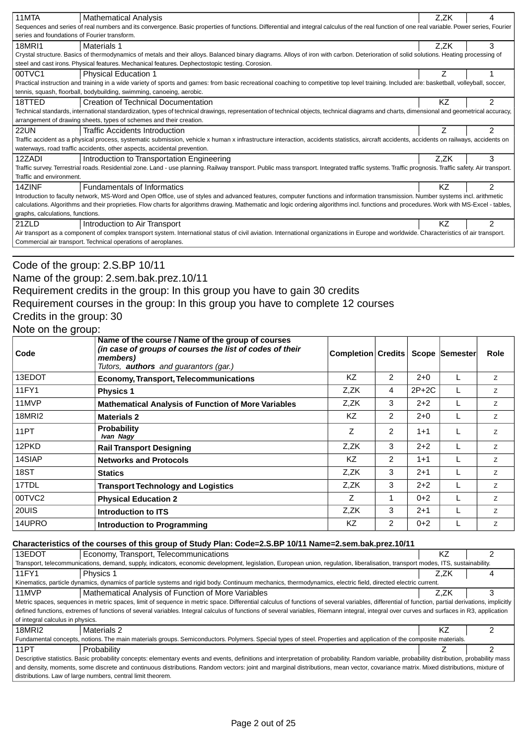| 11MTA | Mathematical Analysis | Z,ZK | 4 |
|---|---|---|---|
| Sequences and series of real numbers and its convergence. Basic properties of functions. Differential and integral calculus of the real function of one real variable. Power series, Fourier series and foundations of Fourier transform. | | | |
| 18MRI1 | Materials 1 | Z,ZK | 3 |
| Crystal structure. Basics of thermodynamics of metals and their alloys. Balanced binary diagrams. Alloys of iron with carbon. Deterioration of solid solutions. Heating processing of steel and cast irons. Physical features. Mechanical features. Dephectostopic testing. Corosion. | | | |
| 00TVC1 | Physical Education 1 | Z | 1 |
| Practical instruction and training in a wide variety of sports and games: from basic recreational coaching to competitive top level training. Included are: basketball, volleyball, soccer, tennis, squash, floorball, bodybuilding, swimming, canoeing, aerobic. | | | |
| 18TTED | Creation of Technical Documentation | KZ | 2 |
| Technical standards, international standardization, types of technical drawings, representation of technical objects, technical diagrams and charts, dimensional and geometrical accuracy, arrangement of drawing sheets, types of schemes and their creation. | | | |
| 22UN | Traffic Accidents Introduction | Z | 2 |
| Traffic accident as a physical process, systematic submission, vehicle x human x infrastructure interaction, accidents statistics, aircraft accidents, accidents on railways, accidents on waterways, road traffic accidents, other aspects, accidental prevention. | | | |
| 12ZADI | Introduction to Transportation Engineering | Z,ZK | 3 |
| Traffic survey. Terrestrial roads. Residential zone. Land - use planning. Railway transport. Public mass transport. Integrated traffic systems. Traffic prognosis. Traffic safety. Air transport. Traffic and environment. | | | |
| 14ZINF | Fundamentals of Informatics | KZ | 2 |
| Introduction to faculty network, MS-Word and Open Office, use of styles and advanced features, computer functions and information transmission. Number systems incl. arithmetic calculations. Algorithms and their proprieties. Flow charts for algorithms drawing. Mathematic and logic ordering algorithms incl. functions and procedures. Work with MS-Excel - tables, graphs, calculations, functions. | | | |
| 21ZLD | Introduction to Air Transport | KZ | 2 |
| Air transport as a component of complex transport system. International status of civil aviation. International organizations in Europe and worldwide. Characteristics of air transport. Commercial air transport. Technical operations of aeroplanes. | | | |

Code of the group: 2.S.BP 10/11
Name of the group: 2.sem.bak.prez.10/11
Requirement credits in the group: In this group you have to gain 30 credits
Requirement courses in the group: In this group you have to complete 12 courses
Credits in the group: 30
Note on the group:

| Code | Name of the course / Name of the group of courses *(in case of groups of courses the list of codes of their members)* Tutors, **authors** and guarantors (gar.) | Completion | Credits | Scope | Semester | Role |
|---|---|---|---|---|---|---|
| 13EDOT | **Economy, Transport, Telecommunications** | KZ | 2 | 2+0 | L | Z |
| 11FY1 | **Physics 1** | Z,ZK | 4 | 2P+2C | L | Z |
| 11MVP | **Mathematical Analysis of Function of More Variables** | Z,ZK | 3 | 2+2 | L | Z |
| 18MRI2 | **Materials 2** | KZ | 2 | 2+0 | L | Z |
| 11PT | **Probability** *Ivan Nagy* | Z | 2 | 1+1 | L | Z |
| 12PKD | **Rail Transport Designing** | Z,ZK | 3 | 2+2 | L | Z |
| 14SIAP | **Networks and Protocols** | KZ | 2 | 1+1 | L | Z |
| 18ST | **Statics** | Z,ZK | 3 | 2+1 | L | Z |
| 17TDL | **Transport Technology and Logistics** | Z,ZK | 3 | 2+2 | L | Z |
| 00TVC2 | **Physical Education 2** | Z | 1 | 0+2 | L | Z |
| 20UIS | **Introduction to ITS** | Z,ZK | 3 | 2+1 | L | Z |
| 14UPRO | **Introduction to Programming** | KZ | 2 | 0+2 | L | Z |

**Characteristics of the courses of this group of Study Plan: Code=2.S.BP 10/11 Name=2.sem.bak.prez.10/11**

| 13EDOT | Economy, Transport, Telecommunications | KZ | 2 |
|---|---|---|---|
| Transport, telecommunications, demand, supply, indicators, economic development, legislation, European union, regulation, liberalisation, transport modes, ITS, sustainability. | | | |
| 11FY1 | Physics 1 | Z,ZK | 4 |
| Kinematics, particle dynamics, dynamics of particle systems and rigid body. Continuum mechanics, thermodynamics, electric field, directed electric current. | | | |
| 11MVP | Mathematical Analysis of Function of More Variables | Z,ZK | 3 |
| Metric spaces, sequences in metric spaces, limit of sequence in metric space. Differential calculus of functions of several variables, differential of function, partial derivations, implicitly defined functions, extremes of functions of several variables. Integral calculus of functions of several variables, Riemann integral, integral over curves and surfaces in R3, application of integral calculus in physics. | | | |
| 18MRI2 | Materials 2 | KZ | 2 |
| Fundamental concepts, notions. The main materials groups. Semiconductors. Polymers. Special types of steel. Properties and application of the composite materials. | | | |
| 11PT | Probability | Z | 2 |
| Descriptive statistics. Basic probability concepts: elementary events and events, definitions and interpretation of probability. Random variable, probability distribution, probability mass and density, moments, some discrete and continuous distributions. Random vectors: joint and marginal distributions, mean vector, covariance matrix. Mixed distributions, mixture of distributions. Law of large numbers, central limit theorem. | | | |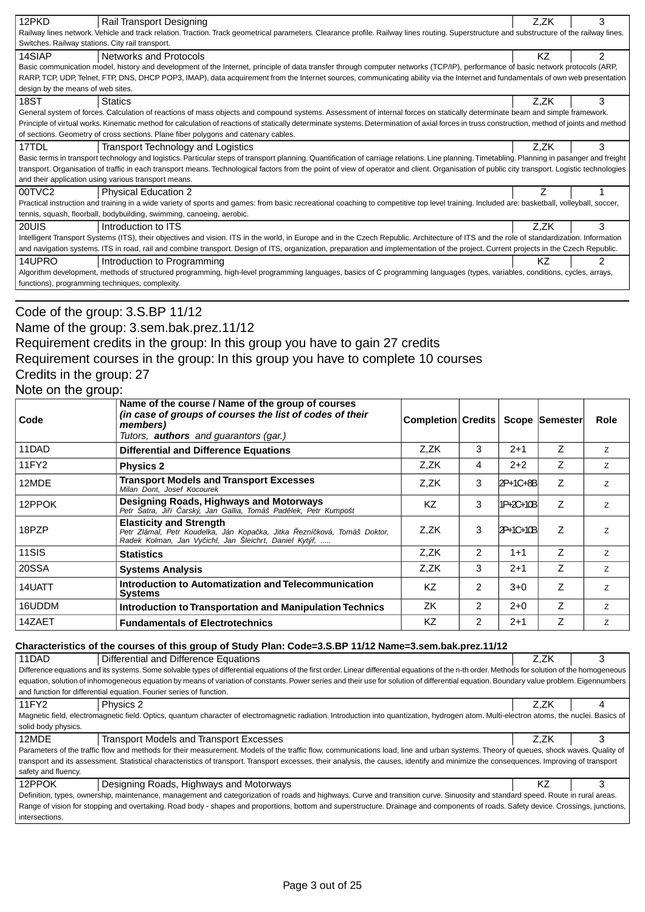| 12PKD | Rail Transport Designing | Z,ZK | 3 |
|---|---|---|---|
| Railway lines network. Vehicle and track relation. Traction. Track geometrical parameters. Clearance profile. Railway lines routing. Superstructure and substructure of the railway lines. Switches. Railway stations. City rail transport. | | | |
| 14SIAP | Networks and Protocols | KZ | 2 |
| Basic communication model, history and development of the Internet, principle of data transfer through computer networks (TCP/IP), performance of basic network protocols (ARP, RARP, TCP, UDP, Telnet, FTP, DNS, DHCP POP3, IMAP), data acquirement from the Internet sources, communicating ability via the Internet and fundamentals of own web presentation design by the means of web sites. | | | |
| 18ST | Statics | Z,ZK | 3 |
| General system of forces. Calculation of reactions of mass objects and compound systems. Assessment of internal forces on statically determinate beam and simple framework. Principle of virtual works. Kinematic method for calculation of reactions of statically determinate systems. Determination of axial forces in truss construction, method of joints and method of sections. Geometry of cross sections. Plane fiber polygons and catenary cables. | | | |
| 17TDL | Transport Technology and Logistics | Z,ZK | 3 |
| Basic terms in transport technology and logistics. Particular steps of transport planning. Quantification of carriage relations. Line planning. Timetabling. Planning in pasanger and freight transport. Organisation of traffic in each transport means. Technological factors from the point of view of operator and client. Organisation of public city transport. Logistic technologies and their application using various transport means. | | | |
| 00TVC2 | Physical Education 2 | Z | 1 |
| Practical instruction and training in a wide variety of sports and games: from basic recreational coaching to competitive top level training. Included are: basketball, volleyball, soccer, tennis, squash, floorball, bodybuilding, swimming, canoeing, aerobic. | | | |
| 20UIS | Introduction to ITS | Z,ZK | 3 |
| Intelligent Transport Systems (ITS), their objectives and vision. ITS in the world, in Europe and in the Czech Republic. Architecture of ITS and the role of standardization. Information and navigation systems. ITS in road, rail and combine transport. Design of ITS, organization, preparation and implementation of the project. Current projects in the Czech Republic. | | | |
| 14UPRO | Introduction to Programming | KZ | 2 |
| Algorithm development, methods of structured programming, high-level programming languages, basics of C programming languages (types, variables, conditions, cycles, arrays, functions), programming techniques, complexity. | | | |

Code of the group: 3.S.BP 11/12
Name of the group: 3.sem.bak.prez.11/12
Requirement credits in the group: In this group you have to gain 27 credits
Requirement courses in the group: In this group you have to complete 10 courses
Credits in the group: 27
Note on the group:

| Code | Name of the course / Name of the group of courses *(in case of groups of courses the list of codes of their members)* *Tutors, **authors** and guarantors (gar.)* | Completion | Credits | Scope | Semester | Role |
|---|---|---|---|---|---|---|
| 11DAD | **Differential and Difference Equations** | Z,ZK | 3 | 2+1 | Z | Z |
| 11FY2 | **Physics 2** | Z,ZK | 4 | 2+2 | Z | Z |
| 12MDE | **Transport Models and Transport Excesses** *Milan Dont, Josef Kocourek* | Z,ZK | 3 | 2P+1C+8B | Z | Z |
| 12PPOK | **Designing Roads, Highways and Motorways** *Petr Šatra, Jiří Čarský, Jan Gallia, Tomáš Padělek, Petr Kumpošt* | KZ | 3 | 1P+2C+10B | Z | Z |
| 18PZP | **Elasticity and Strength** *Petr Zlámal, Petr Koudelka, Ján Kopačka, Jitka Řezníčková, Tomáš Doktor, Radek Kolman, Jan Vyčichl, Jan Šleichrt, Daniel Kytýř, .....* | Z,ZK | 3 | 2P+1C+10B | Z | Z |
| 11SIS | **Statistics** | Z,ZK | 2 | 1+1 | Z | Z |
| 20SSA | **Systems Analysis** | Z,ZK | 3 | 2+1 | Z | Z |
| 14UATT | **Introduction to Automatization and Telecommunication Systems** | KZ | 2 | 3+0 | Z | Z |
| 16UDDM | **Introduction to Transportation and Manipulation Technics** | ZK | 2 | 2+0 | Z | Z |
| 14ZAET | **Fundamentals of Electrotechnics** | KZ | 2 | 2+1 | Z | Z |

**Characteristics of the courses of this group of Study Plan: Code=3.S.BP 11/12 Name=3.sem.bak.prez.11/12**

| 11DAD | Differential and Difference Equations | Z,ZK | 3 |
|---|---|---|---|
| Difference equations and its systems. Some solvable types of differential equations of the first order. Linear differential equations of the n-th order. Methods for solution of the homogeneous equation, solution of inhomogeneous equation by means of variation of constants. Power series and their use for solution of differential equation. Boundary value problem. Eigennumbers and function for differential equation. Fourier series of function. | | | |
| 11FY2 | Physics 2 | Z,ZK | 4 |
| Magnetic field, electromagnetic field. Optics, quantum character of electromagnetic radiation. Introduction into quantization, hydrogen atom. Multi-electron atoms, the nuclei. Basics of solid body physics. | | | |
| 12MDE | Transport Models and Transport Excesses | Z,ZK | 3 |
| Parameters of the traffic flow and methods for their measurement. Models of the traffic flow, communications load, line and urban systems. Theory of queues, shock waves. Quality of transport and its assessment. Statistical characteristics of transport. Transport excesses, their analysis, the causes, identify and minimize the consequences. Improving of transport safety and fluency. | | | |
| 12PPOK | Designing Roads, Highways and Motorways | KZ | 3 |
| Definition, types, ownership, maintenance, management and categorization of roads and highways. Curve and transition curve. Sinuosity and standard speed. Route in rural areas. Range of vision for stopping and overtaking. Road body - shapes and proportions, bottom and superstructure. Drainage and components of roads. Safety device. Crossings, junctions, intersections. | | | |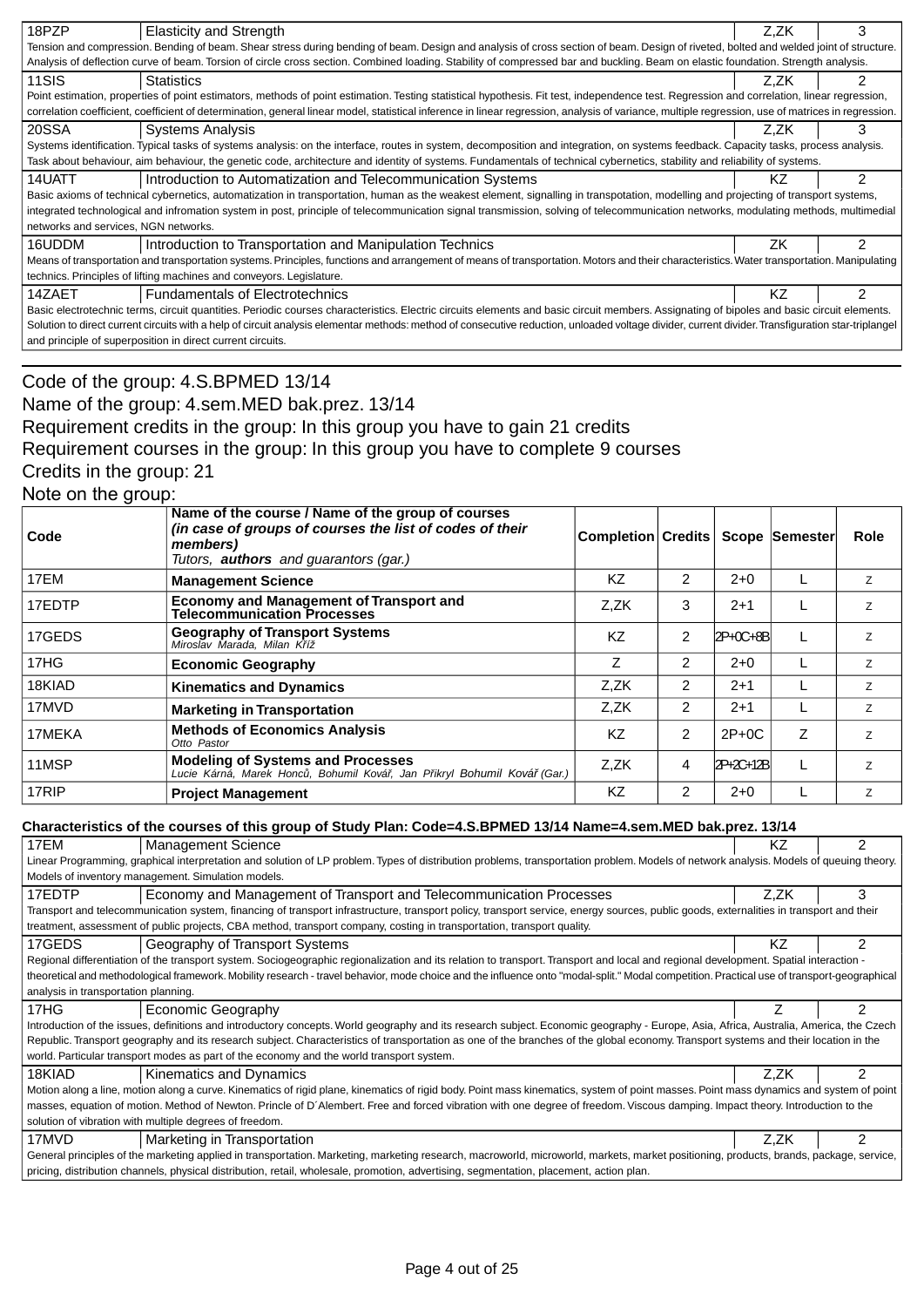| 18PZP | Elasticity and Strength | Z,ZK | 3 |
|---|---|---|---|
| Tension and compression. Bending of beam. Shear stress during bending of beam. Design and analysis of cross section of beam. Design of riveted, bolted and welded joint of structure. Analysis of deflection curve of beam. Torsion of circle cross section. Combined loading. Stability of compressed bar and buckling. Beam on elastic foundation. Strength analysis. | | | |
| 11SIS | Statistics | Z,ZK | 2 |
| Point estimation, properties of point estimators, methods of point estimation. Testing statistical hypothesis. Fit test, independence test. Regression and correlation, linear regression, correlation coefficient, coefficient of determination, general linear model, statistical inference in linear regression, analysis of variance, multiple regression, use of matrices in regression. | | | |
| 20SSA | Systems Analysis | Z,ZK | 3 |
| Systems identification. Typical tasks of systems analysis: on the interface, routes in system, decomposition and integration, on systems feedback. Capacity tasks, process analysis. Task about behaviour, aim behaviour, the genetic code, architecture and identity of systems. Fundamentals of technical cybernetics, stability and reliability of systems. | | | |
| 14UATT | Introduction to Automatization and Telecommunication Systems | KZ | 2 |
| Basic axioms of technical cybernetics, automatization in transportation, human as the weakest element, signalling in transpotation, modelling and projecting of transport systems, integrated technological and infromation system in post, principle of telecommunication signal transmission, solving of telecommunication networks, modulating methods, multimedial networks and services, NGN networks. | | | |
| 16UDDM | Introduction to Transportation and Manipulation Technics | ZK | 2 |
| Means of transportation and transportation systems. Principles, functions and arrangement of means of transportation. Motors and their characteristics. Water transportation. Manipulating technics. Principles of lifting machines and conveyors. Legislature. | | | |
| 14ZAET | Fundamentals of Electrotechnics | KZ | 2 |
| Basic electrotechnic terms, circuit quantities. Periodic courses characteristics. Electric circuits elements and basic circuit members. Assignating of bipoles and basic circuit elements. Solution to direct current circuits with a help of circuit analysis elementar methods: method of consecutive reduction, unloaded voltage divider, current divider. Transfiguration star-triplangel and principle of superposition in direct current circuits. | | | |

Code of the group: 4.S.BPMED 13/14
Name of the group: 4.sem.MED bak.prez. 13/14
Requirement credits in the group: In this group you have to gain 21 credits
Requirement courses in the group: In this group you have to complete 9 courses
Credits in the group: 21
Note on the group:

| Code | Name of the course / Name of the group of courses *(in case of groups of courses the list of codes of their members)* *Tutors, **authors** and guarantors (gar.)* | Completion | Credits | Scope | Semester | Role |
|---|---|---|---|---|---|---|
| 17EM | **Management Science** | KZ | 2 | 2+0 | L | Z |
| 17EDTP | **Economy and Management of Transport and Telecommunication Processes** | Z,ZK | 3 | 2+1 | L | Z |
| 17GEDS | **Geography of Transport Systems** *Miroslav Marada, Milan Kříž* | KZ | 2 | 2P+0C+8B | L | Z |
| 17HG | **Economic Geography** | Z | 2 | 2+0 | L | Z |
| 18KIAD | **Kinematics and Dynamics** | Z,ZK | 2 | 2+1 | L | Z |
| 17MVD | **Marketing in Transportation** | Z,ZK | 2 | 2+1 | L | Z |
| 17MEKA | **Methods of Economics Analysis** *Otto Pastor* | KZ | 2 | 2P+0C | Z | Z |
| 11MSP | **Modeling of Systems and Processes** *Lucie Kárná, Marek Honců, Bohumil Kovář, Jan Přikryl Bohumil Kovář (Gar.)* | Z,ZK | 4 | 2P+2C+12B | L | Z |
| 17RIP | **Project Management** | KZ | 2 | 2+0 | L | Z |

**Characteristics of the courses of this group of Study Plan: Code=4.S.BPMED 13/14 Name=4.sem.MED bak.prez. 13/14**

| 17EM | Management Science | KZ | 2 |
|---|---|---|---|
| Linear Programming, graphical interpretation and solution of LP problem. Types of distribution problems, transportation problem. Models of network analysis. Models of queuing theory. Models of inventory management. Simulation models. | | | |
| 17EDTP | Economy and Management of Transport and Telecommunication Processes | Z,ZK | 3 |
| Transport and telecommunication system, financing of transport infrastructure, transport policy, transport service, energy sources, public goods, externalities in transport and their treatment, assessment of public projects, CBA method, transport company, costing in transportation, transport quality. | | | |
| 17GEDS | Geography of Transport Systems | KZ | 2 |
| Regional differentiation of the transport system. Sociogeographic regionalization and its relation to transport. Transport and local and regional development. Spatial interaction - theoretical and methodological framework. Mobility research - travel behavior, mode choice and the influence onto "modal-split." Modal competition. Practical use of transport-geographical analysis in transportation planning. | | | |
| 17HG | Economic Geography | Z | 2 |
| Introduction of the issues, definitions and introductory concepts. World geography and its research subject. Economic geography - Europe, Asia, Africa, Australia, America, the Czech Republic. Transport geography and its research subject. Characteristics of transportation as one of the branches of the global economy. Transport systems and their location in the world. Particular transport modes as part of the economy and the world transport system. | | | |
| 18KIAD | Kinematics and Dynamics | Z,ZK | 2 |
| Motion along a line, motion along a curve. Kinematics of rigid plane, kinematics of rigid body. Point mass kinematics, system of point masses. Point mass dynamics and system of point masses, equation of motion. Method of Newton. Princle of D´Alembert. Free and forced vibration with one degree of freedom. Viscous damping. Impact theory. Introduction to the solution of vibration with multiple degrees of freedom. | | | |
| 17MVD | Marketing in Transportation | Z,ZK | 2 |
| General principles of the marketing applied in transportation. Marketing, marketing research, macroworld, microworld, markets, market positioning, products, brands, package, service, pricing, distribution channels, physical distribution, retail, wholesale, promotion, advertising, segmentation, placement, action plan. | | | |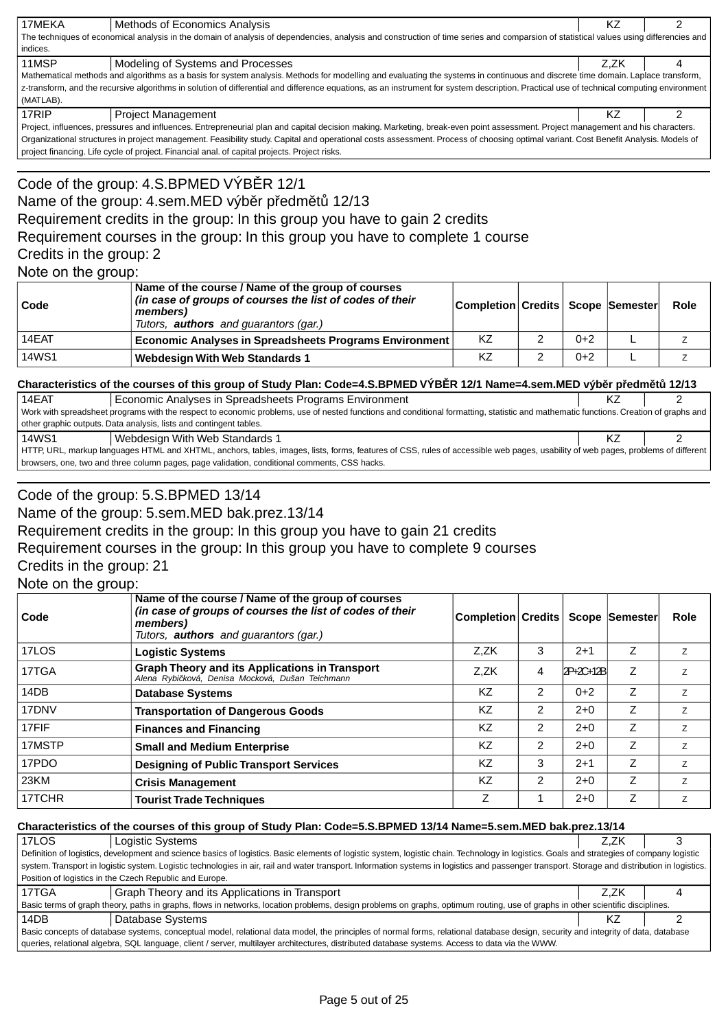| 17MEKA | Methods of Economics Analysis | KZ | 2 |
|---|---|---|---|
| The techniques of economical analysis in the domain of analysis of dependencies, analysis and construction of time series and comparsion of statistical values using differencies and indices. | | | |
| 11MSP | Modeling of Systems and Processes | Z,ZK | 4 |
| Mathematical methods and algorithms as a basis for system analysis. Methods for modelling and evaluating the systems in continuous and discrete time domain. Laplace transform, z-transform, and the recursive algorithms in solution of differential and difference equations, as an instrument for system description. Practical use of technical computing environment (MATLAB). | | | |
| 17RIP | Project Management | KZ | 2 |
| Project, influences, pressures and influences. Entrepreneurial plan and capital decision making. Marketing, break-even point assessment. Project management and his characters. Organizational structures in project management. Feasibility study. Capital and operational costs assessment. Process of choosing optimal variant. Cost Benefit Analysis. Models of project financing. Life cycle of project. Financial anal. of capital projects. Project risks. | | | |

Code of the group: 4.S.BPMED VÝBĚR 12/1
Name of the group: 4.sem.MED výběr předmětů 12/13
Requirement credits in the group: In this group you have to gain 2 credits
Requirement courses in the group: In this group you have to complete 1 course
Credits in the group: 2
Note on the group:

| Code | Name of the course / Name of the group of courses *(in case of groups of courses the list of codes of their members)* Tutors, **authors** and guarantors (gar.) | Completion | Credits | Scope | Semester | Role |
|---|---|---|---|---|---|---|
| 14EAT | **Economic Analyses in Spreadsheets Programs Environment** | KZ | 2 | 0+2 | L | z |
| 14WS1 | **Webdesign With Web Standards 1** | KZ | 2 | 0+2 | L | z |

**Characteristics of the courses of this group of Study Plan: Code=4.S.BPMED VÝBĚR 12/1 Name=4.sem.MED výběr předmětů 12/13**

| 14EAT | Economic Analyses in Spreadsheets Programs Environment | KZ | 2 |
|---|---|---|---|
| Work with spreadsheet programs with the respect to economic problems, use of nested functions and conditional formatting, statistic and mathematic functions. Creation of graphs and other graphic outputs. Data analysis, lists and contingent tables. | | | |
| 14WS1 | Webdesign With Web Standards 1 | KZ | 2 |
| HTTP, URL, markup languages HTML and XHTML, anchors, tables, images, lists, forms, features of CSS, rules of accessible web pages, usability of web pages, problems of different browsers, one, two and three column pages, page validation, conditional comments, CSS hacks. | | | |

Code of the group: 5.S.BPMED 13/14
Name of the group: 5.sem.MED bak.prez.13/14
Requirement credits in the group: In this group you have to gain 21 credits
Requirement courses in the group: In this group you have to complete 9 courses
Credits in the group: 21
Note on the group:

| Code | Name of the course / Name of the group of courses *(in case of groups of courses the list of codes of their members)* Tutors, **authors** and guarantors (gar.) | Completion | Credits | Scope | Semester | Role |
|---|---|---|---|---|---|---|
| 17LOS | **Logistic Systems** | Z,ZK | 3 | 2+1 | Z | z |
| 17TGA | **Graph Theory and its Applications in Transport** *Alena Rybičková, Denisa Mocková, Dušan Teichmann* | Z,ZK | 4 | 2P+2C+12B | Z | z |
| 14DB | **Database Systems** | KZ | 2 | 0+2 | Z | z |
| 17DNV | **Transportation of Dangerous Goods** | KZ | 2 | 2+0 | Z | z |
| 17FIF | **Finances and Financing** | KZ | 2 | 2+0 | Z | z |
| 17MSTP | **Small and Medium Enterprise** | KZ | 2 | 2+0 | Z | z |
| 17PDO | **Designing of Public Transport Services** | KZ | 3 | 2+1 | Z | z |
| 23KM | **Crisis Management** | KZ | 2 | 2+0 | Z | z |
| 17TCHR | **Tourist Trade Techniques** | Z | 1 | 2+0 | Z | z |

**Characteristics of the courses of this group of Study Plan: Code=5.S.BPMED 13/14 Name=5.sem.MED bak.prez.13/14**

| 17LOS | Logistic Systems | Z,ZK | 3 |
|---|---|---|---|
| Definition of logistics, development and science basics of logistics. Basic elements of logistic system, logistic chain. Technology in logistics. Goals and strategies of company logistic system. Transport in logistic system. Logistic technologies in air, rail and water transport. Information systems in logistics and passenger transport. Storage and distribution in logistics. Position of logistics in the Czech Republic and Europe. | | | |
| 17TGA | Graph Theory and its Applications in Transport | Z,ZK | 4 |
| Basic terms of graph theory, paths in graphs, flows in networks, location problems, design problems on graphs, optimum routing, use of graphs in other scientific disciplines. | | | |
| 14DB | Database Systems | KZ | 2 |
| Basic concepts of database systems, conceptual model, relational data model, the principles of normal forms, relational database design, security and integrity of data, database queries, relational algebra, SQL language, client / server, multilayer architectures, distributed database systems. Access to data via the WWW. | | | |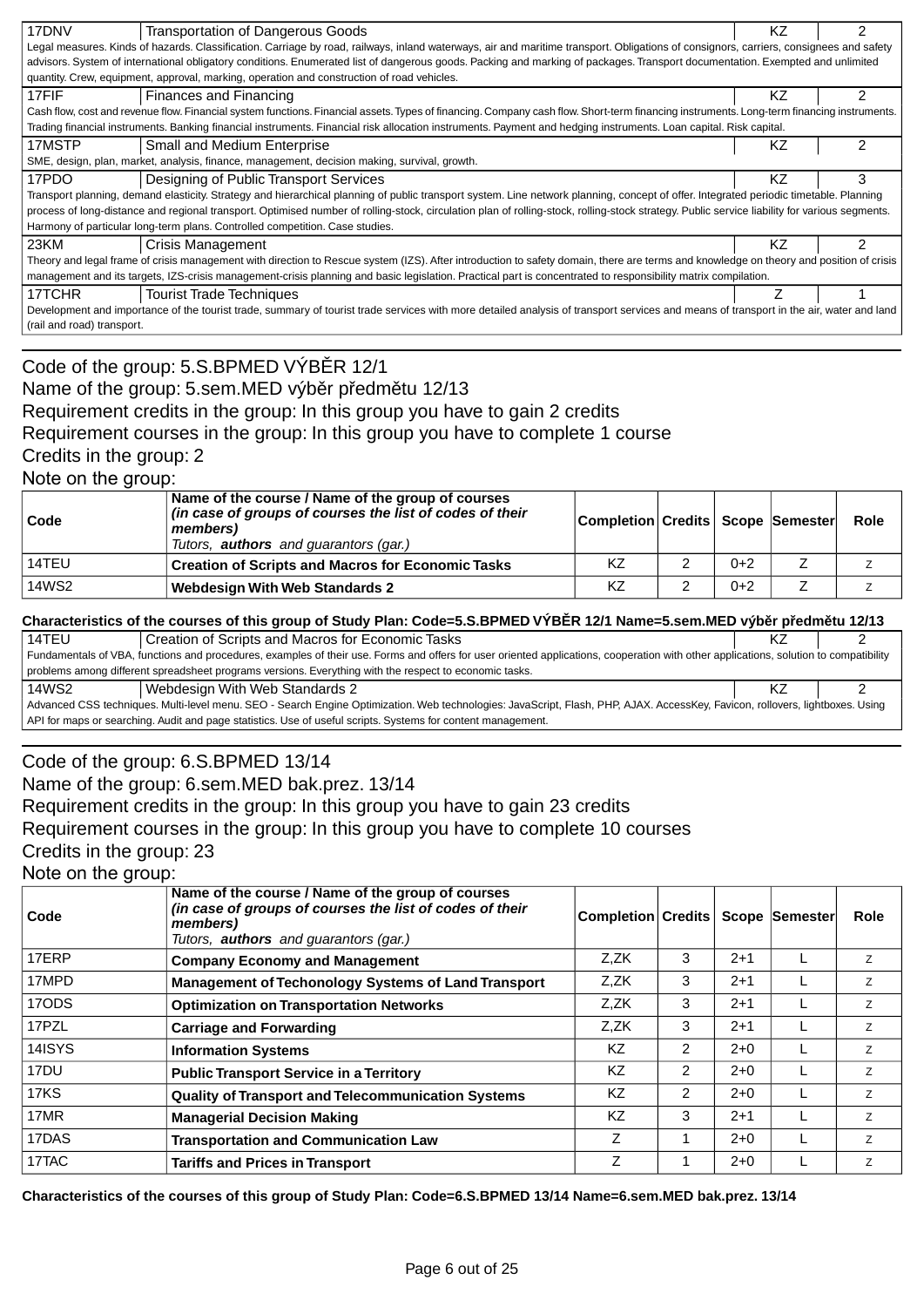| 17DNV | Transportation of Dangerous Goods | KZ | 2 |
|---|---|---|---|
| Legal measures. Kinds of hazards. Classification. Carriage by road, railways, inland waterways, air and maritime transport. Obligations of consignors, carriers, consignees and safety advisors. System of international obligatory conditions. Enumerated list of dangerous goods. Packing and marking of packages. Transport documentation. Exempted and unlimited quantity. Crew, equipment, approval, marking, operation and construction of road vehicles. | | | |
| 17FIF | Finances and Financing | KZ | 2 |
| Cash flow, cost and revenue flow. Financial system functions. Financial assets. Types of financing. Company cash flow. Short-term financing instruments. Long-term financing instruments. Trading financial instruments. Banking financial instruments. Financial risk allocation instruments. Payment and hedging instruments. Loan capital. Risk capital. | | | |
| 17MSTP | Small and Medium Enterprise | KZ | 2 |
| SME, design, plan, market, analysis, finance, management, decision making, survival, growth. | | | |
| 17PDO | Designing of Public Transport Services | KZ | 3 |
| Transport planning, demand elasticity. Strategy and hierarchical planning of public transport system. Line network planning, concept of offer. Integrated periodic timetable. Planning process of long-distance and regional transport. Optimised number of rolling-stock, circulation plan of rolling-stock, rolling-stock strategy. Public service liability for various segments. Harmony of particular long-term plans. Controlled competition. Case studies. | | | |
| 23KM | Crisis Management | KZ | 2 |
| Theory and legal frame of crisis management with direction to Rescue system (IZS). After introduction to safety domain, there are terms and knowledge on theory and position of crisis management and its targets, IZS-crisis management-crisis planning and basic legislation. Practical part is concentrated to responsibility matrix compilation. | | | |
| 17TCHR | Tourist Trade Techniques | Z | 1 |
| Development and importance of the tourist trade, summary of tourist trade services with more detailed analysis of transport services and means of transport in the air, water and land (rail and road) transport. | | | |

Code of the group: 5.S.BPMED VÝBĚR 12/1
Name of the group: 5.sem.MED výběr předmětu 12/13
Requirement credits in the group: In this group you have to gain 2 credits
Requirement courses in the group: In this group you have to complete 1 course
Credits in the group: 2
Note on the group:

| Code | Name of the course / Name of the group of courses *(in case of groups of courses the list of codes of their members)* *Tutors, **authors** and guarantors (gar.)* | Completion | Credits | Scope | Semester | Role |
|---|---|---|---|---|---|---|
| 14TEU | **Creation of Scripts and Macros for Economic Tasks** | KZ | 2 | 0+2 | Z | z |
| 14WS2 | **Webdesign With Web Standards 2** | KZ | 2 | 0+2 | Z | z |

**Characteristics of the courses of this group of Study Plan: Code=5.S.BPMED VÝBĚR 12/1 Name=5.sem.MED výběr předmětu 12/13**

| 14TEU | Creation of Scripts and Macros for Economic Tasks | KZ | 2 |
|---|---|---|---|
| Fundamentals of VBA, functions and procedures, examples of their use. Forms and offers for user oriented applications, cooperation with other applications, solution to compatibility problems among different spreadsheet programs versions. Everything with the respect to economic tasks. | | | |
| 14WS2 | Webdesign With Web Standards 2 | KZ | 2 |
| Advanced CSS techniques. Multi-level menu. SEO - Search Engine Optimization. Web technologies: JavaScript, Flash, PHP, AJAX. AccessKey, Favicon, rollovers, lightboxes. Using API for maps or searching. Audit and page statistics. Use of useful scripts. Systems for content management. | | | |

Code of the group: 6.S.BPMED 13/14
Name of the group: 6.sem.MED bak.prez. 13/14
Requirement credits in the group: In this group you have to gain 23 credits
Requirement courses in the group: In this group you have to complete 10 courses
Credits in the group: 23
Note on the group:

| Code | Name of the course / Name of the group of courses *(in case of groups of courses the list of codes of their members)* *Tutors, **authors** and guarantors (gar.)* | Completion | Credits | Scope | Semester | Role |
|---|---|---|---|---|---|---|
| 17ERP | **Company Economy and Management** | Z,ZK | 3 | 2+1 | L | z |
| 17MPD | **Management of Techonology Systems of Land Transport** | Z,ZK | 3 | 2+1 | L | z |
| 17ODS | **Optimization on Transportation Networks** | Z,ZK | 3 | 2+1 | L | z |
| 17PZL | **Carriage and Forwarding** | Z,ZK | 3 | 2+1 | L | z |
| 14ISYS | **Information Systems** | KZ | 2 | 2+0 | L | z |
| 17DU | **Public Transport Service in a Territory** | KZ | 2 | 2+0 | L | z |
| 17KS | **Quality of Transport and Telecommunication Systems** | KZ | 2 | 2+0 | L | z |
| 17MR | **Managerial Decision Making** | KZ | 3 | 2+1 | L | z |
| 17DAS | **Transportation and Communication Law** | Z | 1 | 2+0 | L | z |
| 17TAC | **Tariffs and Prices in Transport** | Z | 1 | 2+0 | L | z |

**Characteristics of the courses of this group of Study Plan: Code=6.S.BPMED 13/14 Name=6.sem.MED bak.prez. 13/14**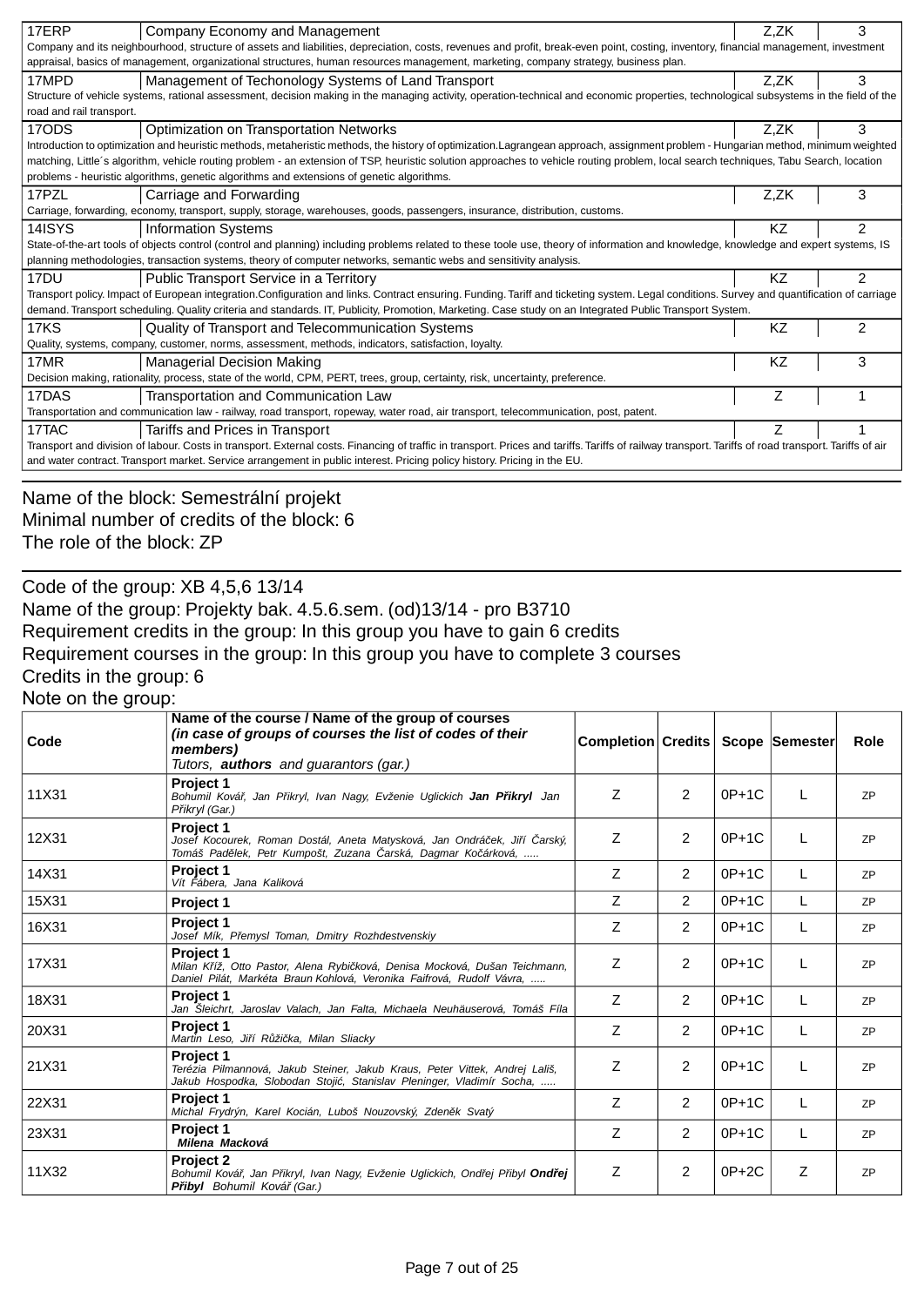| 17ERP | Company Economy and Management | Z,ZK | 3 |
|---|---|---|---|
| Company and its neighbourhood, structure of assets and liabilities, depreciation, costs, revenues and profit, break-even point, costing, inventory, financial management, investment appraisal, basics of management, organizational structures, human resources management, marketing, company strategy, business plan. | | | |
| 17MPD | Management of Techonology Systems of Land Transport | Z,ZK | 3 |
| Structure of vehicle systems, rational assessment, decision making in the managing activity, operation-technical and economic properties, technological subsystems in the field of the road and rail transport. | | | |
| 17ODS | Optimization on Transportation Networks | Z,ZK | 3 |
| Introduction to optimization and heuristic methods, metaheristic methods, the history of optimization.Lagrangean approach, assignment problem - Hungarian method, minimum weighted matching, Little´s algorithm, vehicle routing problem - an extension of TSP, heuristic solution approaches to vehicle routing problem, local search techniques, Tabu Search, location problems - heuristic algorithms, genetic algorithms and extensions of genetic algorithms. | | | |
| 17PZL | Carriage and Forwarding | Z,ZK | 3 |
| Carriage, forwarding, economy, transport, supply, storage, warehouses, goods, passengers, insurance, distribution, customs. | | | |
| 14ISYS | Information Systems | KZ | 2 |
| State-of-the-art tools of objects control (control and planning) including problems related to these toole use, theory of information and knowledge, knowledge and expert systems, IS planning methodologies, transaction systems, theory of computer networks, semantic webs and sensitivity analysis. | | | |
| 17DU | Public Transport Service in a Territory | KZ | 2 |
| Transport policy. Impact of European integration.Configuration and links. Contract ensuring. Funding. Tariff and ticketing system. Legal conditions. Survey and quantification of carriage demand. Transport scheduling. Quality criteria and standards. IT, Publicity, Promotion, Marketing. Case study on an Integrated Public Transport System. | | | |
| 17KS | Quality of Transport and Telecommunication Systems | KZ | 2 |
| Quality, systems, company, customer, norms, assessment, methods, indicators, satisfaction, loyalty. | | | |
| 17MR | Managerial Decision Making | KZ | 3 |
| Decision making, rationality, process, state of the world, CPM, PERT, trees, group, certainty, risk, uncertainty, preference. | | | |
| 17DAS | Transportation and Communication Law | Z | 1 |
| Transportation and communication law - railway, road transport, ropeway, water road, air transport, telecommunication, post, patent. | | | |
| 17TAC | Tariffs and Prices in Transport | Z | 1 |
| Transport and division of labour. Costs in transport. External costs. Financing of traffic in transport. Prices and tariffs. Tariffs of railway transport. Tariffs of road transport. Tariffs of air and water contract. Transport market. Service arrangement in public interest. Pricing policy history. Pricing in the EU. | | | |

Name of the block: Semestrální projekt
Minimal number of credits of the block: 6
The role of the block: ZP

Code of the group: XB 4,5,6 13/14
Name of the group: Projekty bak. 4.5.6.sem. (od)13/14 - pro B3710
Requirement credits in the group: In this group you have to gain 6 credits
Requirement courses in the group: In this group you have to complete 3 courses
Credits in the group: 6
Note on the group:

| Code | Name of the course / Name of the group of courses *(in case of groups of courses the list of codes of their members)* Tutors, **authors** and guarantors (gar.) | Completion | Credits | Scope | Semester | Role |
|---|---|---|---|---|---|---|
| 11X31 | **Project 1** *Bohumil Kovář, Jan Přikryl, Ivan Nagy, Evženie Uglickich* ***Jan Přikryl*** *Jan Přikryl (Gar.)* | Z | 2 | 0P+1C | L | ZP |
| 12X31 | **Project 1** *Josef Kocourek, Roman Dostál, Aneta Matysková, Jan Ondráček, Jiří Čarský, Tomáš Padělek, Petr Kumpošt, Zuzana Čarská, Dagmar Kočárková, .....* | Z | 2 | 0P+1C | L | ZP |
| 14X31 | **Project 1** *Vít Fábera, Jana Kaliková* | Z | 2 | 0P+1C | L | ZP |
| 15X31 | **Project 1** | Z | 2 | 0P+1C | L | ZP |
| 16X31 | **Project 1** *Josef Mík, Přemysl Toman, Dmitry Rozhdestvenskiy* | Z | 2 | 0P+1C | L | ZP |
| 17X31 | **Project 1** *Milan Kříž, Otto Pastor, Alena Rybičková, Denisa Mocková, Dušan Teichmann, Daniel Pilát, Markéta Braun Kohlová, Veronika Faifrová, Rudolf Vávra, .....* | Z | 2 | 0P+1C | L | ZP |
| 18X31 | **Project 1** *Jan Šleichrt, Jaroslav Valach, Jan Falta, Michaela Neuhäuserová, Tomáš Fíla* | Z | 2 | 0P+1C | L | ZP |
| 20X31 | **Project 1** *Martin Leso, Jiří Růžička, Milan Sliacky* | Z | 2 | 0P+1C | L | ZP |
| 21X31 | **Project 1** *Terézia Pilmannová, Jakub Steiner, Jakub Kraus, Peter Vittek, Andrej Lališ, Jakub Hospodka, Slobodan Stojić, Stanislav Pleninger, Vladimír Socha, .....* | Z | 2 | 0P+1C | L | ZP |
| 22X31 | **Project 1** *Michal Frydrýn, Karel Kocián, Luboš Nouzovský, Zdeněk Svatý* | Z | 2 | 0P+1C | L | ZP |
| 23X31 | **Project 1** ***Milena Macková*** | Z | 2 | 0P+1C | L | ZP |
| 11X32 | **Project 2** *Bohumil Kovář, Jan Přikryl, Ivan Nagy, Evženie Uglickich, Ondřej Přibyl* ***Ondřej Přibyl*** *Bohumil Kovář (Gar.)* | Z | 2 | 0P+2C | Z | ZP |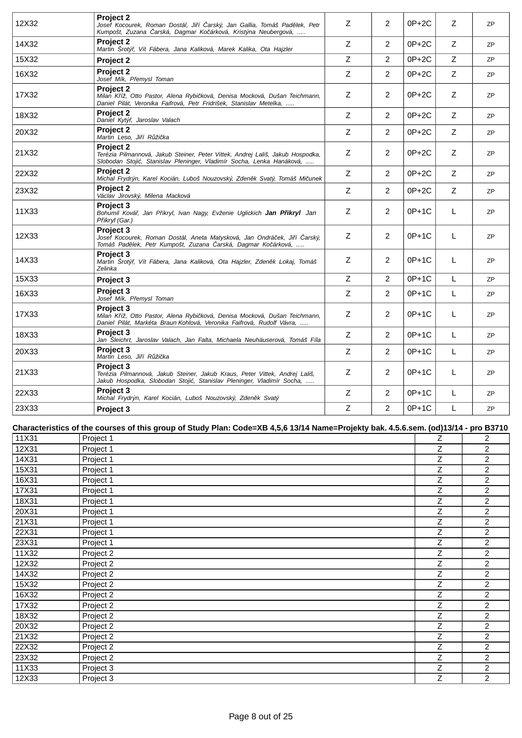| | | | | | | |
|---|---|---|---|---|---|---|
| 12X32 | **Project 2**<br>*Josef Kocourek, Roman Dostál, Jiří Čarský, Jan Gallia, Tomáš Padělek, Petr Kumpošt, Zuzana Čarská, Dagmar Kočárková, Kristýna Neubergová, .....* | Z | 2 | 0P+2C | Z | ZP |
| 14X32 | **Project 2**<br>*Martin Šrotýř, Vít Fábera, Jana Kaliková, Marek Kalika, Ota Hajzler* | Z | 2 | 0P+2C | Z | ZP |
| 15X32 | **Project 2** | Z | 2 | 0P+2C | Z | ZP |
| 16X32 | **Project 2**<br>*Josef Mík, Přemysl Toman* | Z | 2 | 0P+2C | Z | ZP |
| 17X32 | **Project 2**<br>*Milan Kříž, Otto Pastor, Alena Rybičková, Denisa Mocková, Dušan Teichmann, Daniel Pilát, Veronika Faifrová, Petr Fridrišek, Stanislav Metelka, .....* | Z | 2 | 0P+2C | Z | ZP |
| 18X32 | **Project 2**<br>*Daniel Kytýř, Jaroslav Valach* | Z | 2 | 0P+2C | Z | ZP |
| 20X32 | **Project 2**<br>*Martin Leso, Jiří Růžička* | Z | 2 | 0P+2C | Z | ZP |
| 21X32 | **Project 2**<br>*Terézia Pilmannová, Jakub Steiner, Peter Vittek, Andrej Lališ, Jakub Hospodka, Slobodan Stojić, Stanislav Pleninger, Vladimír Socha, Lenka Hanáková, .....* | Z | 2 | 0P+2C | Z | ZP |
| 22X32 | **Project 2**<br>*Michal Frydrýn, Karel Kocián, Luboš Nouzovský, Zdeněk Svatý, Tomáš Mičunek* | Z | 2 | 0P+2C | Z | ZP |
| 23X32 | **Project 2**<br>*Václav Jirovský, Milena Macková* | Z | 2 | 0P+2C | Z | ZP |
| 11X33 | **Project 3**<br>*Bohumil Kovář, Jan Přikryl, Ivan Nagy, Evženie Uglickich* ***Jan Přikryl*** *Jan Přikryl (Gar.)* | Z | 2 | 0P+1C | L | ZP |
| 12X33 | **Project 3**<br>*Josef Kocourek, Roman Dostál, Aneta Matysková, Jan Ondráček, Jiří Čarský, Tomáš Padělek, Petr Kumpošt, Zuzana Čarská, Dagmar Kočárková, .....* | Z | 2 | 0P+1C | L | ZP |
| 14X33 | **Project 3**<br>*Martin Šrotýř, Vít Fábera, Jana Kaliková, Ota Hajzler, Zdeněk Lokaj, Tomáš Zelinka* | Z | 2 | 0P+1C | L | ZP |
| 15X33 | **Project 3** | Z | 2 | 0P+1C | L | ZP |
| 16X33 | **Project 3**<br>*Josef Mík, Přemysl Toman* | Z | 2 | 0P+1C | L | ZP |
| 17X33 | **Project 3**<br>*Milan Kříž, Otto Pastor, Alena Rybičková, Denisa Mocková, Dušan Teichmann, Daniel Pilát, Markéta Braun Kohlová, Veronika Faifrová, Rudolf Vávra, .....* | Z | 2 | 0P+1C | L | ZP |
| 18X33 | **Project 3**<br>*Jan Šleichrt, Jaroslav Valach, Jan Falta, Michaela Neuhäuserová, Tomáš Fíla* | Z | 2 | 0P+1C | L | ZP |
| 20X33 | **Project 3**<br>*Martin Leso, Jiří Růžička* | Z | 2 | 0P+1C | L | ZP |
| 21X33 | **Project 3**<br>*Terézia Pilmannová, Jakub Steiner, Jakub Kraus, Peter Vittek, Andrej Lališ, Jakub Hospodka, Slobodan Stojić, Stanislav Pleninger, Vladimír Socha, .....* | Z | 2 | 0P+1C | L | ZP |
| 22X33 | **Project 3**<br>*Michal Frydrýn, Karel Kocián, Luboš Nouzovský, Zdeněk Svatý* | Z | 2 | 0P+1C | L | ZP |
| 23X33 | **Project 3** | Z | 2 | 0P+1C | L | ZP |

**Characteristics of the courses of this group of Study Plan: Code=XB 4,5,6 13/14 Name=Projekty bak. 4.5.6.sem. (od)13/14 - pro B3710**

| | | | |
|---|---|---|---|
| 11X31 | Project 1 | Z | 2 |
| 12X31 | Project 1 | Z | 2 |
| 14X31 | Project 1 | Z | 2 |
| 15X31 | Project 1 | Z | 2 |
| 16X31 | Project 1 | Z | 2 |
| 17X31 | Project 1 | Z | 2 |
| 18X31 | Project 1 | Z | 2 |
| 20X31 | Project 1 | Z | 2 |
| 21X31 | Project 1 | Z | 2 |
| 22X31 | Project 1 | Z | 2 |
| 23X31 | Project 1 | Z | 2 |
| 11X32 | Project 2 | Z | 2 |
| 12X32 | Project 2 | Z | 2 |
| 14X32 | Project 2 | Z | 2 |
| 15X32 | Project 2 | Z | 2 |
| 16X32 | Project 2 | Z | 2 |
| 17X32 | Project 2 | Z | 2 |
| 18X32 | Project 2 | Z | 2 |
| 20X32 | Project 2 | Z | 2 |
| 21X32 | Project 2 | Z | 2 |
| 22X32 | Project 2 | Z | 2 |
| 23X32 | Project 2 | Z | 2 |
| 11X33 | Project 3 | Z | 2 |
| 12X33 | Project 3 | Z | 2 |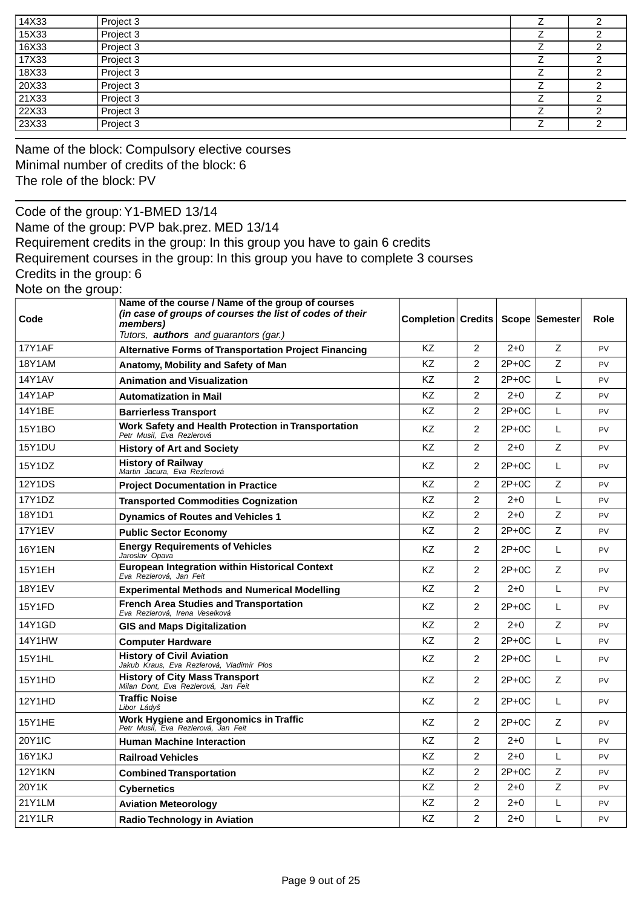| 14X33 | Project 3 | Z | 2 |
|---|---|---|---|
| 15X33 | Project 3 | Z | 2 |
| 16X33 | Project 3 | Z | 2 |
| 17X33 | Project 3 | Z | 2 |
| 18X33 | Project 3 | Z | 2 |
| 20X33 | Project 3 | Z | 2 |
| 21X33 | Project 3 | Z | 2 |
| 22X33 | Project 3 | Z | 2 |
| 23X33 | Project 3 | Z | 2 |

Name of the block: Compulsory elective courses
Minimal number of credits of the block: 6
The role of the block: PV

Code of the group: Y1-BMED 13/14
Name of the group: PVP bak.prez. MED 13/14
Requirement credits in the group: In this group you have to gain 6 credits
Requirement courses in the group: In this group you have to complete 3 courses
Credits in the group: 6
Note on the group:

| Code | Name of the course / Name of the group of courses *(in case of groups of courses the list of codes of their members)* *Tutors, **authors** and guarantors (gar.)* | Completion | Credits | Scope | Semester | Role |
|---|---|---|---|---|---|---|
| 17Y1AF | **Alternative Forms of Transportation Project Financing** | KZ | 2 | 2+0 | Z | PV |
| 18Y1AM | **Anatomy, Mobility and Safety of Man** | KZ | 2 | 2P+0C | Z | PV |
| 14Y1AV | **Animation and Visualization** | KZ | 2 | 2P+0C | L | PV |
| 14Y1AP | **Automatization in Mail** | KZ | 2 | 2+0 | Z | PV |
| 14Y1BE | **Barrierless Transport** | KZ | 2 | 2P+0C | L | PV |
| 15Y1BO | **Work Safety and Health Protection in Transportation** *Petr Musil, Eva Rezlerová* | KZ | 2 | 2P+0C | L | PV |
| 15Y1DU | **History of Art and Society** | KZ | 2 | 2+0 | Z | PV |
| 15Y1DZ | **History of Railway** *Martin Jacura, Eva Rezlerová* | KZ | 2 | 2P+0C | L | PV |
| 12Y1DS | **Project Documentation in Practice** | KZ | 2 | 2P+0C | Z | PV |
| 17Y1DZ | **Transported Commodities Cognization** | KZ | 2 | 2+0 | L | PV |
| 18Y1D1 | **Dynamics of Routes and Vehicles 1** | KZ | 2 | 2+0 | Z | PV |
| 17Y1EV | **Public Sector Economy** | KZ | 2 | 2P+0C | Z | PV |
| 16Y1EN | **Energy Requirements of Vehicles** *Jaroslav Opava* | KZ | 2 | 2P+0C | L | PV |
| 15Y1EH | **European Integration within Historical Context** *Eva Rezlerová, Jan Feit* | KZ | 2 | 2P+0C | Z | PV |
| 18Y1EV | **Experimental Methods and Numerical Modelling** | KZ | 2 | 2+0 | L | PV |
| 15Y1FD | **French Area Studies and Transportation** *Eva Rezlerová, Irena Veselková* | KZ | 2 | 2P+0C | L | PV |
| 14Y1GD | **GIS and Maps Digitalization** | KZ | 2 | 2+0 | Z | PV |
| 14Y1HW | **Computer Hardware** | KZ | 2 | 2P+0C | L | PV |
| 15Y1HL | **History of Civil Aviation** *Jakub Kraus, Eva Rezlerová, Vladimír Plos* | KZ | 2 | 2P+0C | L | PV |
| 15Y1HD | **History of City Mass Transport** *Milan Dont, Eva Rezlerová, Jan Feit* | KZ | 2 | 2P+0C | Z | PV |
| 12Y1HD | **Traffic Noise** *Libor Ládyš* | KZ | 2 | 2P+0C | L | PV |
| 15Y1HE | **Work Hygiene and Ergonomics in Traffic** *Petr Musil, Eva Rezlerová, Jan Feit* | KZ | 2 | 2P+0C | Z | PV |
| 20Y1IC | **Human Machine Interaction** | KZ | 2 | 2+0 | L | PV |
| 16Y1KJ | **Railroad Vehicles** | KZ | 2 | 2+0 | L | PV |
| 12Y1KN | **Combined Transportation** | KZ | 2 | 2P+0C | Z | PV |
| 20Y1K | **Cybernetics** | KZ | 2 | 2+0 | Z | PV |
| 21Y1LM | **Aviation Meteorology** | KZ | 2 | 2+0 | L | PV |
| 21Y1LR | **Radio Technology in Aviation** | KZ | 2 | 2+0 | L | PV |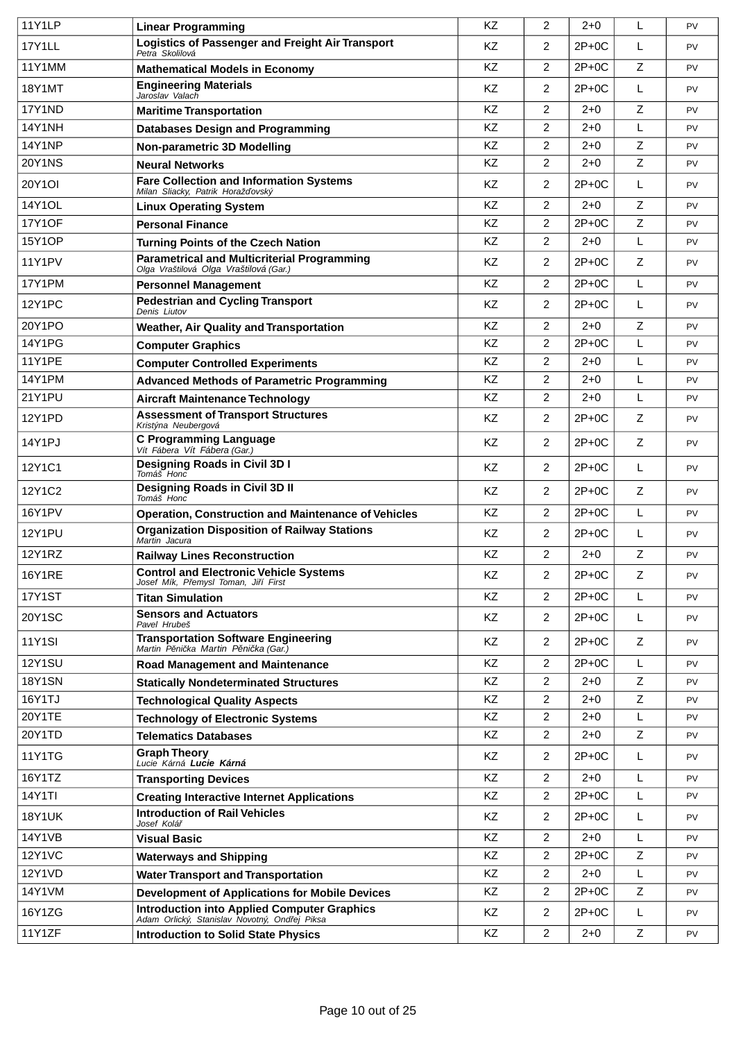| 11Y1LP | **Linear Programming** | KZ | 2 | 2+0 | L | PV |
|---|---|---|---|---|---|---|
| 17Y1LL | **Logistics of Passenger and Freight Air Transport**<br>*Petra Skolilová* | KZ | 2 | 2P+0C | L | PV |
| 11Y1MM | **Mathematical Models in Economy** | KZ | 2 | 2P+0C | Z | PV |
| 18Y1MT | **Engineering Materials**<br>*Jaroslav Valach* | KZ | 2 | 2P+0C | L | PV |
| 17Y1ND | **Maritime Transportation** | KZ | 2 | 2+0 | Z | PV |
| 14Y1NH | **Databases Design and Programming** | KZ | 2 | 2+0 | L | PV |
| 14Y1NP | **Non-parametric 3D Modelling** | KZ | 2 | 2+0 | Z | PV |
| 20Y1NS | **Neural Networks** | KZ | 2 | 2+0 | Z | PV |
| 20Y1OI | **Fare Collection and Information Systems**<br>*Milan Sliacky, Patrik Horažďovský* | KZ | 2 | 2P+0C | L | PV |
| 14Y1OL | **Linux Operating System** | KZ | 2 | 2+0 | Z | PV |
| 17Y1OF | **Personal Finance** | KZ | 2 | 2P+0C | Z | PV |
| 15Y1OP | **Turning Points of the Czech Nation** | KZ | 2 | 2+0 | L | PV |
| 11Y1PV | **Parametrical and Multicriterial Programming**<br>*Olga Vraštilová Olga Vraštilová (Gar.)* | KZ | 2 | 2P+0C | Z | PV |
| 17Y1PM | **Personnel Management** | KZ | 2 | 2P+0C | L | PV |
| 12Y1PC | **Pedestrian and Cycling Transport**<br>*Denis Liutov* | KZ | 2 | 2P+0C | L | PV |
| 20Y1PO | **Weather, Air Quality and Transportation** | KZ | 2 | 2+0 | Z | PV |
| 14Y1PG | **Computer Graphics** | KZ | 2 | 2P+0C | L | PV |
| 11Y1PE | **Computer Controlled Experiments** | KZ | 2 | 2+0 | L | PV |
| 14Y1PM | **Advanced Methods of Parametric Programming** | KZ | 2 | 2+0 | L | PV |
| 21Y1PU | **Aircraft Maintenance Technology** | KZ | 2 | 2+0 | L | PV |
| 12Y1PD | **Assessment of Transport Structures**<br>*Kristýna Neubergová* | KZ | 2 | 2P+0C | Z | PV |
| 14Y1PJ | **C Programming Language**<br>*Vít Fábera Vít Fábera (Gar.)* | KZ | 2 | 2P+0C | Z | PV |
| 12Y1C1 | **Designing Roads in Civil 3D I**<br>*Tomáš Honc* | KZ | 2 | 2P+0C | L | PV |
| 12Y1C2 | **Designing Roads in Civil 3D II**<br>*Tomáš Honc* | KZ | 2 | 2P+0C | Z | PV |
| 16Y1PV | **Operation, Construction and Maintenance of Vehicles** | KZ | 2 | 2P+0C | L | PV |
| 12Y1PU | **Organization Disposition of Railway Stations**<br>*Martin Jacura* | KZ | 2 | 2P+0C | L | PV |
| 12Y1RZ | **Railway Lines Reconstruction** | KZ | 2 | 2+0 | Z | PV |
| 16Y1RE | **Control and Electronic Vehicle Systems**<br>*Josef Mík, Přemysl Toman, Jiří First* | KZ | 2 | 2P+0C | Z | PV |
| 17Y1ST | **Titan Simulation** | KZ | 2 | 2P+0C | L | PV |
| 20Y1SC | **Sensors and Actuators**<br>*Pavel Hrubeš* | KZ | 2 | 2P+0C | L | PV |
| 11Y1SI | **Transportation Software Engineering**<br>*Martin Pěnička Martin Pěnička (Gar.)* | KZ | 2 | 2P+0C | Z | PV |
| 12Y1SU | **Road Management and Maintenance** | KZ | 2 | 2P+0C | L | PV |
| 18Y1SN | **Statically Nondeterminated Structures** | KZ | 2 | 2+0 | Z | PV |
| 16Y1TJ | **Technological Quality Aspects** | KZ | 2 | 2+0 | Z | PV |
| 20Y1TE | **Technology of Electronic Systems** | KZ | 2 | 2+0 | L | PV |
| 20Y1TD | **Telematics Databases** | KZ | 2 | 2+0 | Z | PV |
| 11Y1TG | **Graph Theory**<br>*Lucie Kárná **Lucie Kárná*** | KZ | 2 | 2P+0C | L | PV |
| 16Y1TZ | **Transporting Devices** | KZ | 2 | 2+0 | L | PV |
| 14Y1TI | **Creating Interactive Internet Applications** | KZ | 2 | 2P+0C | L | PV |
| 18Y1UK | **Introduction of Rail Vehicles**<br>*Josef Kolář* | KZ | 2 | 2P+0C | L | PV |
| 14Y1VB | **Visual Basic** | KZ | 2 | 2+0 | L | PV |
| 12Y1VC | **Waterways and Shipping** | KZ | 2 | 2P+0C | Z | PV |
| 12Y1VD | **Water Transport and Transportation** | KZ | 2 | 2+0 | L | PV |
| 14Y1VM | **Development of Applications for Mobile Devices** | KZ | 2 | 2P+0C | Z | PV |
| 16Y1ZG | **Introduction into Applied Computer Graphics**<br>*Adam Orlický, Stanislav Novotný, Ondřej Piksa* | KZ | 2 | 2P+0C | L | PV |
| 11Y1ZF | **Introduction to Solid State Physics** | KZ | 2 | 2+0 | Z | PV |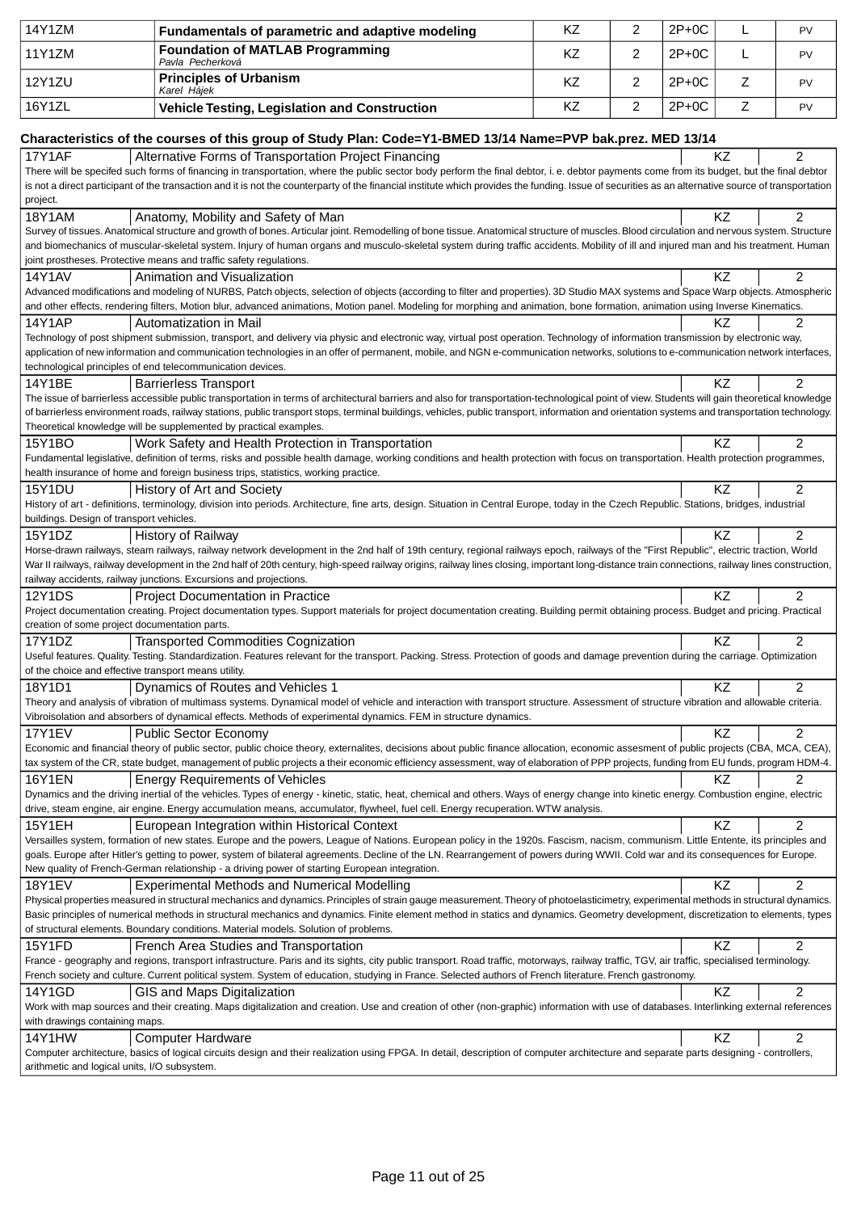| 14Y1ZM | **Fundamentals of parametric and adaptive modeling** | KZ | 2 | 2P+0C | L | PV |
|---|---|---|---|---|---|---|
| 11Y1ZM | **Foundation of MATLAB Programming** *Pavla Pecherková* | KZ | 2 | 2P+0C | L | PV |
| 12Y1ZU | **Principles of Urbanism** *Karel Hájek* | KZ | 2 | 2P+0C | Z | PV |
| 16Y1ZL | **Vehicle Testing, Legislation and Construction** | KZ | 2 | 2P+0C | Z | PV |

### Characteristics of the courses of this group of Study Plan: Code=Y1-BMED 13/14 Name=PVP bak.prez. MED 13/14

| 17Y1AF | Alternative Forms of Transportation Project Financing | KZ | 2 |
|---|---|---|---|

There will be specifed such forms of financing in transportation, where the public sector body perform the final debtor, i. e. debtor payments come from its budget, but the final debtor is not a direct participant of the transaction and it is not the counterparty of the financial institute which provides the funding. Issue of securities as an alternative source of transportation project.

| 18Y1AM | Anatomy, Mobility and Safety of Man | KZ | 2 |
|---|---|---|---|

Survey of tissues. Anatomical structure and growth of bones. Articular joint. Remodelling of bone tissue. Anatomical structure of muscles. Blood circulation and nervous system. Structure and biomechanics of muscular-skeletal system. Injury of human organs and musculo-skeletal system during traffic accidents. Mobility of ill and injured man and his treatment. Human joint prostheses. Protective means and traffic safety regulations.

| 14Y1AV | Animation and Visualization | KZ | 2 |
|---|---|---|---|

Advanced modifications and modeling of NURBS, Patch objects, selection of objects (according to filter and properties). 3D Studio MAX systems and Space Warp objects. Atmospheric and other effects, rendering filters, Motion blur, advanced animations, Motion panel. Modeling for morphing and animation, bone formation, animation using Inverse Kinematics.

| 14Y1AP | Automatization in Mail | KZ | 2 |
|---|---|---|---|

Technology of post shipment submission, transport, and delivery via physic and electronic way, virtual post operation. Technology of information transmission by electronic way, application of new information and communication technologies in an offer of permanent, mobile, and NGN e-communication networks, solutions to e-communication network interfaces, technological principles of end telecommunication devices.

| 14Y1BE | Barrierless Transport | KZ | 2 |
|---|---|---|---|

The issue of barrierless accessible public transportation in terms of architectural barriers and also for transportation-technological point of view. Students will gain theoretical knowledge of barrierless environment roads, railway stations, public transport stops, terminal buildings, vehicles, public transport, information and orientation systems and transportation technology. Theoretical knowledge will be supplemented by practical examples.

| 15Y1BO | Work Safety and Health Protection in Transportation | KZ | 2 |
|---|---|---|---|

Fundamental legislative, definition of terms, risks and possible health damage, working conditions and health protection with focus on transportation. Health protection programmes, health insurance of home and foreign business trips, statistics, working practice.

| 15Y1DU | History of Art and Society | KZ | 2 |
|---|---|---|---|

History of art - definitions, terminology, division into periods. Architecture, fine arts, design. Situation in Central Europe, today in the Czech Republic. Stations, bridges, industrial buildings. Design of transport vehicles.

| 15Y1DZ | History of Railway | KZ | 2 |
|---|---|---|---|

Horse-drawn railways, steam railways, railway network development in the 2nd half of 19th century, regional railways epoch, railways of the "First Republic", electric traction, World War II railways, railway development in the 2nd half of 20th century, high-speed railway origins, railway lines closing, important long-distance train connections, railway lines construction, railway accidents, railway junctions. Excursions and projections.

| 12Y1DS | Project Documentation in Practice | KZ | 2 |
|---|---|---|---|

Project documentation creating. Project documentation types. Support materials for project documentation creating. Building permit obtaining process. Budget and pricing. Practical creation of some project documentation parts.

| 17Y1DZ | Transported Commodities Cognization | KZ | 2 |
|---|---|---|---|

Useful features. Quality. Testing. Standardization. Features relevant for the transport. Packing. Stress. Protection of goods and damage prevention during the carriage. Optimization of the choice and effective transport means utility.

| 18Y1D1 | Dynamics of Routes and Vehicles 1 | KZ | 2 |
|---|---|---|---|

Theory and analysis of vibration of multimass systems. Dynamical model of vehicle and interaction with transport structure. Assessment of structure vibration and allowable criteria. Vibroisolation and absorbers of dynamical effects. Methods of experimental dynamics. FEM in structure dynamics.

| 17Y1EV | Public Sector Economy | KZ | 2 |
|---|---|---|---|

Economic and financial theory of public sector, public choice theory, externalites, decisions about public finance allocation, economic assesment of public projects (CBA, MCA, CEA), tax system of the CR, state budget, management of public projects a their economic efficiency assessment, way of elaboration of PPP projects, funding from EU funds, program HDM-4.

| 16Y1EN | Energy Requirements of Vehicles | KZ | 2 |
|---|---|---|---|

Dynamics and the driving inertial of the vehicles. Types of energy - kinetic, static, heat, chemical and others. Ways of energy change into kinetic energy. Combustion engine, electric drive, steam engine, air engine. Energy accumulation means, accumulator, flywheel, fuel cell. Energy recuperation. WTW analysis.

| 15Y1EH | European Integration within Historical Context | KZ | 2 |
|---|---|---|---|

Versailles system, formation of new states. Europe and the powers, League of Nations. European policy in the 1920s. Fascism, nacism, communism. Little Entente, its principles and goals. Europe after Hitler's getting to power, system of bilateral agreements. Decline of the LN. Rearrangement of powers during WWII. Cold war and its consequences for Europe. New quality of French-German relationship - a driving power of starting European integration.

| 18Y1EV | Experimental Methods and Numerical Modelling | KZ | 2 |
|---|---|---|---|

Physical properties measured in structural mechanics and dynamics. Principles of strain gauge measurement. Theory of photoelasticimetry, experimental methods in structural dynamics. Basic principles of numerical methods in structural mechanics and dynamics. Finite element method in statics and dynamics. Geometry development, discretization to elements, types of structural elements. Boundary conditions. Material models. Solution of problems.

| 15Y1FD | French Area Studies and Transportation | KZ | 2 |
|---|---|---|---|

France - geography and regions, transport infrastructure. Paris and its sights, city public transport. Road traffic, motorways, railway traffic, TGV, air traffic, specialised terminology. French society and culture. Current political system. System of education, studying in France. Selected authors of French literature. French gastronomy.

| 14Y1GD | GIS and Maps Digitalization | KZ | 2 |
|---|---|---|---|

Work with map sources and their creating. Maps digitalization and creation. Use and creation of other (non-graphic) information with use of databases. Interlinking external references with drawings containing maps.

| 14Y1HW | Computer Hardware | KZ | 2 |
|---|---|---|---|

Computer architecture, basics of logical circuits design and their realization using FPGA. In detail, description of computer architecture and separate parts designing - controllers, arithmetic and logical units, I/O subsystem.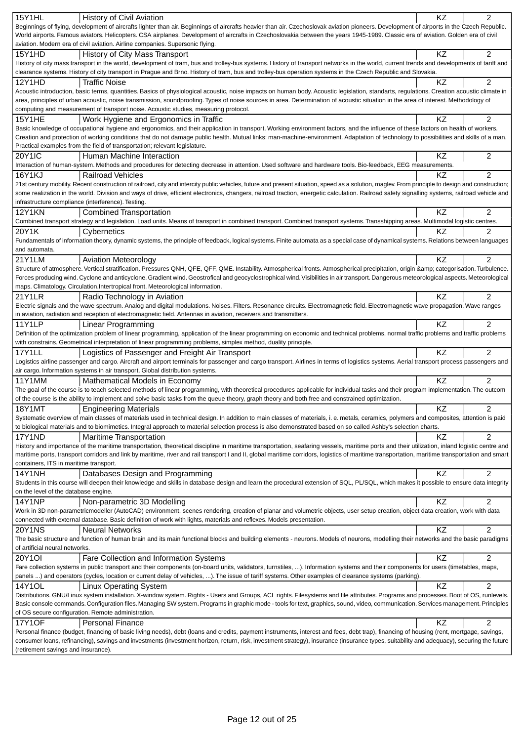| Code | Course | Completion | Credits |
|---|---|---|---|
| 15Y1HL | History of Civil Aviation | KZ | 2 |
| | Beginnings of flying, development of aircrafts lighter than air. Beginnings of aircrafts heavier than air. Czechoslovak aviation pioneers. Development of airports in the Czech Republic. World airports. Famous aviators. Helicopters. CSA airplanes. Development of aircrafts in Czechoslovakia between the years 1945-1989. Classic era of aviation. Golden era of civil aviation. Modern era of civil aviation. Airline companies. Supersonic flying. | | |
| 15Y1HD | History of City Mass Transport | KZ | 2 |
| | History of city mass transport in the world, development of tram, bus and trolley-bus systems. History of transport networks in the world, current trends and developments of tariff and clearance systems. History of city transport in Prague and Brno. History of tram, bus and trolley-bus operation systems in the Czech Republic and Slovakia. | | |
| 12Y1HD | Traffic Noise | KZ | 2 |
| | Acoustic introduction, basic terms, quantities. Basics of physiological acoustic, noise impacts on human body. Acoustic legislation, standarts, regulations. Creation acoustic climate in area, principles of urban acoustic, noise transmission, soundproofing. Types of noise sources in area. Determination of acoustic situation in the area of interest. Methodology of computing and measurement of transport noise. Acoustic studies, measuring protocol. | | |
| 15Y1HE | Work Hygiene and Ergonomics in Traffic | KZ | 2 |
| | Basic knowledge of occupational hygiene and ergonomics, and their application in transport. Working environment factors, and the influence of these factors on health of workers. Creation and protection of working conditions that do not damage public health. Mutual links: man-machine-environment. Adaptation of technology to possibilities and skills of a man. Practical examples from the field of transportation; relevant legislature. | | |
| 20Y1IC | Human Machine Interaction | KZ | 2 |
| | Interaction of human-system. Methods and procedures for detecting decrease in attention. Used software and hardware tools. Bio-feedback, EEG measurements. | | |
| 16Y1KJ | Railroad Vehicles | KZ | 2 |
| | 21st century mobility. Recent construction of railroad, city and intercity public vehicles, future and present situation, speed as a solution, maglev. From principle to design and construction; some realization in the world. Division and ways of drive, efficient electronics, changers, railroad traction, energetic calculation. Railroad safety signalling systems, railroad vehicle and infrastructure compliance (interference). Testing. | | |
| 12Y1KN | Combined Transportation | KZ | 2 |
| | Combined transport strategy and legislation. Load units. Means of transport in combined transport. Combined transport systems. Transshipping areas. Multimodal logistic centres. | | |
| 20Y1K | Cybernetics | KZ | 2 |
| | Fundamentals of information theory, dynamic systems, the principle of feedback, logical systems. Finite automata as a special case of dynamical systems. Relations between languages and automata. | | |
| 21Y1LM | Aviation Meteorology | KZ | 2 |
| | Structure of atmosphere. Vertical stratification. Pressures QNH, QFE, QFF, QME. Instability. Atmospherical fronts. Atmospherical precipitation, origin &amp; categorisation. Turbulence. Forces producing wind. Cyclone and anticyclone. Gradient wind. Geostrofical and geocyclostrophical wind. Visibilities in air transport. Dangerous meteorological aspects. Meteorological maps. Climatology. Circulation.Intertropical front. Meteorological information. | | |
| 21Y1LR | Radio Technology in Aviation | KZ | 2 |
| | Electric signals and the wave spectrum. Analog and digital modulations. Noises. Filters. Resonance circuits. Electromagnetic field. Electromagnetic wave propagation. Wave ranges in aviation, radiation and reception of electromagnetic field. Antennas in aviation, receivers and transmitters. | | |
| 11Y1LP | Linear Programming | KZ | 2 |
| | Definition of the optimization problem of linear programming, application of the linear programming on economic and technical problems, normal traffic problems and traffic problems with constrains. Geometrical interpretation of linear programming problems, simplex method, duality principle. | | |
| 17Y1LL | Logistics of Passenger and Freight Air Transport | KZ | 2 |
| | Logistics airline passenger and cargo. Aircraft and airport terminals for passenger and cargo transport. Airlines in terms of logistics systems. Aerial transport process passengers and air cargo. Information systems in air transport. Global distribution systems. | | |
| 11Y1MM | Mathematical Models in Economy | KZ | 2 |
| | The goal of the course is to teach selected methods of linear programming, with theoretical procedures applicable for individual tasks and their program implementation. The outcom of the course is the ability to implement and solve basic tasks from the queue theory, graph theory and both free and constrained optimization. | | |
| 18Y1MT | Engineering Materials | KZ | 2 |
| | Systematic overview of main classes of materials used in technical design. In addition to main classes of materials, i. e. metals, ceramics, polymers and composites, attention is paid to biological materials and to biomimetics. Integral approach to material selection process is also demonstrated based on so called Ashby's selection charts. | | |
| 17Y1ND | Maritime Transportation | KZ | 2 |
| | History and importance of the maritime transportation, theoretical discipline in maritime transportation, seafaring vessels, maritime ports and their utilization, inland logistic centre and maritime ports, transport corridors and link by maritime, river and rail transport I and II, global maritime corridors, logistics of maritime transportation, maritime transportation and smart containers, ITS in maritime transport. | | |
| 14Y1NH | Databases Design and Programming | KZ | 2 |
| | Students in this course will deepen their knowledge and skills in database design and learn the procedural extension of SQL, PL/SQL, which makes it possible to ensure data integrity on the level of the database engine. | | |
| 14Y1NP | Non-parametric 3D Modelling | KZ | 2 |
| | Work in 3D non-parametricmodeller (AutoCAD) environment, scenes rendering, creation of planar and volumetric objects, user setup creation, object data creation, work with data connected with external database. Basic definition of work with lights, materials and reflexes. Models presentation. | | |
| 20Y1NS | Neural Networks | KZ | 2 |
| | The basic structure and function of human brain and its main functional blocks and building elements - neurons. Models of neurons, modelling their networks and the basic paradigms of artificial neural networks. | | |
| 20Y1OI | Fare Collection and Information Systems | KZ | 2 |
| | Fare collection systems in public transport and their components (on-board units, validators, turnstiles, ...). Information systems and their components for users (timetables, maps, panels ...) and operators (cycles, location or current delay of vehicles, ...). The issue of tariff systems. Other examples of clearance systems (parking). | | |
| 14Y1OL | Linux Operating System | KZ | 2 |
| | Distributions. GNU/Linux system installation. X-window system. Rights - Users and Groups, ACL rights. Filesystems and file attributes. Programs and processes. Boot of OS, runlevels. Basic console commands. Configuration files. Managing SW system. Programs in graphic mode - tools for text, graphics, sound, video, communication. Services management. Principles of OS secure configuration. Remote administration. | | |
| 17Y1OF | Personal Finance | KZ | 2 |
| | Personal finance (budget, financing of basic living needs), debt (loans and credits, payment instruments, interest and fees, debt trap), financing of housing (rent, mortgage, savings, consumer loans, refinancing), savings and investments (investment horizon, return, risk, investment strategy), insurance (insurance types, suitability and adequacy), securing the future (retirement savings and insurance). | | |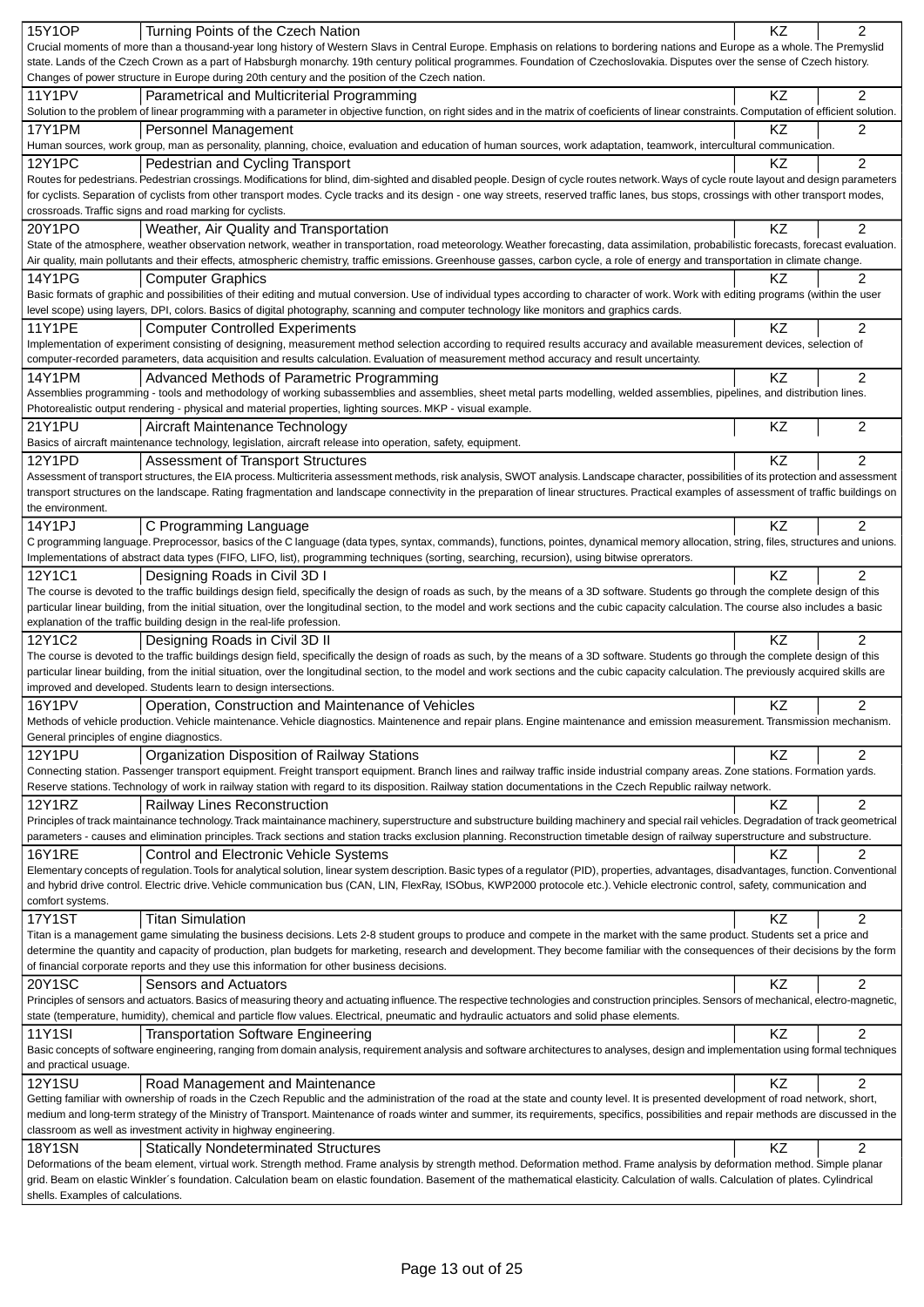| Code | Course | Completion | Credits |
|---|---|---|---|
| 15Y1OP | Turning Points of the Czech Nation | KZ | 2 |
| | Crucial moments of more than a thousand-year long history of Western Slavs in Central Europe. Emphasis on relations to bordering nations and Europe as a whole. The Premyslid state. Lands of the Czech Crown as a part of Habsburgh monarchy. 19th century political programmes. Foundation of Czechoslovakia. Disputes over the sense of Czech history. Changes of power structure in Europe during 20th century and the position of the Czech nation. | | |
| 11Y1PV | Parametrical and Multicriterial Programming | KZ | 2 |
| | Solution to the problem of linear programming with a parameter in objective function, on right sides and in the matrix of coeficients of linear constraints. Computation of efficient solution. | | |
| 17Y1PM | Personnel Management | KZ | 2 |
| | Human sources, work group, man as personality, planning, choice, evaluation and education of human sources, work adaptation, teamwork, intercultural communication. | | |
| 12Y1PC | Pedestrian and Cycling Transport | KZ | 2 |
| | Routes for pedestrians. Pedestrian crossings. Modifications for blind, dim-sighted and disabled people. Design of cycle routes network. Ways of cycle route layout and design parameters for cyclists. Separation of cyclists from other transport modes. Cycle tracks and its design - one way streets, reserved traffic lanes, bus stops, crossings with other transport modes, crossroads. Traffic signs and road marking for cyclists. | | |
| 20Y1PO | Weather, Air Quality and Transportation | KZ | 2 |
| | State of the atmosphere, weather observation network, weather in transportation, road meteorology. Weather forecasting, data assimilation, probabilistic forecasts, forecast evaluation. Air quality, main pollutants and their effects, atmospheric chemistry, traffic emissions. Greenhouse gasses, carbon cycle, a role of energy and transportation in climate change. | | |
| 14Y1PG | Computer Graphics | KZ | 2 |
| | Basic formats of graphic and possibilities of their editing and mutual conversion. Use of individual types according to character of work. Work with editing programs (within the user level scope) using layers, DPI, colors. Basics of digital photography, scanning and computer technology like monitors and graphics cards. | | |
| 11Y1PE | Computer Controlled Experiments | KZ | 2 |
| | Implementation of experiment consisting of designing, measurement method selection according to required results accuracy and available measurement devices, selection of computer-recorded parameters, data acquisition and results calculation. Evaluation of measurement method accuracy and result uncertainty. | | |
| 14Y1PM | Advanced Methods of Parametric Programming | KZ | 2 |
| | Assemblies programming - tools and methodology of working subassemblies and assemblies, sheet metal parts modelling, welded assemblies, pipelines, and distribution lines. Photorealistic output rendering - physical and material properties, lighting sources. MKP - visual example. | | |
| 21Y1PU | Aircraft Maintenance Technology | KZ | 2 |
| | Basics of aircraft maintenance technology, legislation, aircraft release into operation, safety, equipment. | | |
| 12Y1PD | Assessment of Transport Structures | KZ | 2 |
| | Assessment of transport structures, the EIA process. Multicriteria assessment methods, risk analysis, SWOT analysis. Landscape character, possibilities of its protection and assessment transport structures on the landscape. Rating fragmentation and landscape connectivity in the preparation of linear structures. Practical examples of assessment of traffic buildings on the environment. | | |
| 14Y1PJ | C Programming Language | KZ | 2 |
| | C programming language. Preprocessor, basics of the C language (data types, syntax, commands), functions, pointes, dynamical memory allocation, string, files, structures and unions. Implementations of abstract data types (FIFO, LIFO, list), programming techniques (sorting, searching, recursion), using bitwise oprerators. | | |
| 12Y1C1 | Designing Roads in Civil 3D I | KZ | 2 |
| | The course is devoted to the traffic buildings design field, specifically the design of roads as such, by the means of a 3D software. Students go through the complete design of this particular linear building, from the initial situation, over the longitudinal section, to the model and work sections and the cubic capacity calculation. The course also includes a basic explanation of the traffic building design in the real-life profession. | | |
| 12Y1C2 | Designing Roads in Civil 3D II | KZ | 2 |
| | The course is devoted to the traffic buildings design field, specifically the design of roads as such, by the means of a 3D software. Students go through the complete design of this particular linear building, from the initial situation, over the longitudinal section, to the model and work sections and the cubic capacity calculation. The previously acquired skills are improved and developed. Students learn to design intersections. | | |
| 16Y1PV | Operation, Construction and Maintenance of Vehicles | KZ | 2 |
| | Methods of vehicle production. Vehicle maintenance. Vehicle diagnostics. Maintenence and repair plans. Engine maintenance and emission measurement. Transmission mechanism. General principles of engine diagnostics. | | |
| 12Y1PU | Organization Disposition of Railway Stations | KZ | 2 |
| | Connecting station. Passenger transport equipment. Freight transport equipment. Branch lines and railway traffic inside industrial company areas. Zone stations. Formation yards. Reserve stations. Technology of work in railway station with regard to its disposition. Railway station documentations in the Czech Republic railway network. | | |
| 12Y1RZ | Railway Lines Reconstruction | KZ | 2 |
| | Principles of track maintainance technology. Track maintainance machinery, superstructure and substructure building machinery and special rail vehicles. Degradation of track geometrical parameters - causes and elimination principles. Track sections and station tracks exclusion planning. Reconstruction timetable design of railway superstructure and substructure. | | |
| 16Y1RE | Control and Electronic Vehicle Systems | KZ | 2 |
| | Elementary concepts of regulation. Tools for analytical solution, linear system description. Basic types of a regulator (PID), properties, advantages, disadvantages, function. Conventional and hybrid drive control. Electric drive. Vehicle communication bus (CAN, LIN, FlexRay, ISObus, KWP2000 protocole etc.). Vehicle electronic control, safety, communication and comfort systems. | | |
| 17Y1ST | Titan Simulation | KZ | 2 |
| | Titan is a management game simulating the business decisions. Lets 2-8 student groups to produce and compete in the market with the same product. Students set a price and determine the quantity and capacity of production, plan budgets for marketing, research and development. They become familiar with the consequences of their decisions by the form of financial corporate reports and they use this information for other business decisions. | | |
| 20Y1SC | Sensors and Actuators | KZ | 2 |
| | Principles of sensors and actuators. Basics of measuring theory and actuating influence. The respective technologies and construction principles. Sensors of mechanical, electro-magnetic, state (temperature, humidity), chemical and particle flow values. Electrical, pneumatic and hydraulic actuators and solid phase elements. | | |
| 11Y1SI | Transportation Software Engineering | KZ | 2 |
| | Basic concepts of software engineering, ranging from domain analysis, requirement analysis and software architectures to analyses, design and implementation using formal techniques and practical usuage. | | |
| 12Y1SU | Road Management and Maintenance | KZ | 2 |
| | Getting familiar with ownership of roads in the Czech Republic and the administration of the road at the state and county level. It is presented development of road network, short, medium and long-term strategy of the Ministry of Transport. Maintenance of roads winter and summer, its requirements, specifics, possibilities and repair methods are discussed in the classroom as well as investment activity in highway engineering. | | |
| 18Y1SN | Statically Nondeterminated Structures | KZ | 2 |
| | Deformations of the beam element, virtual work. Strength method. Frame analysis by strength method. Deformation method. Frame analysis by deformation method. Simple planar grid. Beam on elastic Winkler´s foundation. Calculation beam on elastic foundation. Basement of the mathematical elasticity. Calculation of walls. Calculation of plates. Cylindrical shells. Examples of calculations. | | |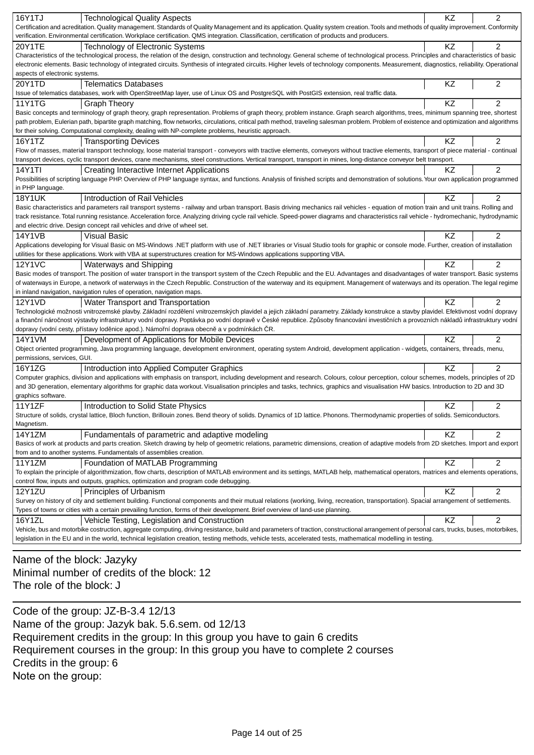| 16Y1TJ | Technological Quality Aspects | KZ | 2 |
|---|---|---|---|
| Certification and acreditation. Quality management. Standards of Quality Management and its application. Quality system creation. Tools and methods of quality improvement. Conformity verification. Environmental certification. Workplace certification. QMS integration. Classification, certification of products and producers. | | | |
| 20Y1TE | Technology of Electronic Systems | KZ | 2 |
| Characteristics of the technological process, the relation of the design, construction and technology. General scheme of technological process. Principles and characteristics of basic electronic elements. Basic technology of integrated circuits. Synthesis of integrated circuits. Higher levels of technology components. Measurement, diagnostics, reliability. Operational aspects of electronic systems. | | | |
| 20Y1TD | Telematics Databases | KZ | 2 |
| Issue of telematics databases, work with OpenStreetMap layer, use of Linux OS and PostgreSQL with PostGIS extension, real traffic data. | | | |
| 11Y1TG | Graph Theory | KZ | 2 |
| Basic concepts and terminology of graph theory, graph representation. Problems of graph theory, problem instance. Graph search algorithms, trees, minimum spanning tree, shortest path problem, Eulerian path, bipartite graph matching, flow networks, circulations, critical path method, traveling salesman problem. Problem of existence and optimization and algorithms for their solving. Computational complexity, dealing with NP-complete problems, heuristic approach. | | | |
| 16Y1TZ | Transporting Devices | KZ | 2 |
| Flow of masses, material transport technology, loose material transport - conveyors with tractive elements, conveyors without tractive elements, transport of piece material - continual transport devices, cyclic transport devices, crane mechanisms, steel constructions. Vertical transport, transport in mines, long-distance conveyor belt transport. | | | |
| 14Y1TI | Creating Interactive Internet Applications | KZ | 2 |
| Possibilities of scripting language PHP. Overview of PHP language syntax, and functions. Analysis of finished scripts and demonstration of solutions. Your own application programmed in PHP language. | | | |
| 18Y1UK | Introduction of Rail Vehicles | KZ | 2 |
| Basic characteristics and parameters rail transport systems - railway and urban transport. Basis driving mechanics rail vehicles - equation of motion train and unit trains. Rolling and track resistance. Total running resistance. Acceleration force. Analyzing driving cycle rail vehicle. Speed-power diagrams and characteristics rail vehicle - hydromechanic, hydrodynamic and electric drive. Design concept rail vehicles and drive of wheel set. | | | |
| 14Y1VB | Visual Basic | KZ | 2 |
| Applications developing for Visual Basic on MS-Windows .NET platform with use of .NET libraries or Visual Studio tools for graphic or console mode. Further, creation of installation utilities for these applications. Work with VBA at superstructures creation for MS-Windows applications supporting VBA. | | | |
| 12Y1VC | Waterways and Shipping | KZ | 2 |
| Basic modes of transport. The position of water transport in the transport system of the Czech Republic and the EU. Advantages and disadvantages of water transport. Basic systems of waterways in Europe, a network of waterways in the Czech Republic. Construction of the waterway and its equipment. Management of waterways and its operation. The legal regime in inland navigation, navigation rules of operation, navigation maps. | | | |
| 12Y1VD | Water Transport and Transportation | KZ | 2 |
| Technologické možnosti vnitrozemské plavby. Základní rozdělení vnitrozemských plavidel a jejich základní parametry. Základy konstrukce a stavby plavidel. Efektivnost vodní dopravy a finanční náročnost výstavby infrastruktury vodní dopravy. Poptávka po vodní dopravě v České republice. Způsoby financování investičních a provozních nákladů infrastruktury vodní dopravy (vodní cesty, přístavy loděnice apod.). Námořní doprava obecně a v podmínkách ČR. | | | |
| 14Y1VM | Development of Applications for Mobile Devices | KZ | 2 |
| Object oriented programming, Java programming language, development environment, operating system Android, development application - widgets, containers, threads, menu, permissions, services, GUI. | | | |
| 16Y1ZG | Introduction into Applied Computer Graphics | KZ | 2 |
| Computer graphics, division and applications with emphasis on transport, including development and research. Colours, colour perception, colour schemes, models, principles of 2D and 3D generation, elementary algorithms for graphic data workout. Visualisation principles and tasks, technics, graphics and visualisation HW basics. Introduction to 2D and 3D graphics software. | | | |
| 11Y1ZF | Introduction to Solid State Physics | KZ | 2 |
| Structure of solids, crystal lattice, Bloch function, Brillouin zones. Bend theory of solids. Dynamics of 1D lattice. Phonons. Thermodynamic properties of solids. Semiconductors. Magnetism. | | | |
| 14Y1ZM | Fundamentals of parametric and adaptive modeling | KZ | 2 |
| Basics of work at products and parts creation. Sketch drawing by help of geometric relations, parametric dimensions, creation of adaptive models from 2D sketches. Import and export from and to another systems. Fundamentals of assemblies creation. | | | |
| 11Y1ZM | Foundation of MATLAB Programming | KZ | 2 |
| To explain the principle of algorithmization, flow charts, description of MATLAB environment and its settings, MATLAB help, mathematical operators, matrices and elements operations, control flow, inputs and outputs, graphics, optimization and program code debugging. | | | |
| 12Y1ZU | Principles of Urbanism | KZ | 2 |
| Survey on history of city and settlement building. Functional components and their mutual relations (working, living, recreation, transportation). Spacial arrangement of settlements. Types of towns or cities with a certain prevailing function, forms of their development. Brief overview of land-use planning. | | | |
| 16Y1ZL | Vehicle Testing, Legislation and Construction | KZ | 2 |
| Vehicle, bus and motorbike costruction, aggregate computing, driving resistance, build and parameters of traction, constructional arrangement of personal cars, trucks, buses, motorbikes, legislation in the EU and in the world, technical legislation creation, testing methods, vehicle tests, accelerated tests, mathematical modelling in testing. | | | |

Name of the block: Jazyky
Minimal number of credits of the block: 12
The role of the block: J

Code of the group: JZ-B-3.4 12/13
Name of the group: Jazyk bak. 5.6.sem. od 12/13
Requirement credits in the group: In this group you have to gain 6 credits
Requirement courses in the group: In this group you have to complete 2 courses
Credits in the group: 6
Note on the group: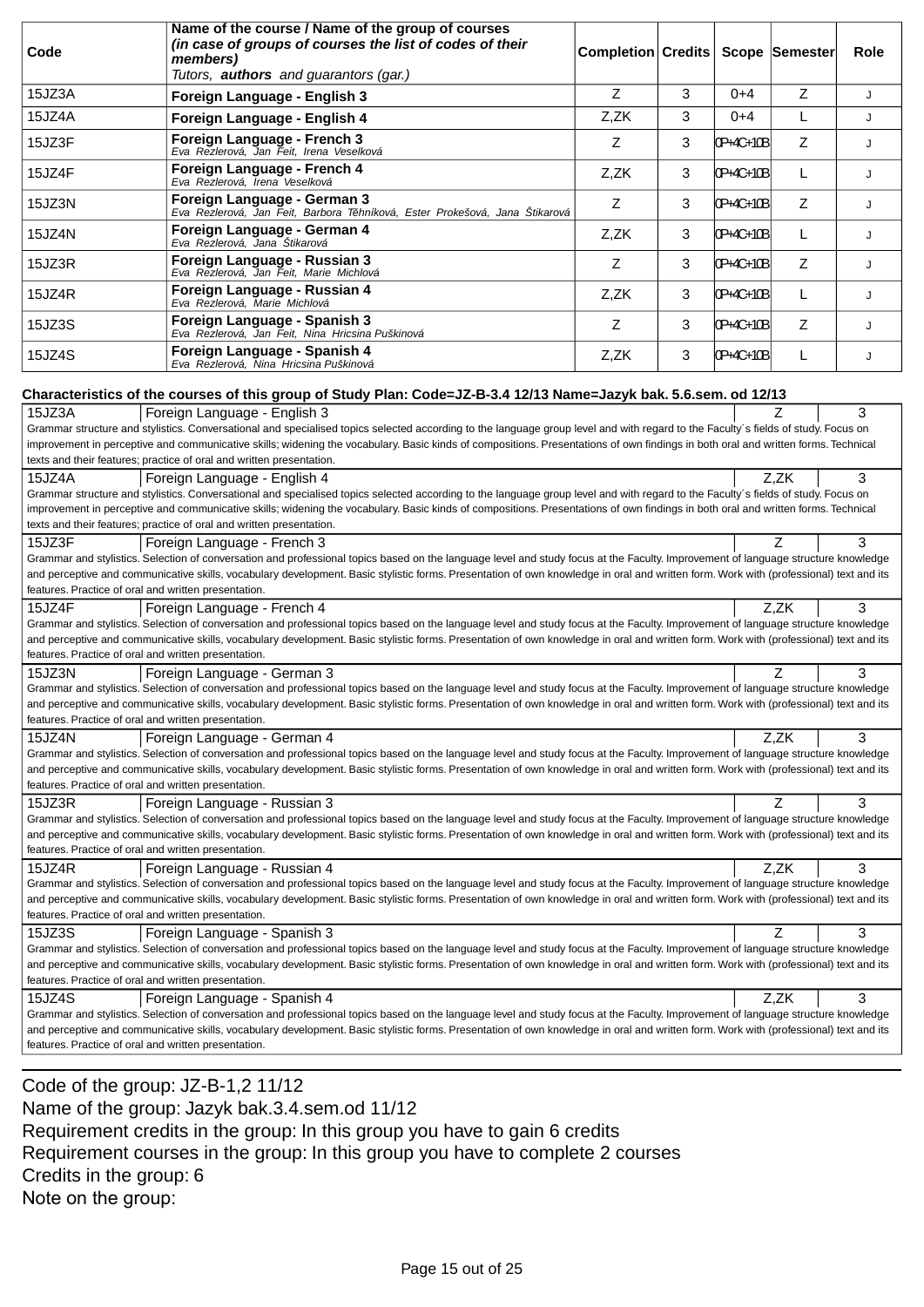| Code | Name of the course / Name of the group of courses *(in case of groups of courses the list of codes of their members)* Tutors, **authors** and guarantors (gar.) | Completion | Credits | Scope | Semester | Role |
|---|---|---|---|---|---|---|
| 15JZ3A | **Foreign Language - English 3** | Z | 3 | 0+4 | Z | J |
| 15JZ4A | **Foreign Language - English 4** | Z,ZK | 3 | 0+4 | L | J |
| 15JZ3F | **Foreign Language - French 3** *Eva Rezlerová, Jan Feit, Irena Veselková* | Z | 3 | 0P+4C+10B | Z | J |
| 15JZ4F | **Foreign Language - French 4** *Eva Rezlerová, Irena Veselková* | Z,ZK | 3 | 0P+4C+10B | L | J |
| 15JZ3N | **Foreign Language - German 3** *Eva Rezlerová, Jan Feit, Barbora Těhníková, Ester Prokešová, Jana Štikarová* | Z | 3 | 0P+4C+10B | Z | J |
| 15JZ4N | **Foreign Language - German 4** *Eva Rezlerová, Jana Štikarová* | Z,ZK | 3 | 0P+4C+10B | L | J |
| 15JZ3R | **Foreign Language - Russian 3** *Eva Rezlerová, Jan Feit, Marie Michlová* | Z | 3 | 0P+4C+10B | Z | J |
| 15JZ4R | **Foreign Language - Russian 4** *Eva Rezlerová, Marie Michlová* | Z,ZK | 3 | 0P+4C+10B | L | J |
| 15JZ3S | **Foreign Language - Spanish 3** *Eva Rezlerová, Jan Feit, Nina Hricsina Puškinová* | Z | 3 | 0P+4C+10B | Z | J |
| 15JZ4S | **Foreign Language - Spanish 4** *Eva Rezlerová, Nina Hricsina Puškinová* | Z,ZK | 3 | 0P+4C+10B | L | J |

**Characteristics of the courses of this group of Study Plan: Code=JZ-B-3.4 12/13 Name=Jazyk bak. 5.6.sem. od 12/13**

| 15JZ3A | Foreign Language - English 3 | Z | 3 |
|---|---|---|---|
| Grammar structure and stylistics. Conversational and specialised topics selected according to the language group level and with regard to the Faculty´s fields of study. Focus on improvement in perceptive and communicative skills; widening the vocabulary. Basic kinds of compositions. Presentations of own findings in both oral and written forms. Technical texts and their features; practice of oral and written presentation. | | | |
| **15JZ4A** | **Foreign Language - English 4** | **Z,ZK** | **3** |
| Grammar structure and stylistics. Conversational and specialised topics selected according to the language group level and with regard to the Faculty´s fields of study. Focus on improvement in perceptive and communicative skills; widening the vocabulary. Basic kinds of compositions. Presentations of own findings in both oral and written forms. Technical texts and their features; practice of oral and written presentation. | | | |
| **15JZ3F** | **Foreign Language - French 3** | **Z** | **3** |
| Grammar and stylistics. Selection of conversation and professional topics based on the language level and study focus at the Faculty. Improvement of language structure knowledge and perceptive and communicative skills, vocabulary development. Basic stylistic forms. Presentation of own knowledge in oral and written form. Work with (professional) text and its features. Practice of oral and written presentation. | | | |
| **15JZ4F** | **Foreign Language - French 4** | **Z,ZK** | **3** |
| Grammar and stylistics. Selection of conversation and professional topics based on the language level and study focus at the Faculty. Improvement of language structure knowledge and perceptive and communicative skills, vocabulary development. Basic stylistic forms. Presentation of own knowledge in oral and written form. Work with (professional) text and its features. Practice of oral and written presentation. | | | |
| **15JZ3N** | **Foreign Language - German 3** | **Z** | **3** |
| Grammar and stylistics. Selection of conversation and professional topics based on the language level and study focus at the Faculty. Improvement of language structure knowledge and perceptive and communicative skills, vocabulary development. Basic stylistic forms. Presentation of own knowledge in oral and written form. Work with (professional) text and its features. Practice of oral and written presentation. | | | |
| **15JZ4N** | **Foreign Language - German 4** | **Z,ZK** | **3** |
| Grammar and stylistics. Selection of conversation and professional topics based on the language level and study focus at the Faculty. Improvement of language structure knowledge and perceptive and communicative skills, vocabulary development. Basic stylistic forms. Presentation of own knowledge in oral and written form. Work with (professional) text and its features. Practice of oral and written presentation. | | | |
| **15JZ3R** | **Foreign Language - Russian 3** | **Z** | **3** |
| Grammar and stylistics. Selection of conversation and professional topics based on the language level and study focus at the Faculty. Improvement of language structure knowledge and perceptive and communicative skills, vocabulary development. Basic stylistic forms. Presentation of own knowledge in oral and written form. Work with (professional) text and its features. Practice of oral and written presentation. | | | |
| **15JZ4R** | **Foreign Language - Russian 4** | **Z,ZK** | **3** |
| Grammar and stylistics. Selection of conversation and professional topics based on the language level and study focus at the Faculty. Improvement of language structure knowledge and perceptive and communicative skills, vocabulary development. Basic stylistic forms. Presentation of own knowledge in oral and written form. Work with (professional) text and its features. Practice of oral and written presentation. | | | |
| **15JZ3S** | **Foreign Language - Spanish 3** | **Z** | **3** |
| Grammar and stylistics. Selection of conversation and professional topics based on the language level and study focus at the Faculty. Improvement of language structure knowledge and perceptive and communicative skills, vocabulary development. Basic stylistic forms. Presentation of own knowledge in oral and written form. Work with (professional) text and its features. Practice of oral and written presentation. | | | |
| **15JZ4S** | **Foreign Language - Spanish 4** | **Z,ZK** | **3** |
| Grammar and stylistics. Selection of conversation and professional topics based on the language level and study focus at the Faculty. Improvement of language structure knowledge and perceptive and communicative skills, vocabulary development. Basic stylistic forms. Presentation of own knowledge in oral and written form. Work with (professional) text and its features. Practice of oral and written presentation. | | | |

Code of the group: JZ-B-1,2 11/12
Name of the group: Jazyk bak.3.4.sem.od 11/12
Requirement credits in the group: In this group you have to gain 6 credits
Requirement courses in the group: In this group you have to complete 2 courses
Credits in the group: 6
Note on the group: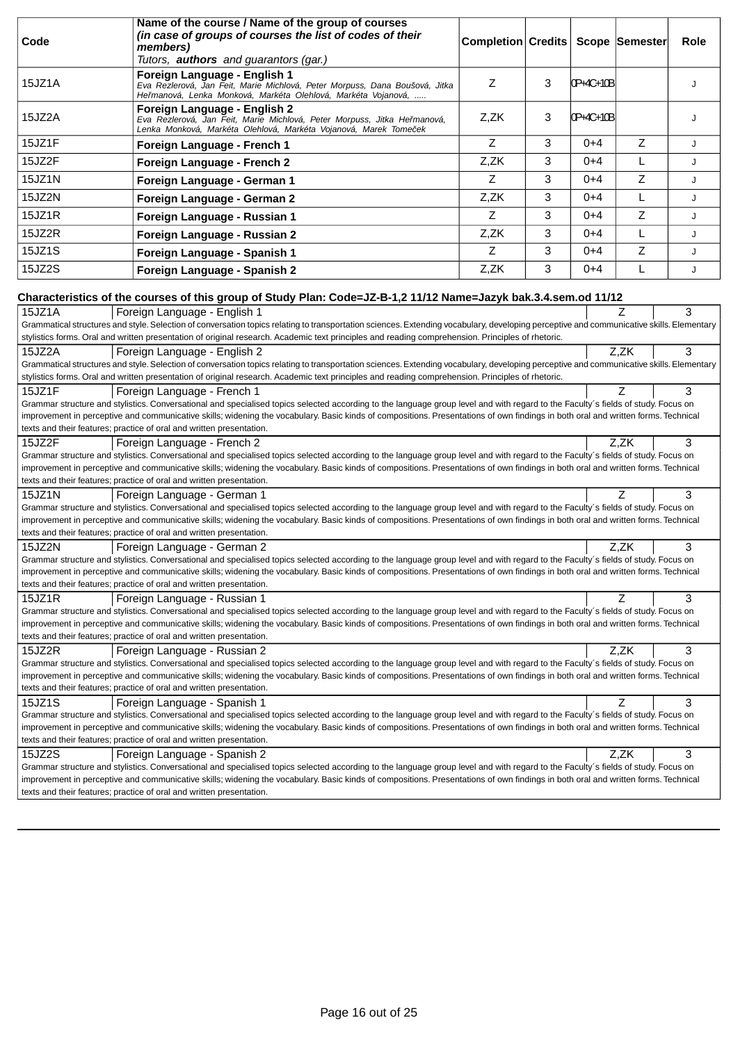| Code | Name of the course / Name of the group of courses *(in case of groups of courses the list of codes of their members)* *Tutors, **authors** and guarantors (gar.)* | Completion | Credits | Scope | Semester | Role |
|---|---|---|---|---|---|---|
| 15JZ1A | **Foreign Language - English 1** *Eva Rezlerová, Jan Feit, Marie Michlová, Peter Morpuss, Dana Boušová, Jitka Heřmanová, Lenka Monková, Markéta Olehlová, Markéta Vojanová, .....* | Z | 3 | 0P+4C+10B | | J |
| 15JZ2A | **Foreign Language - English 2** *Eva Rezlerová, Jan Feit, Marie Michlová, Peter Morpuss, Jitka Heřmanová, Lenka Monková, Markéta Olehlová, Markéta Vojanová, Marek Tomeček* | Z,ZK | 3 | 0P+4C+10B | | J |
| 15JZ1F | **Foreign Language - French 1** | Z | 3 | 0+4 | Z | J |
| 15JZ2F | **Foreign Language - French 2** | Z,ZK | 3 | 0+4 | L | J |
| 15JZ1N | **Foreign Language - German 1** | Z | 3 | 0+4 | Z | J |
| 15JZ2N | **Foreign Language - German 2** | Z,ZK | 3 | 0+4 | L | J |
| 15JZ1R | **Foreign Language - Russian 1** | Z | 3 | 0+4 | Z | J |
| 15JZ2R | **Foreign Language - Russian 2** | Z,ZK | 3 | 0+4 | L | J |
| 15JZ1S | **Foreign Language - Spanish 1** | Z | 3 | 0+4 | Z | J |
| 15JZ2S | **Foreign Language - Spanish 2** | Z,ZK | 3 | 0+4 | L | J |

**Characteristics of the courses of this group of Study Plan: Code=JZ-B-1,2 11/12 Name=Jazyk bak.3.4.sem.od 11/12**

| 15JZ1A | Foreign Language - English 1 | Z | 3 |
|---|---|---|---|

Grammatical structures and style. Selection of conversation topics relating to transportation sciences. Extending vocabulary, developing perceptive and communicative skills. Elementary stylistics forms. Oral and written presentation of original research. Academic text principles and reading comprehension. Principles of rhetoric.

| 15JZ2A | Foreign Language - English 2 | Z,ZK | 3 |
|---|---|---|---|

Grammatical structures and style. Selection of conversation topics relating to transportation sciences. Extending vocabulary, developing perceptive and communicative skills. Elementary stylistics forms. Oral and written presentation of original research. Academic text principles and reading comprehension. Principles of rhetoric.

| 15JZ1F | Foreign Language - French 1 | Z | 3 |
|---|---|---|---|

Grammar structure and stylistics. Conversational and specialised topics selected according to the language group level and with regard to the Faculty´s fields of study. Focus on improvement in perceptive and communicative skills; widening the vocabulary. Basic kinds of compositions. Presentations of own findings in both oral and written forms. Technical texts and their features; practice of oral and written presentation.

| 15JZ2F | Foreign Language - French 2 | Z,ZK | 3 |
|---|---|---|---|

Grammar structure and stylistics. Conversational and specialised topics selected according to the language group level and with regard to the Faculty´s fields of study. Focus on improvement in perceptive and communicative skills; widening the vocabulary. Basic kinds of compositions. Presentations of own findings in both oral and written forms. Technical texts and their features; practice of oral and written presentation.

| 15JZ1N | Foreign Language - German 1 | Z | 3 |
|---|---|---|---|

Grammar structure and stylistics. Conversational and specialised topics selected according to the language group level and with regard to the Faculty´s fields of study. Focus on improvement in perceptive and communicative skills; widening the vocabulary. Basic kinds of compositions. Presentations of own findings in both oral and written forms. Technical texts and their features; practice of oral and written presentation.

| 15JZ2N | Foreign Language - German 2 | Z,ZK | 3 |
|---|---|---|---|

Grammar structure and stylistics. Conversational and specialised topics selected according to the language group level and with regard to the Faculty´s fields of study. Focus on improvement in perceptive and communicative skills; widening the vocabulary. Basic kinds of compositions. Presentations of own findings in both oral and written forms. Technical texts and their features; practice of oral and written presentation.

| 15JZ1R | Foreign Language - Russian 1 | Z | 3 |
|---|---|---|---|

Grammar structure and stylistics. Conversational and specialised topics selected according to the language group level and with regard to the Faculty´s fields of study. Focus on improvement in perceptive and communicative skills; widening the vocabulary. Basic kinds of compositions. Presentations of own findings in both oral and written forms. Technical texts and their features; practice of oral and written presentation.

| 15JZ2R | Foreign Language - Russian 2 | Z,ZK | 3 |
|---|---|---|---|

Grammar structure and stylistics. Conversational and specialised topics selected according to the language group level and with regard to the Faculty´s fields of study. Focus on improvement in perceptive and communicative skills; widening the vocabulary. Basic kinds of compositions. Presentations of own findings in both oral and written forms. Technical texts and their features; practice of oral and written presentation.

| 15JZ1S | Foreign Language - Spanish 1 | Z | 3 |
|---|---|---|---|

Grammar structure and stylistics. Conversational and specialised topics selected according to the language group level and with regard to the Faculty´s fields of study. Focus on improvement in perceptive and communicative skills; widening the vocabulary. Basic kinds of compositions. Presentations of own findings in both oral and written forms. Technical texts and their features; practice of oral and written presentation.

| 15JZ2S | Foreign Language - Spanish 2 | Z,ZK | 3 |
|---|---|---|---|

Grammar structure and stylistics. Conversational and specialised topics selected according to the language group level and with regard to the Faculty´s fields of study. Focus on improvement in perceptive and communicative skills; widening the vocabulary. Basic kinds of compositions. Presentations of own findings in both oral and written forms. Technical texts and their features; practice of oral and written presentation.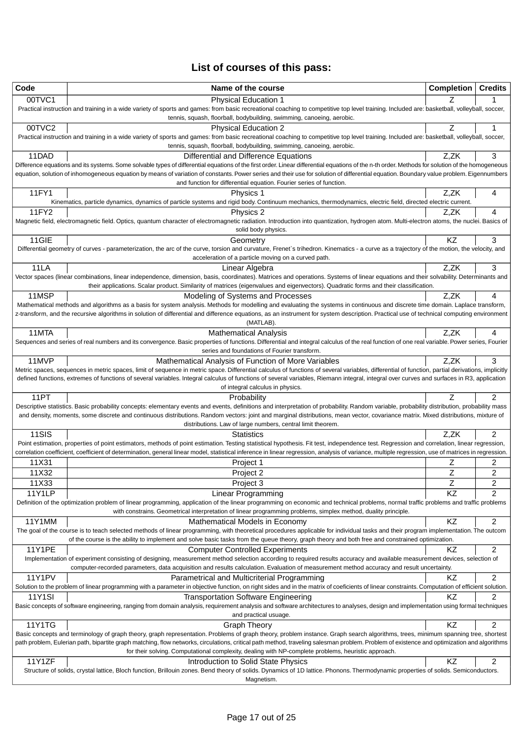## List of courses of this pass:

| Code | Name of the course | Completion | Credits |
|---|---|---|---|
| 00TVC1 | Physical Education 1 | Z | 1 |
| Practical instruction and training in a wide variety of sports and games: from basic recreational coaching to competitive top level training. Included are: basketball, volleyball, soccer, tennis, squash, floorball, bodybuilding, swimming, canoeing, aerobic. | | | |
| 00TVC2 | Physical Education 2 | Z | 1 |
| Practical instruction and training in a wide variety of sports and games: from basic recreational coaching to competitive top level training. Included are: basketball, volleyball, soccer, tennis, squash, floorball, bodybuilding, swimming, canoeing, aerobic. | | | |
| 11DAD | Differential and Difference Equations | Z,ZK | 3 |
| Difference equations and its systems. Some solvable types of differential equations of the first order. Linear differential equations of the n-th order. Methods for solution of the homogeneous equation, solution of inhomogeneous equation by means of variation of constants. Power series and their use for solution of differential equation. Boundary value problem. Eigennumbers and function for differential equation. Fourier series of function. | | | |
| 11FY1 | Physics 1 | Z,ZK | 4 |
| Kinematics, particle dynamics, dynamics of particle systems and rigid body. Continuum mechanics, thermodynamics, electric field, directed electric current. | | | |
| 11FY2 | Physics 2 | Z,ZK | 4 |
| Magnetic field, electromagnetic field. Optics, quantum character of electromagnetic radiation. Introduction into quantization, hydrogen atom. Multi-electron atoms, the nuclei. Basics of solid body physics. | | | |
| 11GIE | Geometry | KZ | 3 |
| Differential geometry of curves - parameterization, the arc of the curve, torsion and curvature, Frenet`s trihedron. Kinematics - a curve as a trajectory of the motion, the velocity, and acceleration of a particle moving on a curved path. | | | |
| 11LA | Linear Algebra | Z,ZK | 3 |
| Vector spaces (linear combinations, linear independence, dimension, basis, coordinates). Matrices and operations. Systems of linear equations and their solvability. Determinants and their applications. Scalar product. Similarity of matrices (eigenvalues and eigenvectors). Quadratic forms and their classification. | | | |
| 11MSP | Modeling of Systems and Processes | Z,ZK | 4 |
| Mathematical methods and algorithms as a basis for system analysis. Methods for modelling and evaluating the systems in continuous and discrete time domain. Laplace transform, z-transform, and the recursive algorithms in solution of differential and difference equations, as an instrument for system description. Practical use of technical computing environment (MATLAB). | | | |
| 11MTA | Mathematical Analysis | Z,ZK | 4 |
| Sequences and series of real numbers and its convergence. Basic properties of functions. Differential and integral calculus of the real function of one real variable. Power series, Fourier series and foundations of Fourier transform. | | | |
| 11MVP | Mathematical Analysis of Function of More Variables | Z,ZK | 3 |
| Metric spaces, sequences in metric spaces, limit of sequence in metric space. Differential calculus of functions of several variables, differential of function, partial derivations, implicitly defined functions, extremes of functions of several variables. Integral calculus of functions of several variables, Riemann integral, integral over curves and surfaces in R3, application of integral calculus in physics. | | | |
| 11PT | Probability | Z | 2 |
| Descriptive statistics. Basic probability concepts: elementary events and events, definitions and interpretation of probability. Random variable, probability distribution, probability mass and density, moments, some discrete and continuous distributions. Random vectors: joint and marginal distributions, mean vector, covariance matrix. Mixed distributions, mixture of distributions. Law of large numbers, central limit theorem. | | | |
| 11SIS | Statistics | Z,ZK | 2 |
| Point estimation, properties of point estimators, methods of point estimation. Testing statistical hypothesis. Fit test, independence test. Regression and correlation, linear regression, correlation coefficient, coefficient of determination, general linear model, statistical inference in linear regression, analysis of variance, multiple regression, use of matrices in regression. | | | |
| 11X31 | Project 1 | Z | 2 |
| 11X32 | Project 2 | Z | 2 |
| 11X33 | Project 3 | Z | 2 |
| 11Y1LP | Linear Programming | KZ | 2 |
| Definition of the optimization problem of linear programming, application of the linear programming on economic and technical problems, normal traffic problems and traffic problems with constrains. Geometrical interpretation of linear programming problems, simplex method, duality principle. | | | |
| 11Y1MM | Mathematical Models in Economy | KZ | 2 |
| The goal of the course is to teach selected methods of linear programming, with theoretical procedures applicable for individual tasks and their program implementation. The outcom of the course is the ability to implement and solve basic tasks from the queue theory, graph theory and both free and constrained optimization. | | | |
| 11Y1PE | Computer Controlled Experiments | KZ | 2 |
| Implementation of experiment consisting of designing, measurement method selection according to required results accuracy and available measurement devices, selection of computer-recorded parameters, data acquisition and results calculation. Evaluation of measurement method accuracy and result uncertainty. | | | |
| 11Y1PV | Parametrical and Multicriterial Programming | KZ | 2 |
| Solution to the problem of linear programming with a parameter in objective function, on right sides and in the matrix of coeficients of linear constraints. Computation of efficient solution. | | | |
| 11Y1SI | Transportation Software Engineering | KZ | 2 |
| Basic concepts of software engineering, ranging from domain analysis, requirement analysis and software architectures to analyses, design and implementation using formal techniques and practical usuage. | | | |
| 11Y1TG | Graph Theory | KZ | 2 |
| Basic concepts and terminology of graph theory, graph representation. Problems of graph theory, problem instance. Graph search algorithms, trees, minimum spanning tree, shortest path problem, Eulerian path, bipartite graph matching, flow networks, circulations, critical path method, traveling salesman problem. Problem of existence and optimization and algorithms for their solving. Computational complexity, dealing with NP-complete problems, heuristic approach. | | | |
| 11Y1ZF | Introduction to Solid State Physics | KZ | 2 |
| Structure of solids, crystal lattice, Bloch function, Brillouin zones. Bend theory of solids. Dynamics of 1D lattice. Phonons. Thermodynamic properties of solids. Semiconductors. Magnetism. | | | |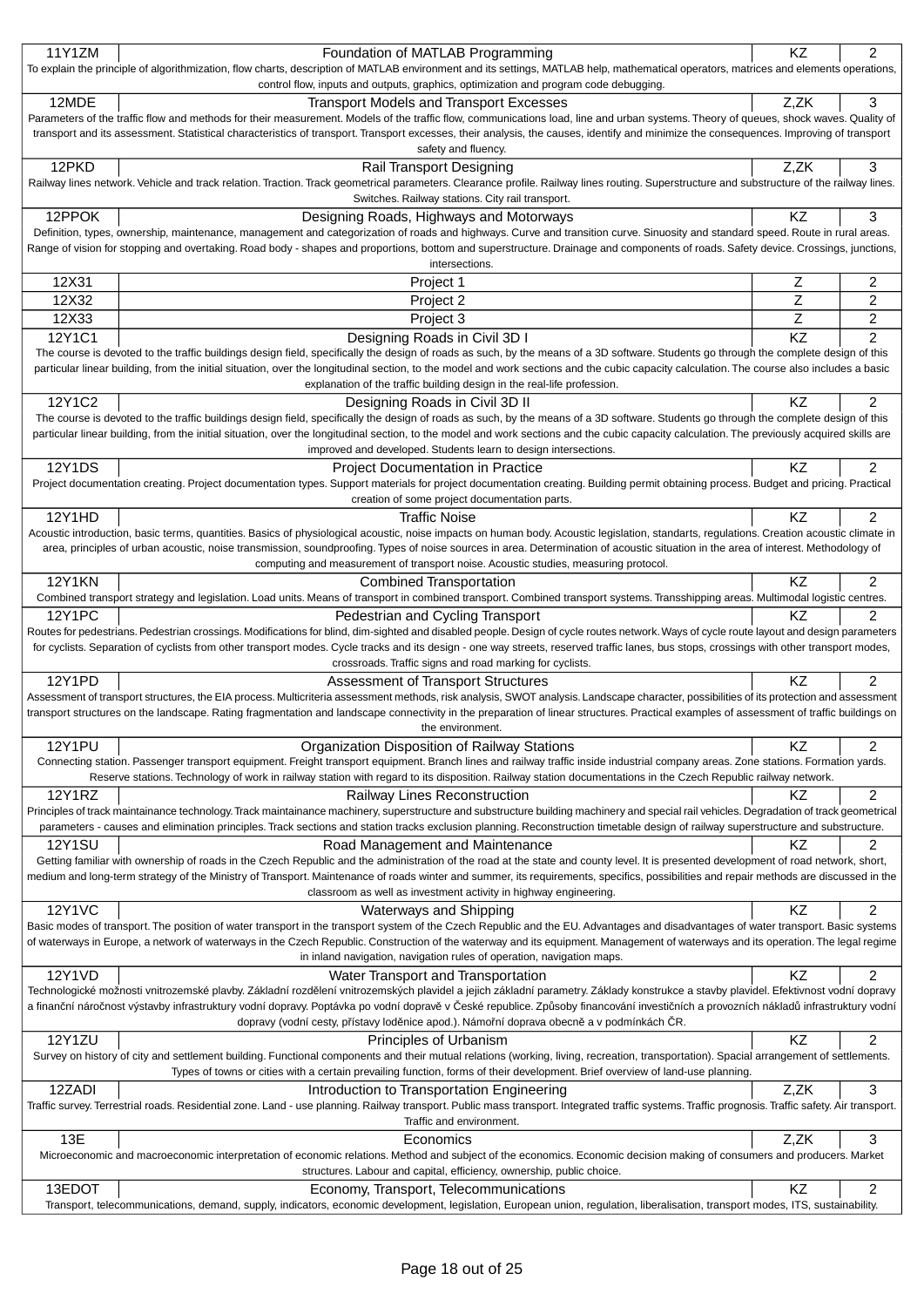| Code | Name | Completion | Credits |
|---|---|---|---|
| 11Y1ZM | Foundation of MATLAB Programming | KZ | 2 |
| To explain the principle of algorithmization, flow charts, description of MATLAB environment and its settings, MATLAB help, mathematical operators, matrices and elements operations, control flow, inputs and outputs, graphics, optimization and program code debugging. | | | |
| 12MDE | Transport Models and Transport Excesses | Z,ZK | 3 |
| Parameters of the traffic flow and methods for their measurement. Models of the traffic flow, communications load, line and urban systems. Theory of queues, shock waves. Quality of transport and its assessment. Statistical characteristics of transport. Transport excesses, their analysis, the causes, identify and minimize the consequences. Improving of transport safety and fluency. | | | |
| 12PKD | Rail Transport Designing | Z,ZK | 3 |
| Railway lines network. Vehicle and track relation. Traction. Track geometrical parameters. Clearance profile. Railway lines routing. Superstructure and substructure of the railway lines. Switches. Railway stations. City rail transport. | | | |
| 12PPOK | Designing Roads, Highways and Motorways | KZ | 3 |
| Definition, types, ownership, maintenance, management and categorization of roads and highways. Curve and transition curve. Sinuosity and standard speed. Route in rural areas. Range of vision for stopping and overtaking. Road body - shapes and proportions, bottom and superstructure. Drainage and components of roads. Safety device. Crossings, junctions, intersections. | | | |
| 12X31 | Project 1 | Z | 2 |
| 12X32 | Project 2 | Z | 2 |
| 12X33 | Project 3 | Z | 2 |
| 12Y1C1 | Designing Roads in Civil 3D I | KZ | 2 |
| The course is devoted to the traffic buildings design field, specifically the design of roads as such, by the means of a 3D software. Students go through the complete design of this particular linear building, from the initial situation, over the longitudinal section, to the model and work sections and the cubic capacity calculation. The course also includes a basic explanation of the traffic building design in the real-life profession. | | | |
| 12Y1C2 | Designing Roads in Civil 3D II | KZ | 2 |
| The course is devoted to the traffic buildings design field, specifically the design of roads as such, by the means of a 3D software. Students go through the complete design of this particular linear building, from the initial situation, over the longitudinal section, to the model and work sections and the cubic capacity calculation. The previously acquired skills are improved and developed. Students learn to design intersections. | | | |
| 12Y1DS | Project Documentation in Practice | KZ | 2 |
| Project documentation creating. Project documentation types. Support materials for project documentation creating. Building permit obtaining process. Budget and pricing. Practical creation of some project documentation parts. | | | |
| 12Y1HD | Traffic Noise | KZ | 2 |
| Acoustic introduction, basic terms, quantities. Basics of physiological acoustic, noise impacts on human body. Acoustic legislation, standarts, regulations. Creation acoustic climate in area, principles of urban acoustic, noise transmission, soundproofing. Types of noise sources in area. Determination of acoustic situation in the area of interest. Methodology of computing and measurement of transport noise. Acoustic studies, measuring protocol. | | | |
| 12Y1KN | Combined Transportation | KZ | 2 |
| Combined transport strategy and legislation. Load units. Means of transport in combined transport. Combined transport systems. Transshipping areas. Multimodal logistic centres. | | | |
| 12Y1PC | Pedestrian and Cycling Transport | KZ | 2 |
| Routes for pedestrians. Pedestrian crossings. Modifications for blind, dim-sighted and disabled people. Design of cycle routes network. Ways of cycle route layout and design parameters for cyclists. Separation of cyclists from other transport modes. Cycle tracks and its design - one way streets, reserved traffic lanes, bus stops, crossings with other transport modes, crossroads. Traffic signs and road marking for cyclists. | | | |
| 12Y1PD | Assessment of Transport Structures | KZ | 2 |
| Assessment of transport structures, the EIA process. Multicriteria assessment methods, risk analysis, SWOT analysis. Landscape character, possibilities of its protection and assessment transport structures on the landscape. Rating fragmentation and landscape connectivity in the preparation of linear structures. Practical examples of assessment of traffic buildings on the environment. | | | |
| 12Y1PU | Organization Disposition of Railway Stations | KZ | 2 |
| Connecting station. Passenger transport equipment. Freight transport equipment. Branch lines and railway traffic inside industrial company areas. Zone stations. Formation yards. Reserve stations. Technology of work in railway station with regard to its disposition. Railway station documentations in the Czech Republic railway network. | | | |
| 12Y1RZ | Railway Lines Reconstruction | KZ | 2 |
| Principles of track maintainance technology. Track maintainance machinery, superstructure and substructure building machinery and special rail vehicles. Degradation of track geometrical parameters - causes and elimination principles. Track sections and station tracks exclusion planning. Reconstruction timetable design of railway superstructure and substructure. | | | |
| 12Y1SU | Road Management and Maintenance | KZ | 2 |
| Getting familiar with ownership of roads in the Czech Republic and the administration of the road at the state and county level. It is presented development of road network, short, medium and long-term strategy of the Ministry of Transport. Maintenance of roads winter and summer, its requirements, specifics, possibilities and repair methods are discussed in the classroom as well as investment activity in highway engineering. | | | |
| 12Y1VC | Waterways and Shipping | KZ | 2 |
| Basic modes of transport. The position of water transport in the transport system of the Czech Republic and the EU. Advantages and disadvantages of water transport. Basic systems of waterways in Europe, a network of waterways in the Czech Republic. Construction of the waterway and its equipment. Management of waterways and its operation. The legal regime in inland navigation, navigation rules of operation, navigation maps. | | | |
| 12Y1VD | Water Transport and Transportation | KZ | 2 |
| Technologické možnosti vnitrozemské plavby. Základní rozdělení vnitrozemských plavidel a jejich základní parametry. Základy konstrukce a stavby plavidel. Efektivnost vodní dopravy a finanční náročnost výstavby infrastruktury vodní dopravy. Poptávka po vodní dopravě v České republice. Způsoby financování investičních a provozních nákladů infrastruktury vodní dopravy (vodní cesty, přístavy loděnice apod.). Námořní doprava obecně a v podmínkách ČR. | | | |
| 12Y1ZU | Principles of Urbanism | KZ | 2 |
| Survey on history of city and settlement building. Functional components and their mutual relations (working, living, recreation, transportation). Spacial arrangement of settlements. Types of towns or cities with a certain prevailing function, forms of their development. Brief overview of land-use planning. | | | |
| 12ZADI | Introduction to Transportation Engineering | Z,ZK | 3 |
| Traffic survey. Terrestrial roads. Residential zone. Land - use planning. Railway transport. Public mass transport. Integrated traffic systems. Traffic prognosis. Traffic safety. Air transport. Traffic and environment. | | | |
| 13E | Economics | Z,ZK | 3 |
| Microeconomic and macroeconomic interpretation of economic relations. Method and subject of the economics. Economic decision making of consumers and producers. Market structures. Labour and capital, efficiency, ownership, public choice. | | | |
| 13EDOT | Economy, Transport, Telecommunications | KZ | 2 |
| Transport, telecommunications, demand, supply, indicators, economic development, legislation, European union, regulation, liberalisation, transport modes, ITS, sustainability. | | | |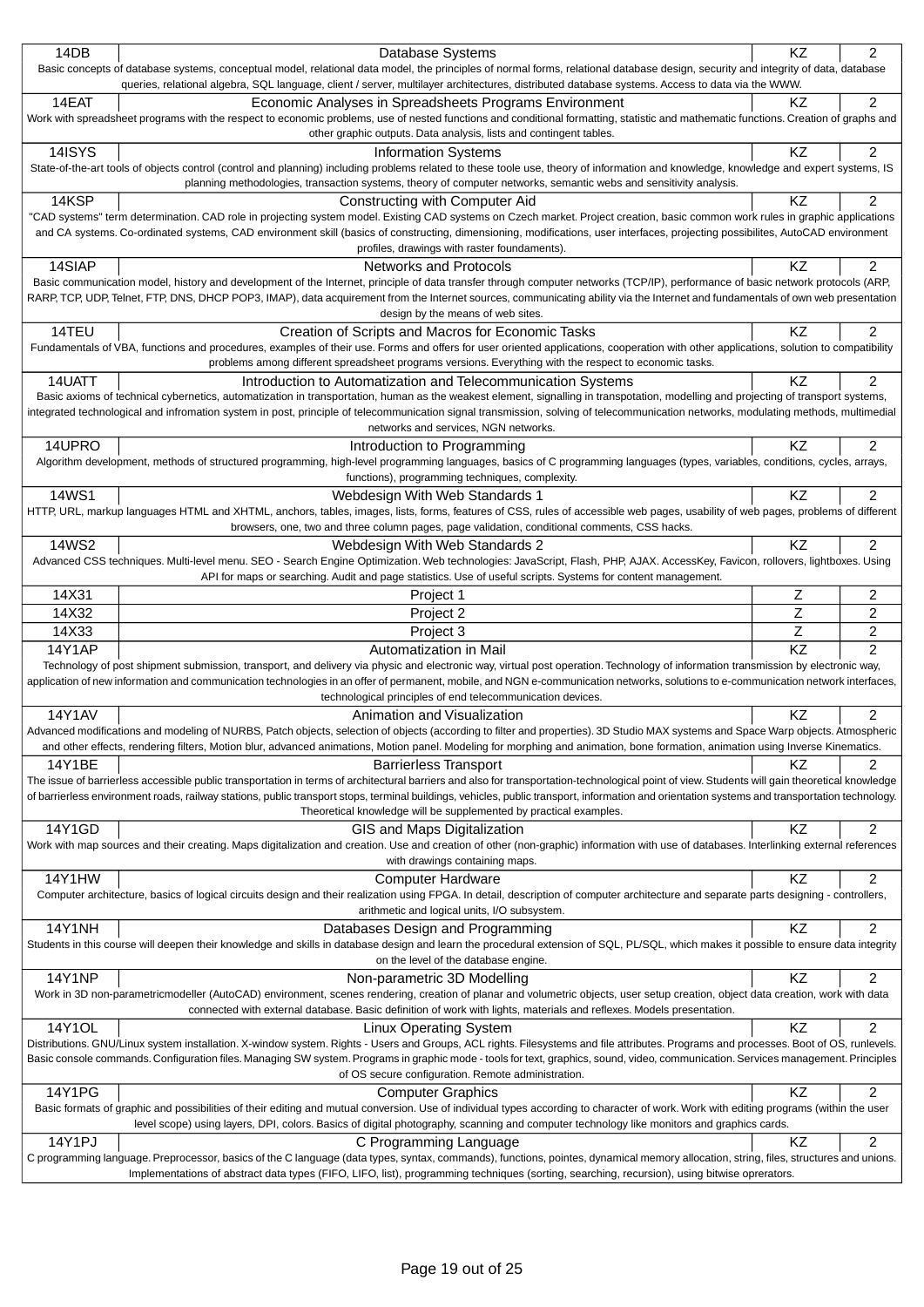| Code | Name | Completion | Credits |
|---|---|---|---|
| 14DB | Database Systems | KZ | 2 |
| Basic concepts of database systems, conceptual model, relational data model, the principles of normal forms, relational database design, security and integrity of data, database queries, relational algebra, SQL language, client / server, multilayer architectures, distributed database systems. Access to data via the WWW. | | | |
| 14EAT | Economic Analyses in Spreadsheets Programs Environment | KZ | 2 |
| Work with spreadsheet programs with the respect to economic problems, use of nested functions and conditional formatting, statistic and mathematic functions. Creation of graphs and other graphic outputs. Data analysis, lists and contingent tables. | | | |
| 14ISYS | Information Systems | KZ | 2 |
| State-of-the-art tools of objects control (control and planning) including problems related to these toole use, theory of information and knowledge, knowledge and expert systems, IS planning methodologies, transaction systems, theory of computer networks, semantic webs and sensitivity analysis. | | | |
| 14KSP | Constructing with Computer Aid | KZ | 2 |
| "CAD systems" term determination. CAD role in projecting system model. Existing CAD systems on Czech market. Project creation, basic common work rules in graphic applications and CA systems. Co-ordinated systems, CAD environment skill (basics of constructing, dimensioning, modifications, user interfaces, projecting possibilites, AutoCAD environment profiles, drawings with raster foundaments). | | | |
| 14SIAP | Networks and Protocols | KZ | 2 |
| Basic communication model, history and development of the Internet, principle of data transfer through computer networks (TCP/IP), performance of basic network protocols (ARP, RARP, TCP, UDP, Telnet, FTP, DNS, DHCP POP3, IMAP), data acquirement from the Internet sources, communicating ability via the Internet and fundamentals of own web presentation design by the means of web sites. | | | |
| 14TEU | Creation of Scripts and Macros for Economic Tasks | KZ | 2 |
| Fundamentals of VBA, functions and procedures, examples of their use. Forms and offers for user oriented applications, cooperation with other applications, solution to compatibility problems among different spreadsheet programs versions. Everything with the respect to economic tasks. | | | |
| 14UATT | Introduction to Automatization and Telecommunication Systems | KZ | 2 |
| Basic axioms of technical cybernetics, automatization in transportation, human as the weakest element, signalling in transpotation, modelling and projecting of transport systems, integrated technological and infromation system in post, principle of telecommunication signal transmission, solving of telecommunication networks, modulating methods, multimedial networks and services, NGN networks. | | | |
| 14UPRO | Introduction to Programming | KZ | 2 |
| Algorithm development, methods of structured programming, high-level programming languages, basics of C programming languages (types, variables, conditions, cycles, arrays, functions), programming techniques, complexity. | | | |
| 14WS1 | Webdesign With Web Standards 1 | KZ | 2 |
| HTTP, URL, markup languages HTML and XHTML, anchors, tables, images, lists, forms, features of CSS, rules of accessible web pages, usability of web pages, problems of different browsers, one, two and three column pages, page validation, conditional comments, CSS hacks. | | | |
| 14WS2 | Webdesign With Web Standards 2 | KZ | 2 |
| Advanced CSS techniques. Multi-level menu. SEO - Search Engine Optimization. Web technologies: JavaScript, Flash, PHP, AJAX. AccessKey, Favicon, rollovers, lightboxes. Using API for maps or searching. Audit and page statistics. Use of useful scripts. Systems for content management. | | | |
| 14X31 | Project 1 | Z | 2 |
| 14X32 | Project 2 | Z | 2 |
| 14X33 | Project 3 | Z | 2 |
| 14Y1AP | Automatization in Mail | KZ | 2 |
| Technology of post shipment submission, transport, and delivery via physic and electronic way, virtual post operation. Technology of information transmission by electronic way, application of new information and communication technologies in an offer of permanent, mobile, and NGN e-communication networks, solutions to e-communication network interfaces, technological principles of end telecommunication devices. | | | |
| 14Y1AV | Animation and Visualization | KZ | 2 |
| Advanced modifications and modeling of NURBS, Patch objects, selection of objects (according to filter and properties). 3D Studio MAX systems and Space Warp objects. Atmospheric and other effects, rendering filters, Motion blur, advanced animations, Motion panel. Modeling for morphing and animation, bone formation, animation using Inverse Kinematics. | | | |
| 14Y1BE | Barrierless Transport | KZ | 2 |
| The issue of barrierless accessible public transportation in terms of architectural barriers and also for transportation-technological point of view. Students will gain theoretical knowledge of barrierless environment roads, railway stations, public transport stops, terminal buildings, vehicles, public transport, information and orientation systems and transportation technology. Theoretical knowledge will be supplemented by practical examples. | | | |
| 14Y1GD | GIS and Maps Digitalization | KZ | 2 |
| Work with map sources and their creating. Maps digitalization and creation. Use and creation of other (non-graphic) information with use of databases. Interlinking external references with drawings containing maps. | | | |
| 14Y1HW | Computer Hardware | KZ | 2 |
| Computer architecture, basics of logical circuits design and their realization using FPGA. In detail, description of computer architecture and separate parts designing - controllers, arithmetic and logical units, I/O subsystem. | | | |
| 14Y1NH | Databases Design and Programming | KZ | 2 |
| Students in this course will deepen their knowledge and skills in database design and learn the procedural extension of SQL, PL/SQL, which makes it possible to ensure data integrity on the level of the database engine. | | | |
| 14Y1NP | Non-parametric 3D Modelling | KZ | 2 |
| Work in 3D non-parametricmodeller (AutoCAD) environment, scenes rendering, creation of planar and volumetric objects, user setup creation, object data creation, work with data connected with external database. Basic definition of work with lights, materials and reflexes. Models presentation. | | | |
| 14Y1OL | Linux Operating System | KZ | 2 |
| Distributions. GNU/Linux system installation. X-window system. Rights - Users and Groups, ACL rights. Filesystems and file attributes. Programs and processes. Boot of OS, runlevels. Basic console commands. Configuration files. Managing SW system. Programs in graphic mode - tools for text, graphics, sound, video, communication. Services management. Principles of OS secure configuration. Remote administration. | | | |
| 14Y1PG | Computer Graphics | KZ | 2 |
| Basic formats of graphic and possibilities of their editing and mutual conversion. Use of individual types according to character of work. Work with editing programs (within the user level scope) using layers, DPI, colors. Basics of digital photography, scanning and computer technology like monitors and graphics cards. | | | |
| 14Y1PJ | C Programming Language | KZ | 2 |
| C programming language. Preprocessor, basics of the C language (data types, syntax, commands), functions, pointes, dynamical memory allocation, string, files, structures and unions. Implementations of abstract data types (FIFO, LIFO, list), programming techniques (sorting, searching, recursion), using bitwise oprerators. | | | |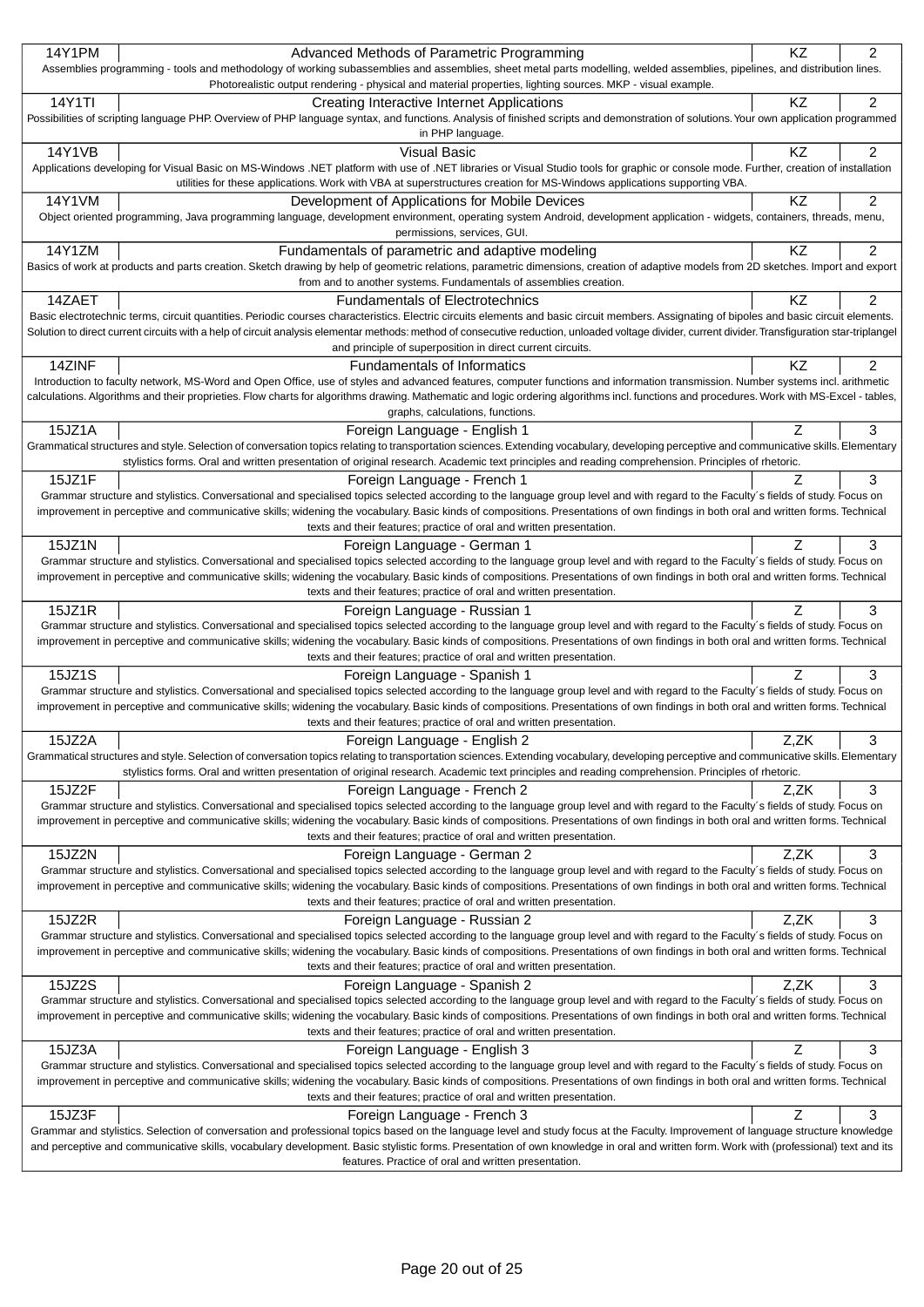| Code | Name | Completion | Credits |
|---|---|---|---|
| 14Y1PM | Advanced Methods of Parametric Programming | KZ | 2 |
| Assemblies programming - tools and methodology of working subassemblies and assemblies, sheet metal parts modelling, welded assemblies, pipelines, and distribution lines. Photorealistic output rendering - physical and material properties, lighting sources. MKP - visual example. | | | |
| 14Y1TI | Creating Interactive Internet Applications | KZ | 2 |
| Possibilities of scripting language PHP. Overview of PHP language syntax, and functions. Analysis of finished scripts and demonstration of solutions. Your own application programmed in PHP language. | | | |
| 14Y1VB | Visual Basic | KZ | 2 |
| Applications developing for Visual Basic on MS-Windows .NET platform with use of .NET libraries or Visual Studio tools for graphic or console mode. Further, creation of installation utilities for these applications. Work with VBA at superstructures creation for MS-Windows applications supporting VBA. | | | |
| 14Y1VM | Development of Applications for Mobile Devices | KZ | 2 |
| Object oriented programming, Java programming language, development environment, operating system Android, development application - widgets, containers, threads, menu, permissions, services, GUI. | | | |
| 14Y1ZM | Fundamentals of parametric and adaptive modeling | KZ | 2 |
| Basics of work at products and parts creation. Sketch drawing by help of geometric relations, parametric dimensions, creation of adaptive models from 2D sketches. Import and export from and to another systems. Fundamentals of assemblies creation. | | | |
| 14ZAET | Fundamentals of Electrotechnics | KZ | 2 |
| Basic electrotechnic terms, circuit quantities. Periodic courses characteristics. Electric circuits elements and basic circuit members. Assignating of bipoles and basic circuit elements. Solution to direct current circuits with a help of circuit analysis elementar methods: method of consecutive reduction, unloaded voltage divider, current divider. Transfiguration star-triplangel and principle of superposition in direct current circuits. | | | |
| 14ZINF | Fundamentals of Informatics | KZ | 2 |
| Introduction to faculty network, MS-Word and Open Office, use of styles and advanced features, computer functions and information transmission. Number systems incl. arithmetic calculations. Algorithms and their proprieties. Flow charts for algorithms drawing. Mathematic and logic ordering algorithms incl. functions and procedures. Work with MS-Excel - tables, graphs, calculations, functions. | | | |
| 15JZ1A | Foreign Language - English 1 | Z | 3 |
| Grammatical structures and style. Selection of conversation topics relating to transportation sciences. Extending vocabulary, developing perceptive and communicative skills. Elementary stylistics forms. Oral and written presentation of original research. Academic text principles and reading comprehension. Principles of rhetoric. | | | |
| 15JZ1F | Foreign Language - French 1 | Z | 3 |
| Grammar structure and stylistics. Conversational and specialised topics selected according to the language group level and with regard to the Faculty´s fields of study. Focus on improvement in perceptive and communicative skills; widening the vocabulary. Basic kinds of compositions. Presentations of own findings in both oral and written forms. Technical texts and their features; practice of oral and written presentation. | | | |
| 15JZ1N | Foreign Language - German 1 | Z | 3 |
| Grammar structure and stylistics. Conversational and specialised topics selected according to the language group level and with regard to the Faculty´s fields of study. Focus on improvement in perceptive and communicative skills; widening the vocabulary. Basic kinds of compositions. Presentations of own findings in both oral and written forms. Technical texts and their features; practice of oral and written presentation. | | | |
| 15JZ1R | Foreign Language - Russian 1 | Z | 3 |
| Grammar structure and stylistics. Conversational and specialised topics selected according to the language group level and with regard to the Faculty´s fields of study. Focus on improvement in perceptive and communicative skills; widening the vocabulary. Basic kinds of compositions. Presentations of own findings in both oral and written forms. Technical texts and their features; practice of oral and written presentation. | | | |
| 15JZ1S | Foreign Language - Spanish 1 | Z | 3 |
| Grammar structure and stylistics. Conversational and specialised topics selected according to the language group level and with regard to the Faculty´s fields of study. Focus on improvement in perceptive and communicative skills; widening the vocabulary. Basic kinds of compositions. Presentations of own findings in both oral and written forms. Technical texts and their features; practice of oral and written presentation. | | | |
| 15JZ2A | Foreign Language - English 2 | Z,ZK | 3 |
| Grammatical structures and style. Selection of conversation topics relating to transportation sciences. Extending vocabulary, developing perceptive and communicative skills. Elementary stylistics forms. Oral and written presentation of original research. Academic text principles and reading comprehension. Principles of rhetoric. | | | |
| 15JZ2F | Foreign Language - French 2 | Z,ZK | 3 |
| Grammar structure and stylistics. Conversational and specialised topics selected according to the language group level and with regard to the Faculty´s fields of study. Focus on improvement in perceptive and communicative skills; widening the vocabulary. Basic kinds of compositions. Presentations of own findings in both oral and written forms. Technical texts and their features; practice of oral and written presentation. | | | |
| 15JZ2N | Foreign Language - German 2 | Z,ZK | 3 |
| Grammar structure and stylistics. Conversational and specialised topics selected according to the language group level and with regard to the Faculty´s fields of study. Focus on improvement in perceptive and communicative skills; widening the vocabulary. Basic kinds of compositions. Presentations of own findings in both oral and written forms. Technical texts and their features; practice of oral and written presentation. | | | |
| 15JZ2R | Foreign Language - Russian 2 | Z,ZK | 3 |
| Grammar structure and stylistics. Conversational and specialised topics selected according to the language group level and with regard to the Faculty´s fields of study. Focus on improvement in perceptive and communicative skills; widening the vocabulary. Basic kinds of compositions. Presentations of own findings in both oral and written forms. Technical texts and their features; practice of oral and written presentation. | | | |
| 15JZ2S | Foreign Language - Spanish 2 | Z,ZK | 3 |
| Grammar structure and stylistics. Conversational and specialised topics selected according to the language group level and with regard to the Faculty´s fields of study. Focus on improvement in perceptive and communicative skills; widening the vocabulary. Basic kinds of compositions. Presentations of own findings in both oral and written forms. Technical texts and their features; practice of oral and written presentation. | | | |
| 15JZ3A | Foreign Language - English 3 | Z | 3 |
| Grammar structure and stylistics. Conversational and specialised topics selected according to the language group level and with regard to the Faculty´s fields of study. Focus on improvement in perceptive and communicative skills; widening the vocabulary. Basic kinds of compositions. Presentations of own findings in both oral and written forms. Technical texts and their features; practice of oral and written presentation. | | | |
| 15JZ3F | Foreign Language - French 3 | Z | 3 |
| Grammar and stylistics. Selection of conversation and professional topics based on the language level and study focus at the Faculty. Improvement of language structure knowledge and perceptive and communicative skills, vocabulary development. Basic stylistic forms. Presentation of own knowledge in oral and written form. Work with (professional) text and its features. Practice of oral and written presentation. | | | |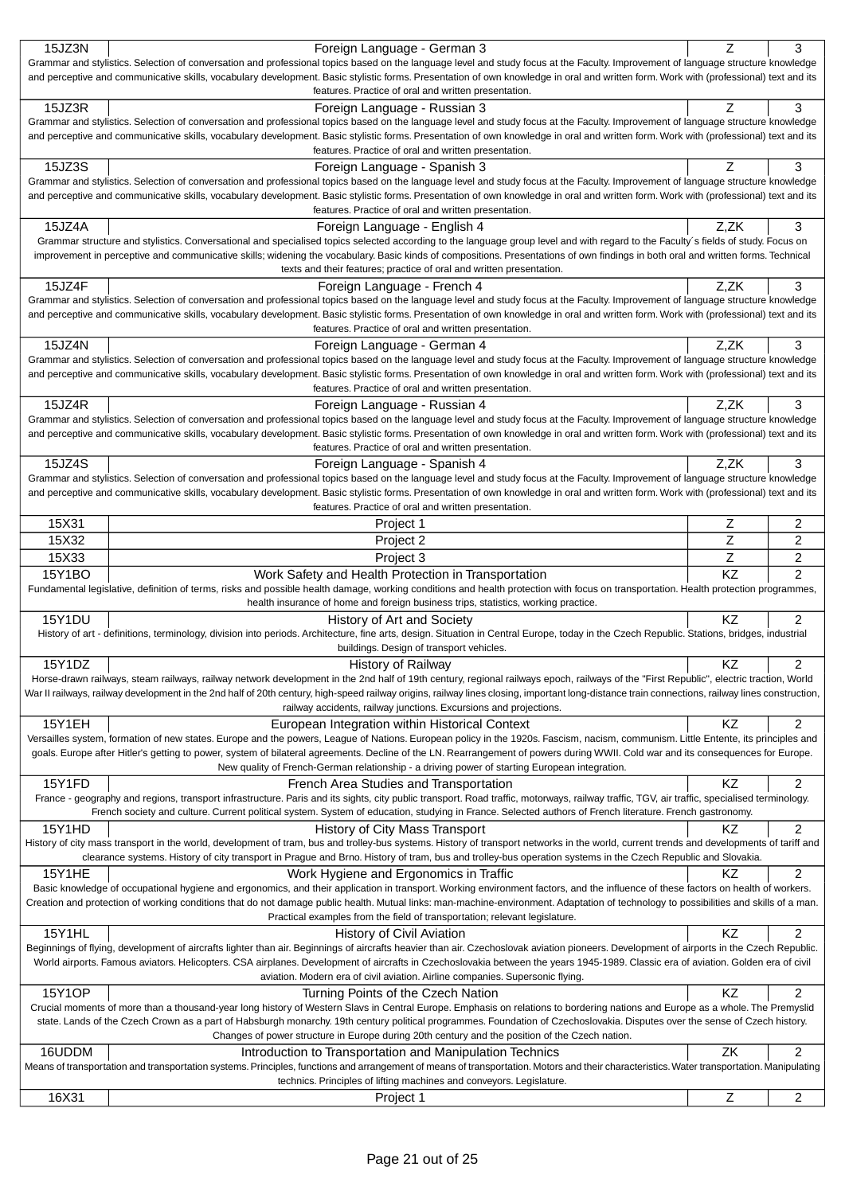| Code | Course | Completion | Credits |
|---|---|---|---|
| 15JZ3N | Foreign Language - German 3 | Z | 3 |
| Grammar and stylistics. Selection of conversation and professional topics based on the language level and study focus at the Faculty. Improvement of language structure knowledge and perceptive and communicative skills, vocabulary development. Basic stylistic forms. Presentation of own knowledge in oral and written form. Work with (professional) text and its features. Practice of oral and written presentation. | | | |
| 15JZ3R | Foreign Language - Russian 3 | Z | 3 |
| Grammar and stylistics. Selection of conversation and professional topics based on the language level and study focus at the Faculty. Improvement of language structure knowledge and perceptive and communicative skills, vocabulary development. Basic stylistic forms. Presentation of own knowledge in oral and written form. Work with (professional) text and its features. Practice of oral and written presentation. | | | |
| 15JZ3S | Foreign Language - Spanish 3 | Z | 3 |
| Grammar and stylistics. Selection of conversation and professional topics based on the language level and study focus at the Faculty. Improvement of language structure knowledge and perceptive and communicative skills, vocabulary development. Basic stylistic forms. Presentation of own knowledge in oral and written form. Work with (professional) text and its features. Practice of oral and written presentation. | | | |
| 15JZ4A | Foreign Language - English 4 | Z,ZK | 3 |
| Grammar structure and stylistics. Conversational and specialised topics selected according to the language group level and with regard to the Faculty´s fields of study. Focus on improvement in perceptive and communicative skills; widening the vocabulary. Basic kinds of compositions. Presentations of own findings in both oral and written forms. Technical texts and their features; practice of oral and written presentation. | | | |
| 15JZ4F | Foreign Language - French 4 | Z,ZK | 3 |
| Grammar and stylistics. Selection of conversation and professional topics based on the language level and study focus at the Faculty. Improvement of language structure knowledge and perceptive and communicative skills, vocabulary development. Basic stylistic forms. Presentation of own knowledge in oral and written form. Work with (professional) text and its features. Practice of oral and written presentation. | | | |
| 15JZ4N | Foreign Language - German 4 | Z,ZK | 3 |
| Grammar and stylistics. Selection of conversation and professional topics based on the language level and study focus at the Faculty. Improvement of language structure knowledge and perceptive and communicative skills, vocabulary development. Basic stylistic forms. Presentation of own knowledge in oral and written form. Work with (professional) text and its features. Practice of oral and written presentation. | | | |
| 15JZ4R | Foreign Language - Russian 4 | Z,ZK | 3 |
| Grammar and stylistics. Selection of conversation and professional topics based on the language level and study focus at the Faculty. Improvement of language structure knowledge and perceptive and communicative skills, vocabulary development. Basic stylistic forms. Presentation of own knowledge in oral and written form. Work with (professional) text and its features. Practice of oral and written presentation. | | | |
| 15JZ4S | Foreign Language - Spanish 4 | Z,ZK | 3 |
| Grammar and stylistics. Selection of conversation and professional topics based on the language level and study focus at the Faculty. Improvement of language structure knowledge and perceptive and communicative skills, vocabulary development. Basic stylistic forms. Presentation of own knowledge in oral and written form. Work with (professional) text and its features. Practice of oral and written presentation. | | | |
| 15X31 | Project 1 | Z | 2 |
| 15X32 | Project 2 | Z | 2 |
| 15X33 | Project 3 | Z | 2 |
| 15Y1BO | Work Safety and Health Protection in Transportation | KZ | 2 |
| Fundamental legislative, definition of terms, risks and possible health damage, working conditions and health protection with focus on transportation. Health protection programmes, health insurance of home and foreign business trips, statistics, working practice. | | | |
| 15Y1DU | History of Art and Society | KZ | 2 |
| History of art - definitions, terminology, division into periods. Architecture, fine arts, design. Situation in Central Europe, today in the Czech Republic. Stations, bridges, industrial buildings. Design of transport vehicles. | | | |
| 15Y1DZ | History of Railway | KZ | 2 |
| Horse-drawn railways, steam railways, railway network development in the 2nd half of 19th century, regional railways epoch, railways of the "First Republic", electric traction, World War II railways, railway development in the 2nd half of 20th century, high-speed railway origins, railway lines closing, important long-distance train connections, railway lines construction, railway accidents, railway junctions. Excursions and projections. | | | |
| 15Y1EH | European Integration within Historical Context | KZ | 2 |
| Versailles system, formation of new states. Europe and the powers, League of Nations. European policy in the 1920s. Fascism, nacism, communism. Little Entente, its principles and goals. Europe after Hitler's getting to power, system of bilateral agreements. Decline of the LN. Rearrangement of powers during WWII. Cold war and its consequences for Europe. New quality of French-German relationship - a driving power of starting European integration. | | | |
| 15Y1FD | French Area Studies and Transportation | KZ | 2 |
| France - geography and regions, transport infrastructure. Paris and its sights, city public transport. Road traffic, motorways, railway traffic, TGV, air traffic, specialised terminology. French society and culture. Current political system. System of education, studying in France. Selected authors of French literature. French gastronomy. | | | |
| 15Y1HD | History of City Mass Transport | KZ | 2 |
| History of city mass transport in the world, development of tram, bus and trolley-bus systems. History of transport networks in the world, current trends and developments of tariff and clearance systems. History of city transport in Prague and Brno. History of tram, bus and trolley-bus operation systems in the Czech Republic and Slovakia. | | | |
| 15Y1HE | Work Hygiene and Ergonomics in Traffic | KZ | 2 |
| Basic knowledge of occupational hygiene and ergonomics, and their application in transport. Working environment factors, and the influence of these factors on health of workers. Creation and protection of working conditions that do not damage public health. Mutual links: man-machine-environment. Adaptation of technology to possibilities and skills of a man. Practical examples from the field of transportation; relevant legislature. | | | |
| 15Y1HL | History of Civil Aviation | KZ | 2 |
| Beginnings of flying, development of aircrafts lighter than air. Beginnings of aircrafts heavier than air. Czechoslovak aviation pioneers. Development of airports in the Czech Republic. World airports. Famous aviators. Helicopters. CSA airplanes. Development of aircrafts in Czechoslovakia between the years 1945-1989. Classic era of aviation. Golden era of civil aviation. Modern era of civil aviation. Airline companies. Supersonic flying. | | | |
| 15Y1OP | Turning Points of the Czech Nation | KZ | 2 |
| Crucial moments of more than a thousand-year long history of Western Slavs in Central Europe. Emphasis on relations to bordering nations and Europe as a whole. The Premyslid state. Lands of the Czech Crown as a part of Habsburgh monarchy. 19th century political programmes. Foundation of Czechoslovakia. Disputes over the sense of Czech history. Changes of power structure in Europe during 20th century and the position of the Czech nation. | | | |
| 16UDDM | Introduction to Transportation and Manipulation Technics | ZK | 2 |
| Means of transportation and transportation systems. Principles, functions and arrangement of means of transportation. Motors and their characteristics. Water transportation. Manipulating technics. Principles of lifting machines and conveyors. Legislature. | | | |
| 16X31 | Project 1 | Z | 2 |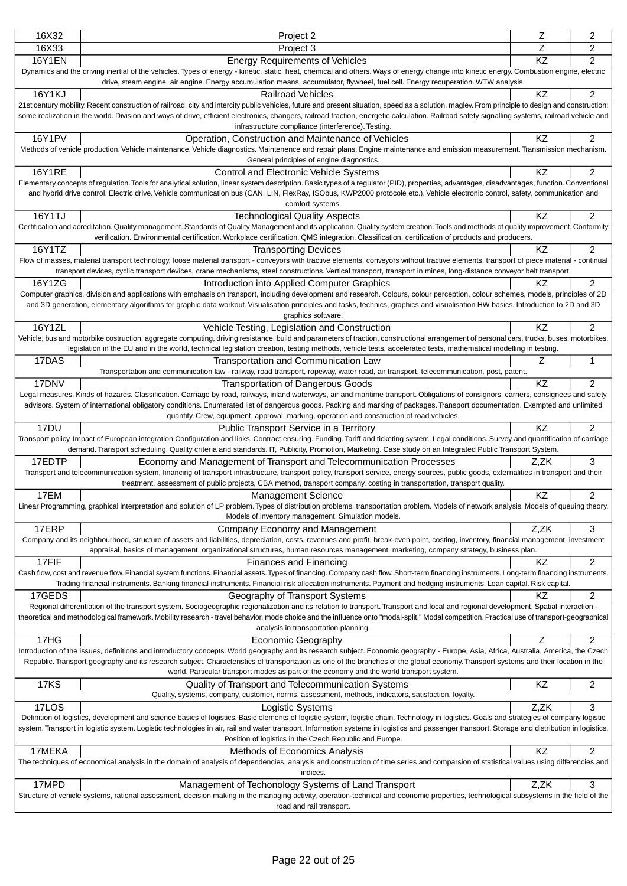| Code | Name | Completion | Credits |
|---|---|---|---|
| 16X32 | Project 2 | Z | 2 |
| 16X33 | Project 3 | Z | 2 |
| 16Y1EN | Energy Requirements of Vehicles | KZ | 2 |
| Dynamics and the driving inertial of the vehicles. Types of energy - kinetic, static, heat, chemical and others. Ways of energy change into kinetic energy. Combustion engine, electric drive, steam engine, air engine. Energy accumulation means, accumulator, flywheel, fuel cell. Energy recuperation. WTW analysis. | | | |
| 16Y1KJ | Railroad Vehicles | KZ | 2 |
| 21st century mobility. Recent construction of railroad, city and intercity public vehicles, future and present situation, speed as a solution, maglev. From principle to design and construction; some realization in the world. Division and ways of drive, efficient electronics, changers, railroad traction, energetic calculation. Railroad safety signalling systems, railroad vehicle and infrastructure compliance (interference). Testing. | | | |
| 16Y1PV | Operation, Construction and Maintenance of Vehicles | KZ | 2 |
| Methods of vehicle production. Vehicle maintenance. Vehicle diagnostics. Maintenence and repair plans. Engine maintenance and emission measurement. Transmission mechanism. General principles of engine diagnostics. | | | |
| 16Y1RE | Control and Electronic Vehicle Systems | KZ | 2 |
| Elementary concepts of regulation. Tools for analytical solution, linear system description. Basic types of a regulator (PID), properties, advantages, disadvantages, function. Conventional and hybrid drive control. Electric drive. Vehicle communication bus (CAN, LIN, FlexRay, ISObus, KWP2000 protocole etc.). Vehicle electronic control, safety, communication and comfort systems. | | | |
| 16Y1TJ | Technological Quality Aspects | KZ | 2 |
| Certification and acreditation. Quality management. Standards of Quality Management and its application. Quality system creation. Tools and methods of quality improvement. Conformity verification. Environmental certification. Workplace certification. QMS integration. Classification, certification of products and producers. | | | |
| 16Y1TZ | Transporting Devices | KZ | 2 |
| Flow of masses, material transport technology, loose material transport - conveyors with tractive elements, conveyors without tractive elements, transport of piece material - continual transport devices, cyclic transport devices, crane mechanisms, steel constructions. Vertical transport, transport in mines, long-distance conveyor belt transport. | | | |
| 16Y1ZG | Introduction into Applied Computer Graphics | KZ | 2 |
| Computer graphics, division and applications with emphasis on transport, including development and research. Colours, colour perception, colour schemes, models, principles of 2D and 3D generation, elementary algorithms for graphic data workout. Visualisation principles and tasks, technics, graphics and visualisation HW basics. Introduction to 2D and 3D graphics software. | | | |
| 16Y1ZL | Vehicle Testing, Legislation and Construction | KZ | 2 |
| Vehicle, bus and motorbike costruction, aggregate computing, driving resistance, build and parameters of traction, constructional arrangement of personal cars, trucks, buses, motorbikes, legislation in the EU and in the world, technical legislation creation, testing methods, vehicle tests, accelerated tests, mathematical modelling in testing. | | | |
| 17DAS | Transportation and Communication Law | Z | 1 |
| Transportation and communication law - railway, road transport, ropeway, water road, air transport, telecommunication, post, patent. | | | |
| 17DNV | Transportation of Dangerous Goods | KZ | 2 |
| Legal measures. Kinds of hazards. Classification. Carriage by road, railways, inland waterways, air and maritime transport. Obligations of consignors, carriers, consignees and safety advisors. System of international obligatory conditions. Enumerated list of dangerous goods. Packing and marking of packages. Transport documentation. Exempted and unlimited quantity. Crew, equipment, approval, marking, operation and construction of road vehicles. | | | |
| 17DU | Public Transport Service in a Territory | KZ | 2 |
| Transport policy. Impact of European integration.Configuration and links. Contract ensuring. Funding. Tariff and ticketing system. Legal conditions. Survey and quantification of carriage demand. Transport scheduling. Quality criteria and standards. IT, Publicity, Promotion, Marketing. Case study on an Integrated Public Transport System. | | | |
| 17EDTP | Economy and Management of Transport and Telecommunication Processes | Z,ZK | 3 |
| Transport and telecommunication system, financing of transport infrastructure, transport policy, transport service, energy sources, public goods, externalities in transport and their treatment, assessment of public projects, CBA method, transport company, costing in transportation, transport quality. | | | |
| 17EM | Management Science | KZ | 2 |
| Linear Programming, graphical interpretation and solution of LP problem. Types of distribution problems, transportation problem. Models of network analysis. Models of queuing theory. Models of inventory management. Simulation models. | | | |
| 17ERP | Company Economy and Management | Z,ZK | 3 |
| Company and its neighbourhood, structure of assets and liabilities, depreciation, costs, revenues and profit, break-even point, costing, inventory, financial management, investment appraisal, basics of management, organizational structures, human resources management, marketing, company strategy, business plan. | | | |
| 17FIF | Finances and Financing | KZ | 2 |
| Cash flow, cost and revenue flow. Financial system functions. Financial assets. Types of financing. Company cash flow. Short-term financing instruments. Long-term financing instruments. Trading financial instruments. Banking financial instruments. Financial risk allocation instruments. Payment and hedging instruments. Loan capital. Risk capital. | | | |
| 17GEDS | Geography of Transport Systems | KZ | 2 |
| Regional differentiation of the transport system. Sociogeographic regionalization and its relation to transport. Transport and local and regional development. Spatial interaction - theoretical and methodological framework. Mobility research - travel behavior, mode choice and the influence onto "modal-split." Modal competition. Practical use of transport-geographical analysis in transportation planning. | | | |
| 17HG | Economic Geography | Z | 2 |
| Introduction of the issues, definitions and introductory concepts. World geography and its research subject. Economic geography - Europe, Asia, Africa, Australia, America, the Czech Republic. Transport geography and its research subject. Characteristics of transportation as one of the branches of the global economy. Transport systems and their location in the world. Particular transport modes as part of the economy and the world transport system. | | | |
| 17KS | Quality of Transport and Telecommunication Systems | KZ | 2 |
| Quality, systems, company, customer, norms, assessment, methods, indicators, satisfaction, loyalty. | | | |
| 17LOS | Logistic Systems | Z,ZK | 3 |
| Definition of logistics, development and science basics of logistics. Basic elements of logistic system, logistic chain. Technology in logistics. Goals and strategies of company logistic system. Transport in logistic system. Logistic technologies in air, rail and water transport. Information systems in logistics and passenger transport. Storage and distribution in logistics. Position of logistics in the Czech Republic and Europe. | | | |
| 17MEKA | Methods of Economics Analysis | KZ | 2 |
| The techniques of economical analysis in the domain of analysis of dependencies, analysis and construction of time series and comparsion of statistical values using differencies and indices. | | | |
| 17MPD | Management of Techonology Systems of Land Transport | Z,ZK | 3 |
| Structure of vehicle systems, rational assessment, decision making in the managing activity, operation-technical and economic properties, technological subsystems in the field of the road and rail transport. | | | |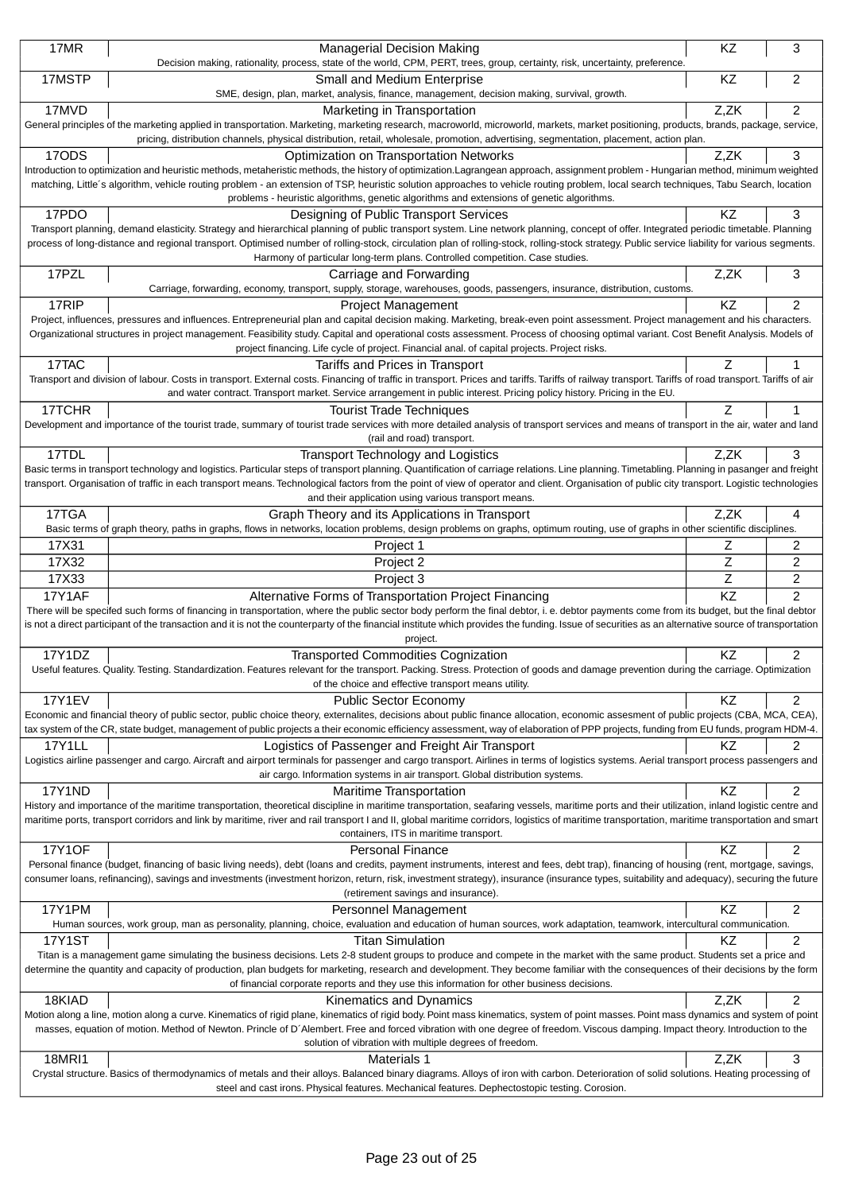| Code | Title | Completion | Credits |
|---|---|---|---|
| 17MR | Managerial Decision Making | KZ | 3 |
| | Decision making, rationality, process, state of the world, CPM, PERT, trees, group, certainty, risk, uncertainty, preference. | | |
| 17MSTP | Small and Medium Enterprise | KZ | 2 |
| | SME, design, plan, market, analysis, finance, management, decision making, survival, growth. | | |
| 17MVD | Marketing in Transportation | Z,ZK | 2 |
| | General principles of the marketing applied in transportation. Marketing, marketing research, macroworld, microworld, markets, market positioning, products, brands, package, service, pricing, distribution channels, physical distribution, retail, wholesale, promotion, advertising, segmentation, placement, action plan. | | |
| 17ODS | Optimization on Transportation Networks | Z,ZK | 3 |
| | Introduction to optimization and heuristic methods, metaheristic methods, the history of optimization.Lagrangean approach, assignment problem - Hungarian method, minimum weighted matching, Little´s algorithm, vehicle routing problem - an extension of TSP, heuristic solution approaches to vehicle routing problem, local search techniques, Tabu Search, location problems - heuristic algorithms, genetic algorithms and extensions of genetic algorithms. | | |
| 17PDO | Designing of Public Transport Services | KZ | 3 |
| | Transport planning, demand elasticity. Strategy and hierarchical planning of public transport system. Line network planning, concept of offer. Integrated periodic timetable. Planning process of long-distance and regional transport. Optimised number of rolling-stock, circulation plan of rolling-stock, rolling-stock strategy. Public service liability for various segments. Harmony of particular long-term plans. Controlled competition. Case studies. | | |
| 17PZL | Carriage and Forwarding | Z,ZK | 3 |
| | Carriage, forwarding, economy, transport, supply, storage, warehouses, goods, passengers, insurance, distribution, customs. | | |
| 17RIP | Project Management | KZ | 2 |
| | Project, influences, pressures and influences. Entrepreneurial plan and capital decision making. Marketing, break-even point assessment. Project management and his characters. Organizational structures in project management. Feasibility study. Capital and operational costs assessment. Process of choosing optimal variant. Cost Benefit Analysis. Models of project financing. Life cycle of project. Financial anal. of capital projects. Project risks. | | |
| 17TAC | Tariffs and Prices in Transport | Z | 1 |
| | Transport and division of labour. Costs in transport. External costs. Financing of traffic in transport. Prices and tariffs. Tariffs of railway transport. Tariffs of road transport. Tariffs of air and water contract. Transport market. Service arrangement in public interest. Pricing policy history. Pricing in the EU. | | |
| 17TCHR | Tourist Trade Techniques | Z | 1 |
| | Development and importance of the tourist trade, summary of tourist trade services with more detailed analysis of transport services and means of transport in the air, water and land (rail and road) transport. | | |
| 17TDL | Transport Technology and Logistics | Z,ZK | 3 |
| | Basic terms in transport technology and logistics. Particular steps of transport planning. Quantification of carriage relations. Line planning. Timetabling. Planning in pasanger and freight transport. Organisation of traffic in each transport means. Technological factors from the point of view of operator and client. Organisation of public city transport. Logistic technologies and their application using various transport means. | | |
| 17TGA | Graph Theory and its Applications in Transport | Z,ZK | 4 |
| | Basic terms of graph theory, paths in graphs, flows in networks, location problems, design problems on graphs, optimum routing, use of graphs in other scientific disciplines. | | |
| 17X31 | Project 1 | Z | 2 |
| 17X32 | Project 2 | Z | 2 |
| 17X33 | Project 3 | Z | 2 |
| 17Y1AF | Alternative Forms of Transportation Project Financing | KZ | 2 |
| | There will be specifed such forms of financing in transportation, where the public sector body perform the final debtor, i. e. debtor payments come from its budget, but the final debtor is not a direct participant of the transaction and it is not the counterparty of the financial institute which provides the funding. Issue of securities as an alternative source of transportation project. | | |
| 17Y1DZ | Transported Commodities Cognization | KZ | 2 |
| | Useful features. Quality. Testing. Standardization. Features relevant for the transport. Packing. Stress. Protection of goods and damage prevention during the carriage. Optimization of the choice and effective transport means utility. | | |
| 17Y1EV | Public Sector Economy | KZ | 2 |
| | Economic and financial theory of public sector, public choice theory, externalites, decisions about public finance allocation, economic assesment of public projects (CBA, MCA, CEA), tax system of the CR, state budget, management of public projects a their economic efficiency assessment, way of elaboration of PPP projects, funding from EU funds, program HDM-4. | | |
| 17Y1LL | Logistics of Passenger and Freight Air Transport | KZ | 2 |
| | Logistics airline passenger and cargo. Aircraft and airport terminals for passenger and cargo transport. Airlines in terms of logistics systems. Aerial transport process passengers and air cargo. Information systems in air transport. Global distribution systems. | | |
| 17Y1ND | Maritime Transportation | KZ | 2 |
| | History and importance of the maritime transportation, theoretical discipline in maritime transportation, seafaring vessels, maritime ports and their utilization, inland logistic centre and maritime ports, transport corridors and link by maritime, river and rail transport I and II, global maritime corridors, logistics of maritime transportation, maritime transportation and smart containers, ITS in maritime transport. | | |
| 17Y1OF | Personal Finance | KZ | 2 |
| | Personal finance (budget, financing of basic living needs), debt (loans and credits, payment instruments, interest and fees, debt trap), financing of housing (rent, mortgage, savings, consumer loans, refinancing), savings and investments (investment horizon, return, risk, investment strategy), insurance (insurance types, suitability and adequacy), securing the future (retirement savings and insurance). | | |
| 17Y1PM | Personnel Management | KZ | 2 |
| | Human sources, work group, man as personality, planning, choice, evaluation and education of human sources, work adaptation, teamwork, intercultural communication. | | |
| 17Y1ST | Titan Simulation | KZ | 2 |
| | Titan is a management game simulating the business decisions. Lets 2-8 student groups to produce and compete in the market with the same product. Students set a price and determine the quantity and capacity of production, plan budgets for marketing, research and development. They become familiar with the consequences of their decisions by the form of financial corporate reports and they use this information for other business decisions. | | |
| 18KIAD | Kinematics and Dynamics | Z,ZK | 2 |
| | Motion along a line, motion along a curve. Kinematics of rigid plane, kinematics of rigid body. Point mass kinematics, system of point masses. Point mass dynamics and system of point masses, equation of motion. Method of Newton. Princle of D´Alembert. Free and forced vibration with one degree of freedom. Viscous damping. Impact theory. Introduction to the solution of vibration with multiple degrees of freedom. | | |
| 18MRI1 | Materials 1 | Z,ZK | 3 |
| | Crystal structure. Basics of thermodynamics of metals and their alloys. Balanced binary diagrams. Alloys of iron with carbon. Deterioration of solid solutions. Heating processing of steel and cast irons. Physical features. Mechanical features. Dephectostopic testing. Corosion. | | |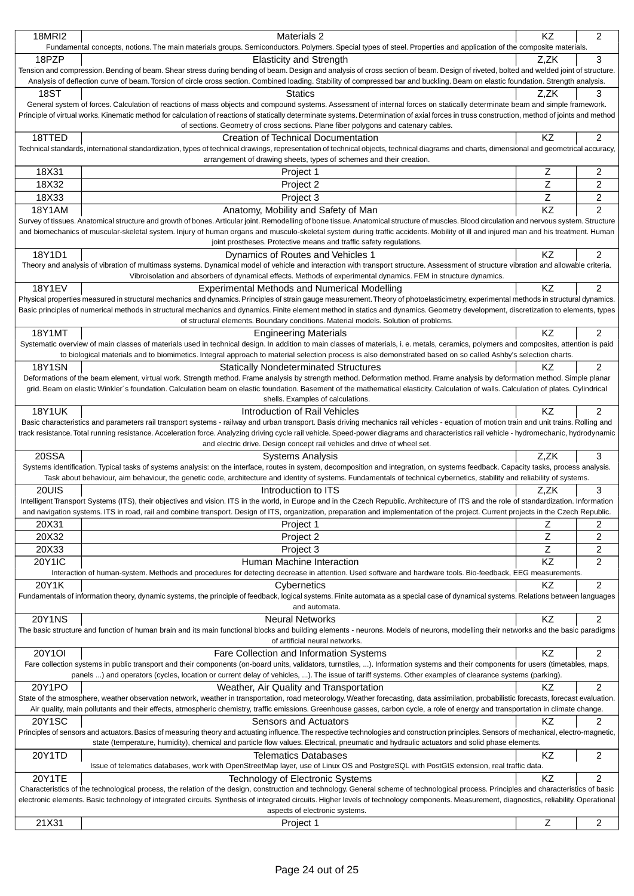| Code | Name | Completion | Credits |
|---|---|---|---|
| 18MRI2 | Materials 2 | KZ | 2 |
| Fundamental concepts, notions. The main materials groups. Semiconductors. Polymers. Special types of steel. Properties and application of the composite materials. | | | |
| 18PZP | Elasticity and Strength | Z,ZK | 3 |
| Tension and compression. Bending of beam. Shear stress during bending of beam. Design and analysis of cross section of beam. Design of riveted, bolted and welded joint of structure. Analysis of deflection curve of beam. Torsion of circle cross section. Combined loading. Stability of compressed bar and buckling. Beam on elastic foundation. Strength analysis. | | | |
| 18ST | Statics | Z,ZK | 3 |
| General system of forces. Calculation of reactions of mass objects and compound systems. Assessment of internal forces on statically determinate beam and simple framework. Principle of virtual works. Kinematic method for calculation of reactions of statically determinate systems. Determination of axial forces in truss construction, method of joints and method of sections. Geometry of cross sections. Plane fiber polygons and catenary cables. | | | |
| 18TTED | Creation of Technical Documentation | KZ | 2 |
| Technical standards, international standardization, types of technical drawings, representation of technical objects, technical diagrams and charts, dimensional and geometrical accuracy, arrangement of drawing sheets, types of schemes and their creation. | | | |
| 18X31 | Project 1 | Z | 2 |
| 18X32 | Project 2 | Z | 2 |
| 18X33 | Project 3 | Z | 2 |
| 18Y1AM | Anatomy, Mobility and Safety of Man | KZ | 2 |
| Survey of tissues. Anatomical structure and growth of bones. Articular joint. Remodelling of bone tissue. Anatomical structure of muscles. Blood circulation and nervous system. Structure and biomechanics of muscular-skeletal system. Injury of human organs and musculo-skeletal system during traffic accidents. Mobility of ill and injured man and his treatment. Human joint prostheses. Protective means and traffic safety regulations. | | | |
| 18Y1D1 | Dynamics of Routes and Vehicles 1 | KZ | 2 |
| Theory and analysis of vibration of multimass systems. Dynamical model of vehicle and interaction with transport structure. Assessment of structure vibration and allowable criteria. Vibroisolation and absorbers of dynamical effects. Methods of experimental dynamics. FEM in structure dynamics. | | | |
| 18Y1EV | Experimental Methods and Numerical Modelling | KZ | 2 |
| Physical properties measured in structural mechanics and dynamics. Principles of strain gauge measurement. Theory of photoelasticimetry, experimental methods in structural dynamics. Basic principles of numerical methods in structural mechanics and dynamics. Finite element method in statics and dynamics. Geometry development, discretization to elements, types of structural elements. Boundary conditions. Material models. Solution of problems. | | | |
| 18Y1MT | Engineering Materials | KZ | 2 |
| Systematic overview of main classes of materials used in technical design. In addition to main classes of materials, i. e. metals, ceramics, polymers and composites, attention is paid to biological materials and to biomimetics. Integral approach to material selection process is also demonstrated based on so called Ashby's selection charts. | | | |
| 18Y1SN | Statically Nondeterminated Structures | KZ | 2 |
| Deformations of the beam element, virtual work. Strength method. Frame analysis by strength method. Deformation method. Frame analysis by deformation method. Simple planar grid. Beam on elastic Winkler´s foundation. Calculation beam on elastic foundation. Basement of the mathematical elasticity. Calculation of walls. Calculation of plates. Cylindrical shells. Examples of calculations. | | | |
| 18Y1UK | Introduction of Rail Vehicles | KZ | 2 |
| Basic characteristics and parameters rail transport systems - railway and urban transport. Basis driving mechanics rail vehicles - equation of motion train and unit trains. Rolling and track resistance. Total running resistance. Acceleration force. Analyzing driving cycle rail vehicle. Speed-power diagrams and characteristics rail vehicle - hydromechanic, hydrodynamic and electric drive. Design concept rail vehicles and drive of wheel set. | | | |
| 20SSA | Systems Analysis | Z,ZK | 3 |
| Systems identification. Typical tasks of systems analysis: on the interface, routes in system, decomposition and integration, on systems feedback. Capacity tasks, process analysis. Task about behaviour, aim behaviour, the genetic code, architecture and identity of systems. Fundamentals of technical cybernetics, stability and reliability of systems. | | | |
| 20UIS | Introduction to ITS | Z,ZK | 3 |
| Intelligent Transport Systems (ITS), their objectives and vision. ITS in the world, in Europe and in the Czech Republic. Architecture of ITS and the role of standardization. Information and navigation systems. ITS in road, rail and combine transport. Design of ITS, organization, preparation and implementation of the project. Current projects in the Czech Republic. | | | |
| 20X31 | Project 1 | Z | 2 |
| 20X32 | Project 2 | Z | 2 |
| 20X33 | Project 3 | Z | 2 |
| 20Y1IC | Human Machine Interaction | KZ | 2 |
| Interaction of human-system. Methods and procedures for detecting decrease in attention. Used software and hardware tools. Bio-feedback, EEG measurements. | | | |
| 20Y1K | Cybernetics | KZ | 2 |
| Fundamentals of information theory, dynamic systems, the principle of feedback, logical systems. Finite automata as a special case of dynamical systems. Relations between languages and automata. | | | |
| 20Y1NS | Neural Networks | KZ | 2 |
| The basic structure and function of human brain and its main functional blocks and building elements - neurons. Models of neurons, modelling their networks and the basic paradigms of artificial neural networks. | | | |
| 20Y1OI | Fare Collection and Information Systems | KZ | 2 |
| Fare collection systems in public transport and their components (on-board units, validators, turnstiles, ...). Information systems and their components for users (timetables, maps, panels ...) and operators (cycles, location or current delay of vehicles, ...). The issue of tariff systems. Other examples of clearance systems (parking). | | | |
| 20Y1PO | Weather, Air Quality and Transportation | KZ | 2 |
| State of the atmosphere, weather observation network, weather in transportation, road meteorology. Weather forecasting, data assimilation, probabilistic forecasts, forecast evaluation. Air quality, main pollutants and their effects, atmospheric chemistry, traffic emissions. Greenhouse gasses, carbon cycle, a role of energy and transportation in climate change. | | | |
| 20Y1SC | Sensors and Actuators | KZ | 2 |
| Principles of sensors and actuators. Basics of measuring theory and actuating influence. The respective technologies and construction principles. Sensors of mechanical, electro-magnetic, state (temperature, humidity), chemical and particle flow values. Electrical, pneumatic and hydraulic actuators and solid phase elements. | | | |
| 20Y1TD | Telematics Databases | KZ | 2 |
| Issue of telematics databases, work with OpenStreetMap layer, use of Linux OS and PostgreSQL with PostGIS extension, real traffic data. | | | |
| 20Y1TE | Technology of Electronic Systems | KZ | 2 |
| Characteristics of the technological process, the relation of the design, construction and technology. General scheme of technological process. Principles and characteristics of basic electronic elements. Basic technology of integrated circuits. Synthesis of integrated circuits. Higher levels of technology components. Measurement, diagnostics, reliability. Operational aspects of electronic systems. | | | |
| 21X31 | Project 1 | Z | 2 |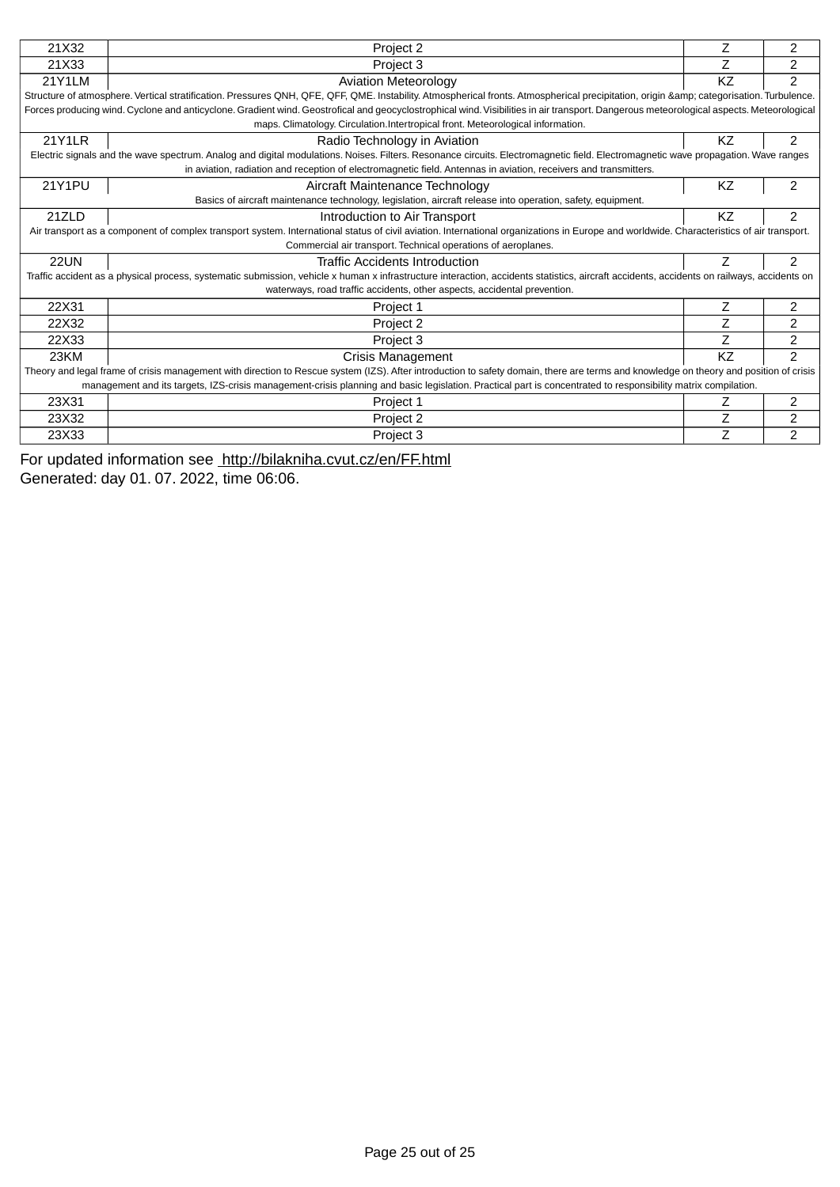| | | | |
|---|---|---|---|
| 21X32 | Project 2 | Z | 2 |
| 21X33 | Project 3 | Z | 2 |
| 21Y1LM | Aviation Meteorology | KZ | 2 |
| Structure of atmosphere. Vertical stratification. Pressures QNH, QFE, QFF, QME. Instability. Atmospherical fronts. Atmospherical precipitation, origin &amp; categorisation. Turbulence. Forces producing wind. Cyclone and anticyclone. Gradient wind. Geostrofical and geocyclostrophical wind. Visibilities in air transport. Dangerous meteorological aspects. Meteorological maps. Climatology. Circulation.Intertropical front. Meteorological information. | | | |
| 21Y1LR | Radio Technology in Aviation | KZ | 2 |
| Electric signals and the wave spectrum. Analog and digital modulations. Noises. Filters. Resonance circuits. Electromagnetic field. Electromagnetic wave propagation. Wave ranges in aviation, radiation and reception of electromagnetic field. Antennas in aviation, receivers and transmitters. | | | |
| 21Y1PU | Aircraft Maintenance Technology | KZ | 2 |
| Basics of aircraft maintenance technology, legislation, aircraft release into operation, safety, equipment. | | | |
| 21ZLD | Introduction to Air Transport | KZ | 2 |
| Air transport as a component of complex transport system. International status of civil aviation. International organizations in Europe and worldwide. Characteristics of air transport. Commercial air transport. Technical operations of aeroplanes. | | | |
| 22UN | Traffic Accidents Introduction | Z | 2 |
| Traffic accident as a physical process, systematic submission, vehicle x human x infrastructure interaction, accidents statistics, aircraft accidents, accidents on railways, accidents on waterways, road traffic accidents, other aspects, accidental prevention. | | | |
| 22X31 | Project 1 | Z | 2 |
| 22X32 | Project 2 | Z | 2 |
| 22X33 | Project 3 | Z | 2 |
| 23KM | Crisis Management | KZ | 2 |
| Theory and legal frame of crisis management with direction to Rescue system (IZS). After introduction to safety domain, there are terms and knowledge on theory and position of crisis management and its targets, IZS-crisis management-crisis planning and basic legislation. Practical part is concentrated to responsibility matrix compilation. | | | |
| 23X31 | Project 1 | Z | 2 |
| 23X32 | Project 2 | Z | 2 |
| 23X33 | Project 3 | Z | 2 |

For updated information see http://bilakniha.cvut.cz/en/FF.html
Generated: day 01. 07. 2022, time 06:06.